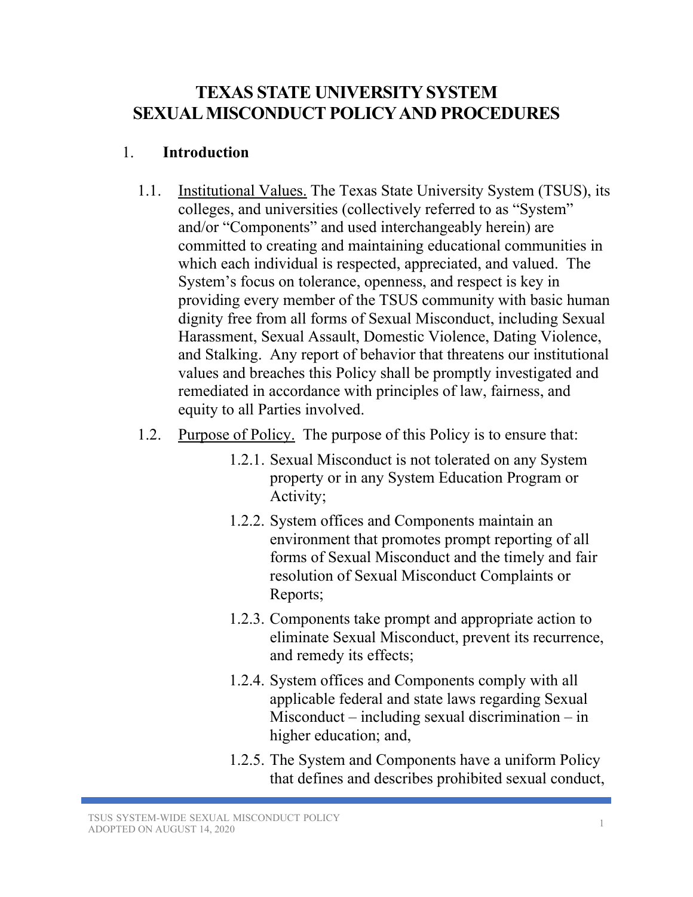# TEXAS STATE UNIVERSITY SYSTEM
# SEXUAL MISCONDUCT POLICY AND PROCEDURES

## 1. Introduction

1.1. Institutional Values. The Texas State University System (TSUS), its colleges, and universities (collectively referred to as "System" and/or "Components" and used interchangeably herein) are committed to creating and maintaining educational communities in which each individual is respected, appreciated, and valued. The System's focus on tolerance, openness, and respect is key in providing every member of the TSUS community with basic human dignity free from all forms of Sexual Misconduct, including Sexual Harassment, Sexual Assault, Domestic Violence, Dating Violence, and Stalking. Any report of behavior that threatens our institutional values and breaches this Policy shall be promptly investigated and remediated in accordance with principles of law, fairness, and equity to all Parties involved.

1.2. Purpose of Policy. The purpose of this Policy is to ensure that:

- 1.2.1. Sexual Misconduct is not tolerated on any System property or in any System Education Program or Activity;
- 1.2.2. System offices and Components maintain an environment that promotes prompt reporting of all forms of Sexual Misconduct and the timely and fair resolution of Sexual Misconduct Complaints or Reports;
- 1.2.3. Components take prompt and appropriate action to eliminate Sexual Misconduct, prevent its recurrence, and remedy its effects;
- 1.2.4. System offices and Components comply with all applicable federal and state laws regarding Sexual Misconduct – including sexual discrimination – in higher education; and,
- 1.2.5. The System and Components have a uniform Policy that defines and describes prohibited sexual conduct,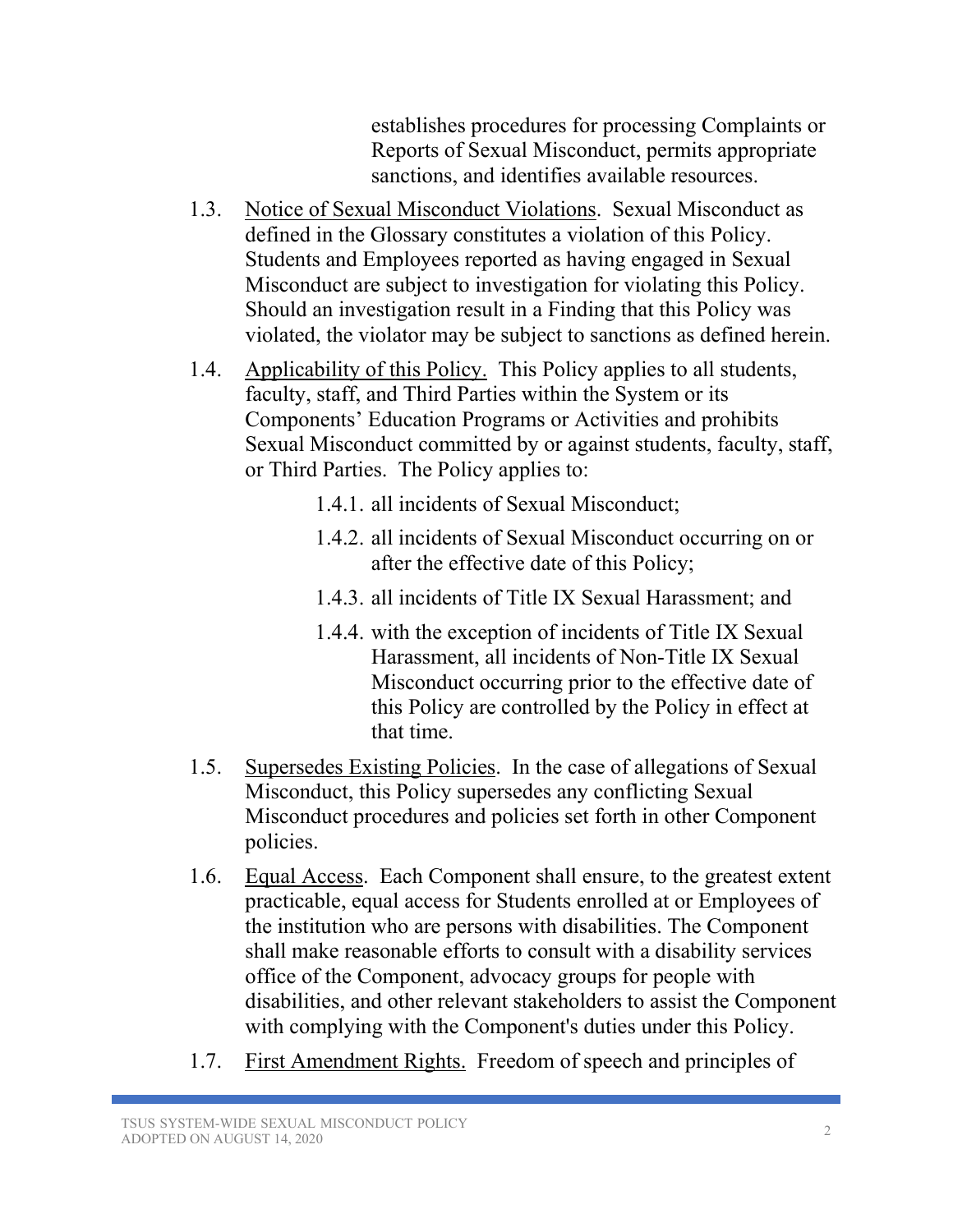establishes procedures for processing Complaints or Reports of Sexual Misconduct, permits appropriate sanctions, and identifies available resources.

1.3. Notice of Sexual Misconduct Violations. Sexual Misconduct as defined in the Glossary constitutes a violation of this Policy. Students and Employees reported as having engaged in Sexual Misconduct are subject to investigation for violating this Policy. Should an investigation result in a Finding that this Policy was violated, the violator may be subject to sanctions as defined herein.

1.4. Applicability of this Policy. This Policy applies to all students, faculty, staff, and Third Parties within the System or its Components' Education Programs or Activities and prohibits Sexual Misconduct committed by or against students, faculty, staff, or Third Parties. The Policy applies to:

1.4.1. all incidents of Sexual Misconduct;

1.4.2. all incidents of Sexual Misconduct occurring on or after the effective date of this Policy;

1.4.3. all incidents of Title IX Sexual Harassment; and

1.4.4. with the exception of incidents of Title IX Sexual Harassment, all incidents of Non-Title IX Sexual Misconduct occurring prior to the effective date of this Policy are controlled by the Policy in effect at that time.

1.5. Supersedes Existing Policies. In the case of allegations of Sexual Misconduct, this Policy supersedes any conflicting Sexual Misconduct procedures and policies set forth in other Component policies.

1.6. Equal Access. Each Component shall ensure, to the greatest extent practicable, equal access for Students enrolled at or Employees of the institution who are persons with disabilities. The Component shall make reasonable efforts to consult with a disability services office of the Component, advocacy groups for people with disabilities, and other relevant stakeholders to assist the Component with complying with the Component's duties under this Policy.

1.7. First Amendment Rights. Freedom of speech and principles of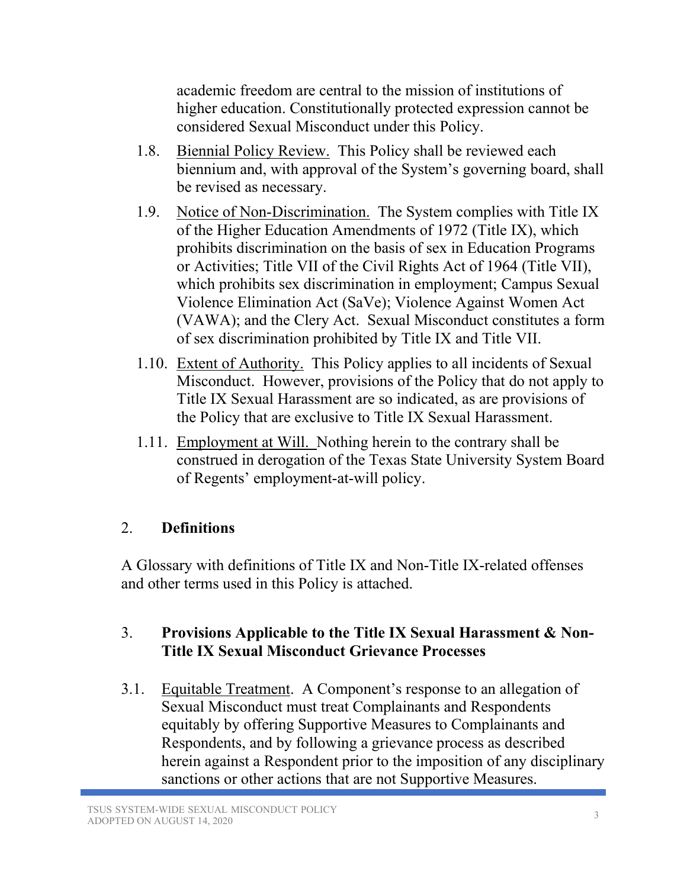academic freedom are central to the mission of institutions of higher education. Constitutionally protected expression cannot be considered Sexual Misconduct under this Policy.

1.8. Biennial Policy Review. This Policy shall be reviewed each biennium and, with approval of the System's governing board, shall be revised as necessary.

1.9. Notice of Non-Discrimination. The System complies with Title IX of the Higher Education Amendments of 1972 (Title IX), which prohibits discrimination on the basis of sex in Education Programs or Activities; Title VII of the Civil Rights Act of 1964 (Title VII), which prohibits sex discrimination in employment; Campus Sexual Violence Elimination Act (SaVe); Violence Against Women Act (VAWA); and the Clery Act. Sexual Misconduct constitutes a form of sex discrimination prohibited by Title IX and Title VII.

1.10. Extent of Authority. This Policy applies to all incidents of Sexual Misconduct. However, provisions of the Policy that do not apply to Title IX Sexual Harassment are so indicated, as are provisions of the Policy that are exclusive to Title IX Sexual Harassment.

1.11. Employment at Will. Nothing herein to the contrary shall be construed in derogation of the Texas State University System Board of Regents' employment-at-will policy.

## 2. Definitions

A Glossary with definitions of Title IX and Non-Title IX-related offenses and other terms used in this Policy is attached.

## 3. Provisions Applicable to the Title IX Sexual Harassment & Non-Title IX Sexual Misconduct Grievance Processes

3.1. Equitable Treatment. A Component's response to an allegation of Sexual Misconduct must treat Complainants and Respondents equitably by offering Supportive Measures to Complainants and Respondents, and by following a grievance process as described herein against a Respondent prior to the imposition of any disciplinary sanctions or other actions that are not Supportive Measures.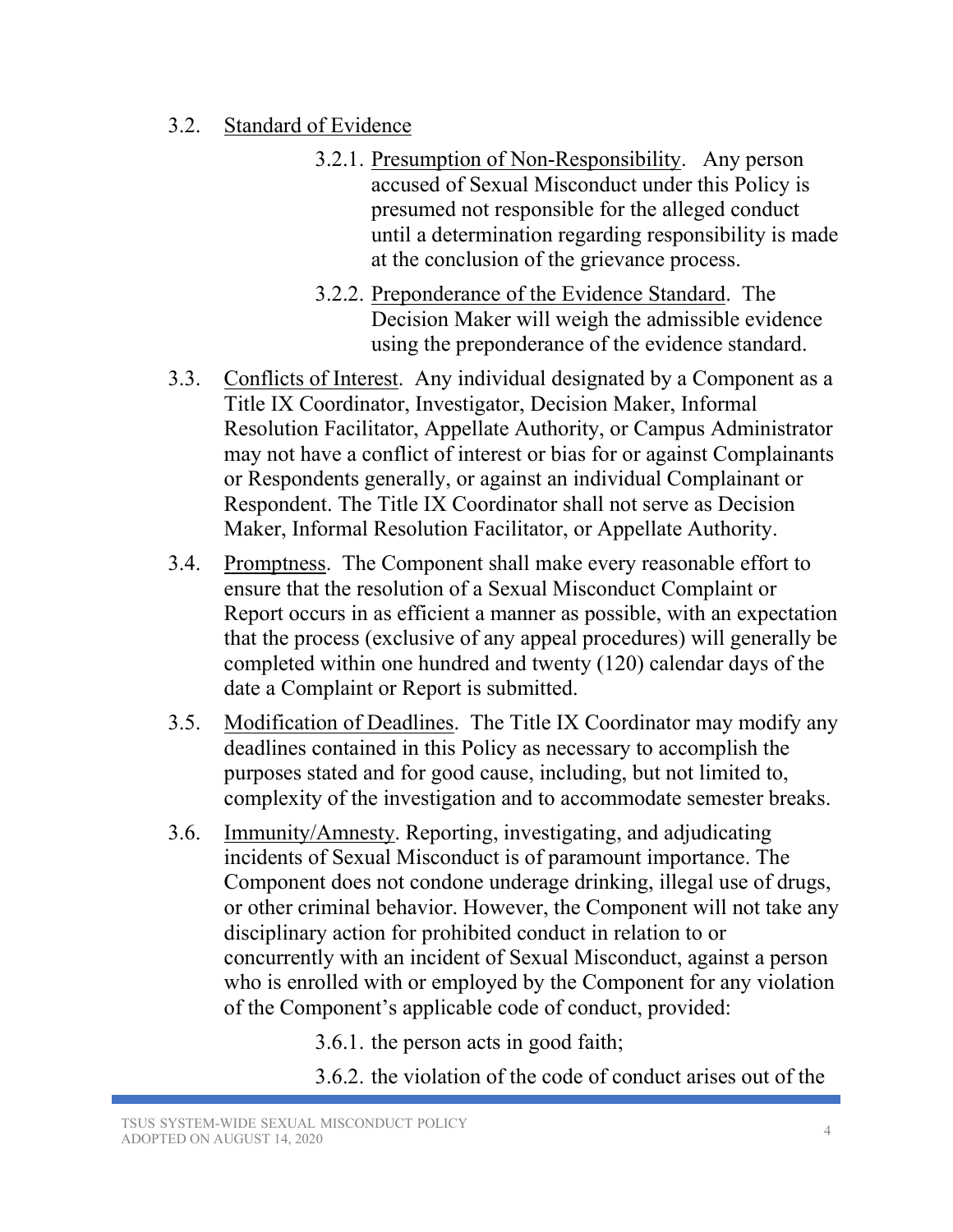3.2. <u>Standard of Evidence</u>

3.2.1. <u>Presumption of Non-Responsibility</u>. Any person accused of Sexual Misconduct under this Policy is presumed not responsible for the alleged conduct until a determination regarding responsibility is made at the conclusion of the grievance process.

3.2.2. <u>Preponderance of the Evidence Standard</u>. The Decision Maker will weigh the admissible evidence using the preponderance of the evidence standard.

3.3. <u>Conflicts of Interest</u>. Any individual designated by a Component as a Title IX Coordinator, Investigator, Decision Maker, Informal Resolution Facilitator, Appellate Authority, or Campus Administrator may not have a conflict of interest or bias for or against Complainants or Respondents generally, or against an individual Complainant or Respondent. The Title IX Coordinator shall not serve as Decision Maker, Informal Resolution Facilitator, or Appellate Authority.

3.4. <u>Promptness</u>. The Component shall make every reasonable effort to ensure that the resolution of a Sexual Misconduct Complaint or Report occurs in as efficient a manner as possible, with an expectation that the process (exclusive of any appeal procedures) will generally be completed within one hundred and twenty (120) calendar days of the date a Complaint or Report is submitted.

3.5. <u>Modification of Deadlines</u>. The Title IX Coordinator may modify any deadlines contained in this Policy as necessary to accomplish the purposes stated and for good cause, including, but not limited to, complexity of the investigation and to accommodate semester breaks.

3.6. <u>Immunity/Amnesty</u>. Reporting, investigating, and adjudicating incidents of Sexual Misconduct is of paramount importance. The Component does not condone underage drinking, illegal use of drugs, or other criminal behavior. However, the Component will not take any disciplinary action for prohibited conduct in relation to or concurrently with an incident of Sexual Misconduct, against a person who is enrolled with or employed by the Component for any violation of the Component's applicable code of conduct, provided:

3.6.1. the person acts in good faith;

3.6.2. the violation of the code of conduct arises out of the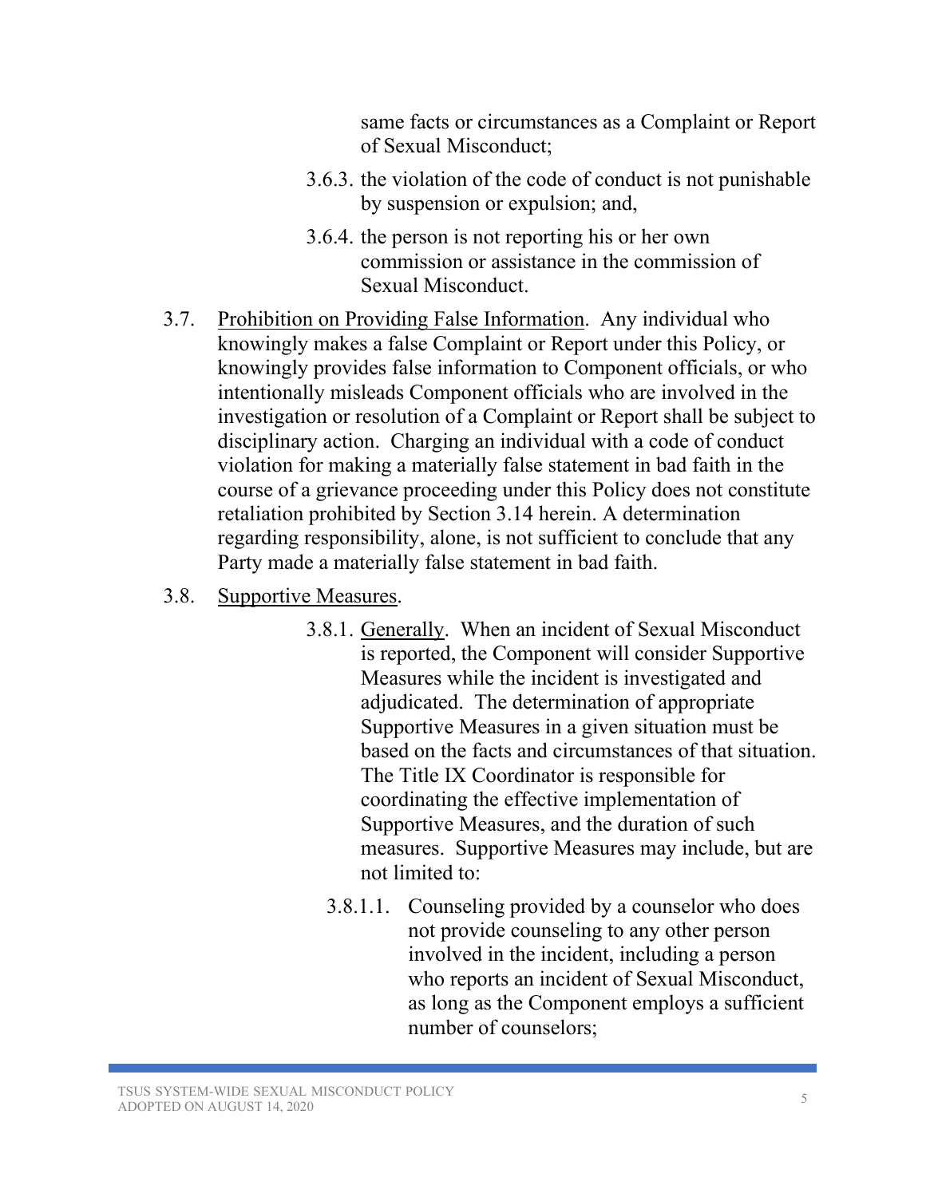same facts or circumstances as a Complaint or Report of Sexual Misconduct;

3.6.3. the violation of the code of conduct is not punishable by suspension or expulsion; and,

3.6.4. the person is not reporting his or her own commission or assistance in the commission of Sexual Misconduct.

3.7. Prohibition on Providing False Information. Any individual who knowingly makes a false Complaint or Report under this Policy, or knowingly provides false information to Component officials, or who intentionally misleads Component officials who are involved in the investigation or resolution of a Complaint or Report shall be subject to disciplinary action. Charging an individual with a code of conduct violation for making a materially false statement in bad faith in the course of a grievance proceeding under this Policy does not constitute retaliation prohibited by Section 3.14 herein. A determination regarding responsibility, alone, is not sufficient to conclude that any Party made a materially false statement in bad faith.

3.8. Supportive Measures.

3.8.1. Generally. When an incident of Sexual Misconduct is reported, the Component will consider Supportive Measures while the incident is investigated and adjudicated. The determination of appropriate Supportive Measures in a given situation must be based on the facts and circumstances of that situation. The Title IX Coordinator is responsible for coordinating the effective implementation of Supportive Measures, and the duration of such measures. Supportive Measures may include, but are not limited to:

3.8.1.1. Counseling provided by a counselor who does not provide counseling to any other person involved in the incident, including a person who reports an incident of Sexual Misconduct, as long as the Component employs a sufficient number of counselors;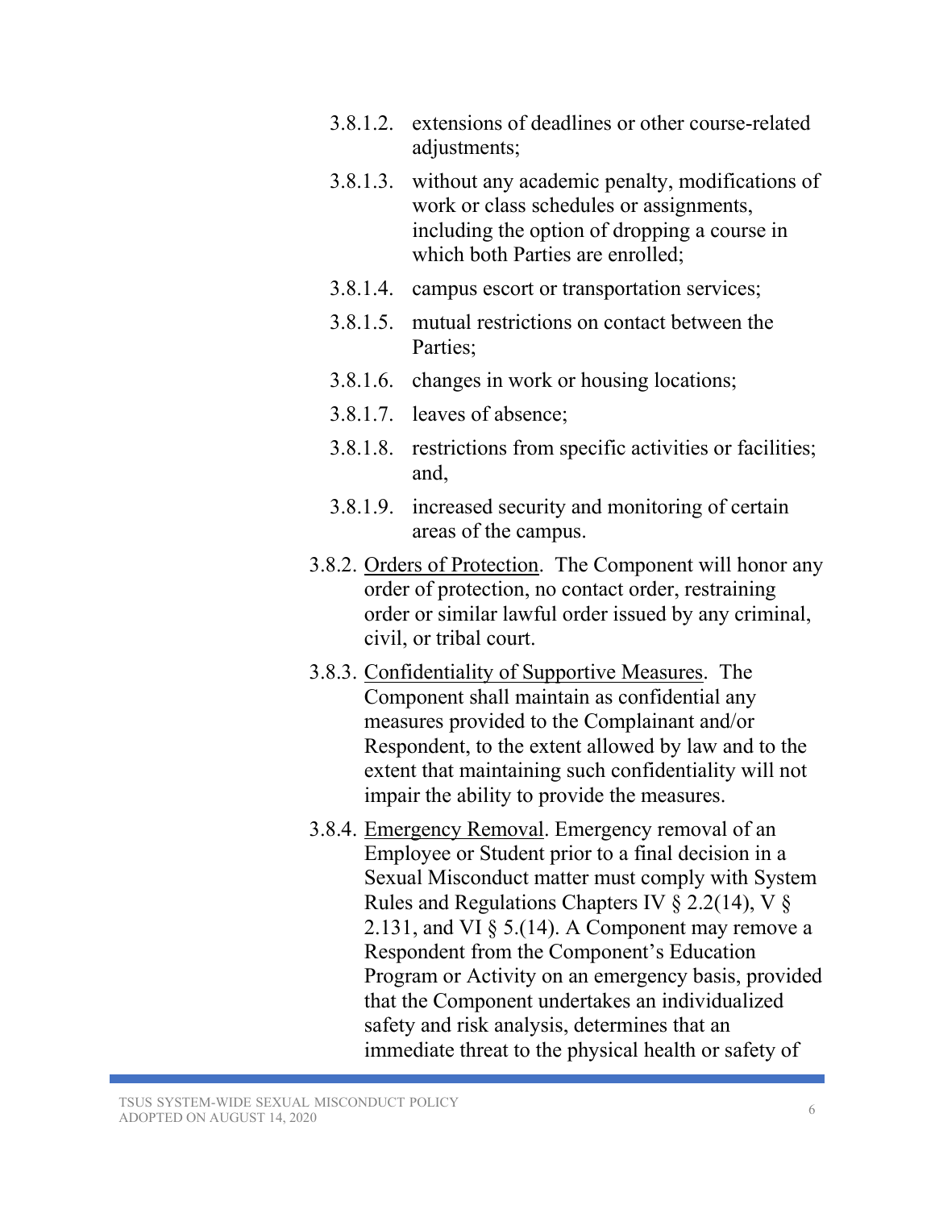- 3.8.1.2. extensions of deadlines or other course-related adjustments;
- 3.8.1.3. without any academic penalty, modifications of work or class schedules or assignments, including the option of dropping a course in which both Parties are enrolled;
- 3.8.1.4. campus escort or transportation services;
- 3.8.1.5. mutual restrictions on contact between the Parties;
- 3.8.1.6. changes in work or housing locations;
- 3.8.1.7. leaves of absence;
- 3.8.1.8. restrictions from specific activities or facilities; and,
- 3.8.1.9. increased security and monitoring of certain areas of the campus.

3.8.2. <u>Orders of Protection</u>. The Component will honor any order of protection, no contact order, restraining order or similar lawful order issued by any criminal, civil, or tribal court.

3.8.3. <u>Confidentiality of Supportive Measures</u>. The Component shall maintain as confidential any measures provided to the Complainant and/or Respondent, to the extent allowed by law and to the extent that maintaining such confidentiality will not impair the ability to provide the measures.

3.8.4. <u>Emergency Removal</u>. Emergency removal of an Employee or Student prior to a final decision in a Sexual Misconduct matter must comply with System Rules and Regulations Chapters IV § 2.2(14), V § 2.131, and VI § 5.(14). A Component may remove a Respondent from the Component's Education Program or Activity on an emergency basis, provided that the Component undertakes an individualized safety and risk analysis, determines that an immediate threat to the physical health or safety of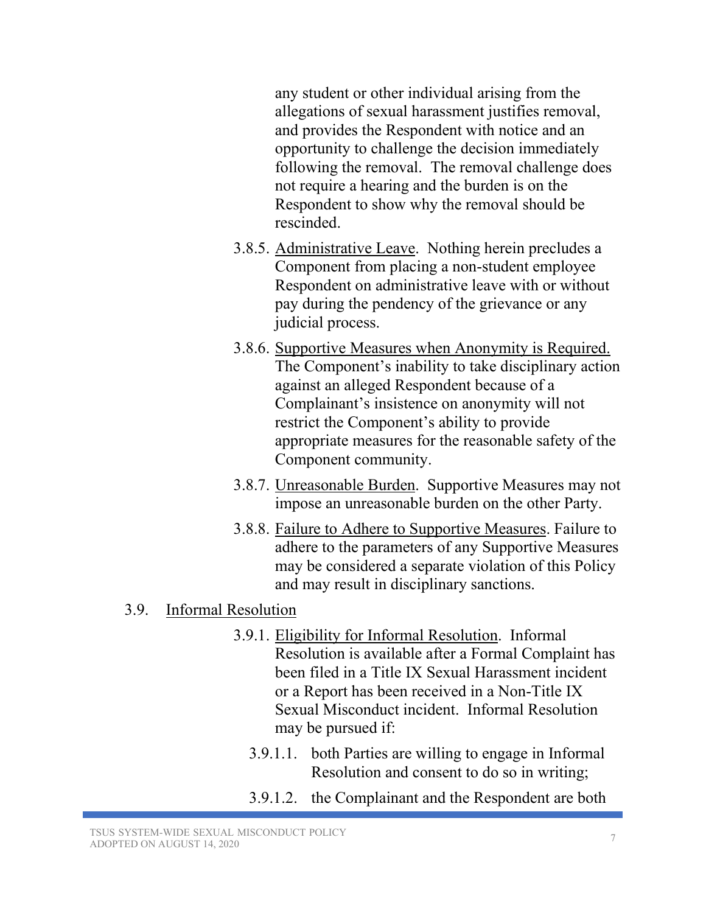any student or other individual arising from the allegations of sexual harassment justifies removal, and provides the Respondent with notice and an opportunity to challenge the decision immediately following the removal. The removal challenge does not require a hearing and the burden is on the Respondent to show why the removal should be rescinded.

3.8.5. Administrative Leave. Nothing herein precludes a Component from placing a non-student employee Respondent on administrative leave with or without pay during the pendency of the grievance or any judicial process.

3.8.6. Supportive Measures when Anonymity is Required. The Component's inability to take disciplinary action against an alleged Respondent because of a Complainant's insistence on anonymity will not restrict the Component's ability to provide appropriate measures for the reasonable safety of the Component community.

3.8.7. Unreasonable Burden. Supportive Measures may not impose an unreasonable burden on the other Party.

3.8.8. Failure to Adhere to Supportive Measures. Failure to adhere to the parameters of any Supportive Measures may be considered a separate violation of this Policy and may result in disciplinary sanctions.

3.9. Informal Resolution

3.9.1. Eligibility for Informal Resolution. Informal Resolution is available after a Formal Complaint has been filed in a Title IX Sexual Harassment incident or a Report has been received in a Non-Title IX Sexual Misconduct incident. Informal Resolution may be pursued if:

3.9.1.1. both Parties are willing to engage in Informal Resolution and consent to do so in writing;

3.9.1.2. the Complainant and the Respondent are both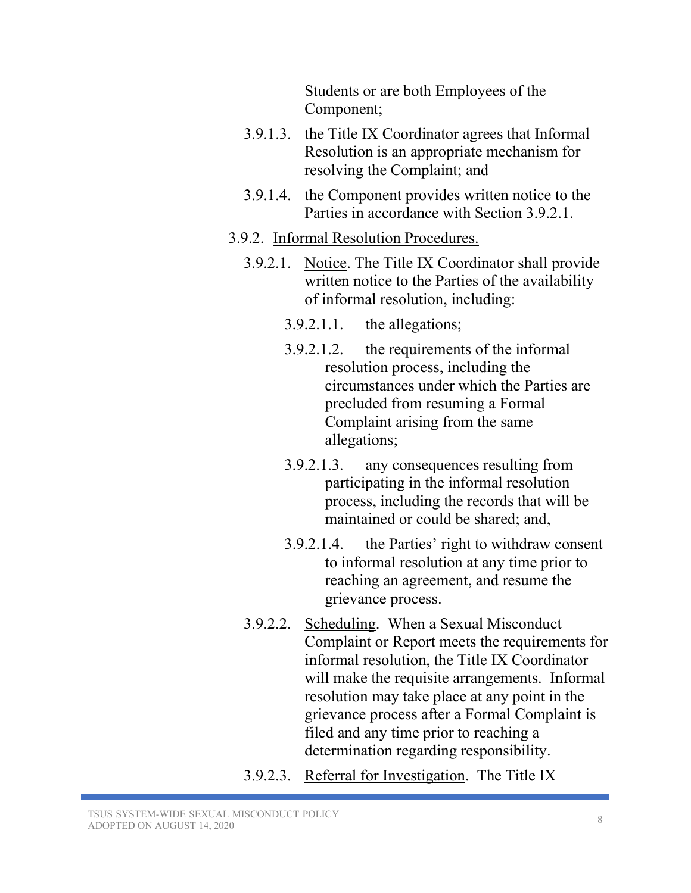Students or are both Employees of the Component;

3.9.1.3. the Title IX Coordinator agrees that Informal Resolution is an appropriate mechanism for resolving the Complaint; and

3.9.1.4. the Component provides written notice to the Parties in accordance with Section 3.9.2.1.

3.9.2. Informal Resolution Procedures.

3.9.2.1. Notice. The Title IX Coordinator shall provide written notice to the Parties of the availability of informal resolution, including:

3.9.2.1.1. the allegations;

3.9.2.1.2. the requirements of the informal resolution process, including the circumstances under which the Parties are precluded from resuming a Formal Complaint arising from the same allegations;

3.9.2.1.3. any consequences resulting from participating in the informal resolution process, including the records that will be maintained or could be shared; and,

3.9.2.1.4. the Parties' right to withdraw consent to informal resolution at any time prior to reaching an agreement, and resume the grievance process.

3.9.2.2. Scheduling. When a Sexual Misconduct Complaint or Report meets the requirements for informal resolution, the Title IX Coordinator will make the requisite arrangements. Informal resolution may take place at any point in the grievance process after a Formal Complaint is filed and any time prior to reaching a determination regarding responsibility.

3.9.2.3. Referral for Investigation. The Title IX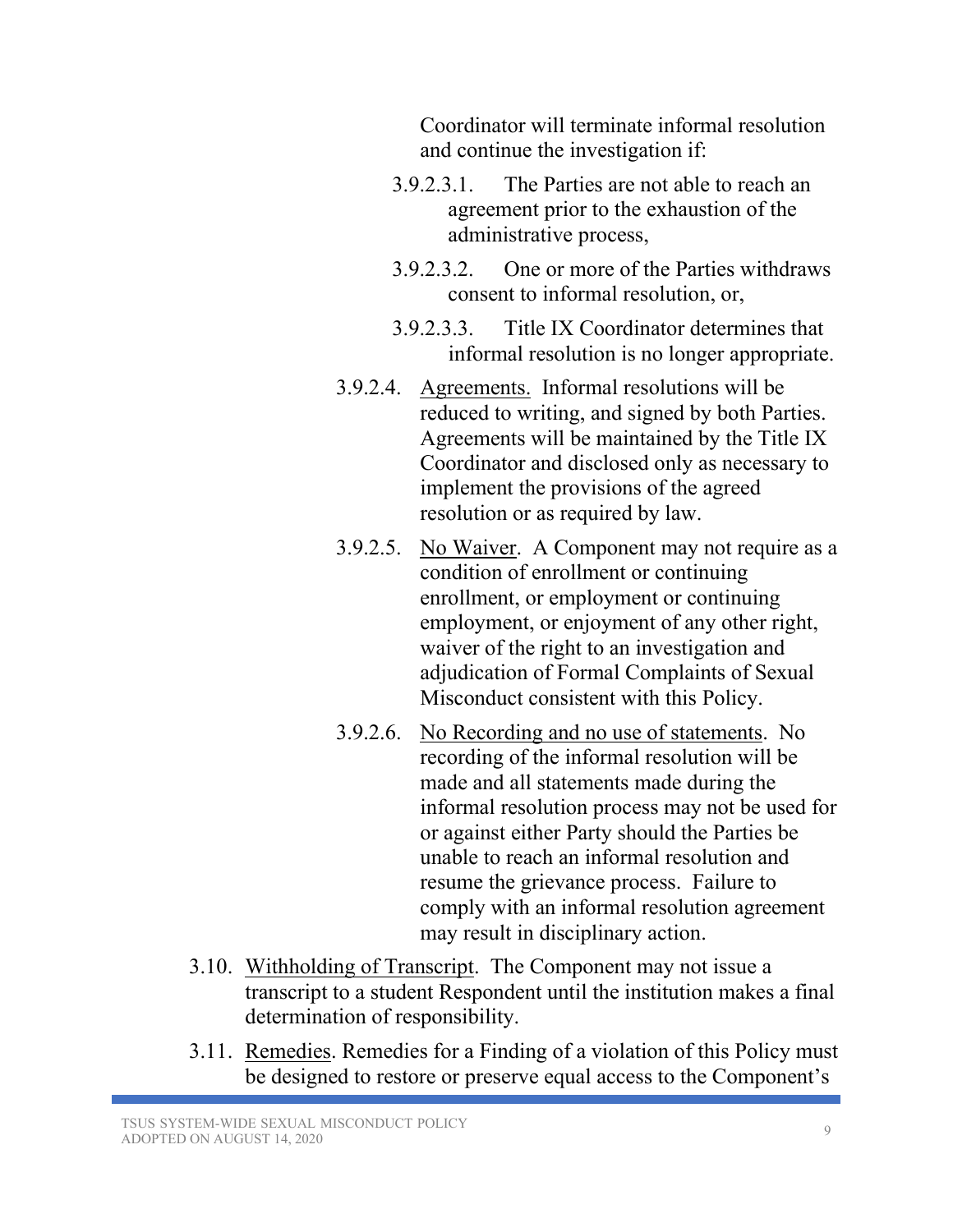Coordinator will terminate informal resolution and continue the investigation if:

3.9.2.3.1. The Parties are not able to reach an agreement prior to the exhaustion of the administrative process,

3.9.2.3.2. One or more of the Parties withdraws consent to informal resolution, or,

3.9.2.3.3. Title IX Coordinator determines that informal resolution is no longer appropriate.

3.9.2.4. Agreements. Informal resolutions will be reduced to writing, and signed by both Parties. Agreements will be maintained by the Title IX Coordinator and disclosed only as necessary to implement the provisions of the agreed resolution or as required by law.

3.9.2.5. No Waiver. A Component may not require as a condition of enrollment or continuing enrollment, or employment or continuing employment, or enjoyment of any other right, waiver of the right to an investigation and adjudication of Formal Complaints of Sexual Misconduct consistent with this Policy.

3.9.2.6. No Recording and no use of statements. No recording of the informal resolution will be made and all statements made during the informal resolution process may not be used for or against either Party should the Parties be unable to reach an informal resolution and resume the grievance process. Failure to comply with an informal resolution agreement may result in disciplinary action.

3.10. Withholding of Transcript. The Component may not issue a transcript to a student Respondent until the institution makes a final determination of responsibility.

3.11. Remedies. Remedies for a Finding of a violation of this Policy must be designed to restore or preserve equal access to the Component's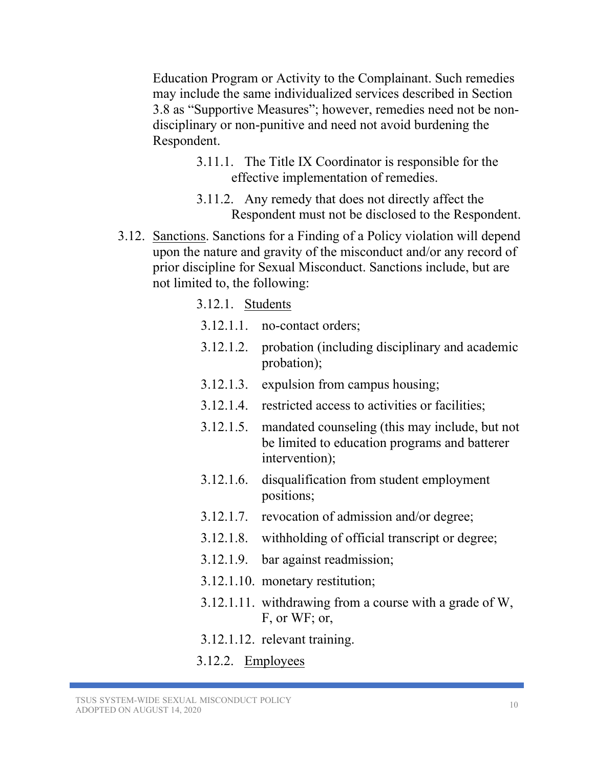Education Program or Activity to the Complainant. Such remedies may include the same individualized services described in Section 3.8 as "Supportive Measures"; however, remedies need not be non-disciplinary or non-punitive and need not avoid burdening the Respondent.

3.11.1. The Title IX Coordinator is responsible for the effective implementation of remedies.

3.11.2. Any remedy that does not directly affect the Respondent must not be disclosed to the Respondent.

3.12. <u>Sanctions</u>. Sanctions for a Finding of a Policy violation will depend upon the nature and gravity of the misconduct and/or any record of prior discipline for Sexual Misconduct. Sanctions include, but are not limited to, the following:

3.12.1. <u>Students</u>

3.12.1.1. no-contact orders;

3.12.1.2. probation (including disciplinary and academic probation);

3.12.1.3. expulsion from campus housing;

3.12.1.4. restricted access to activities or facilities;

3.12.1.5. mandated counseling (this may include, but not be limited to education programs and batterer intervention);

3.12.1.6. disqualification from student employment positions;

3.12.1.7. revocation of admission and/or degree;

3.12.1.8. withholding of official transcript or degree;

3.12.1.9. bar against readmission;

3.12.1.10. monetary restitution;

3.12.1.11. withdrawing from a course with a grade of W, F, or WF; or,

3.12.1.12. relevant training.

3.12.2. <u>Employees</u>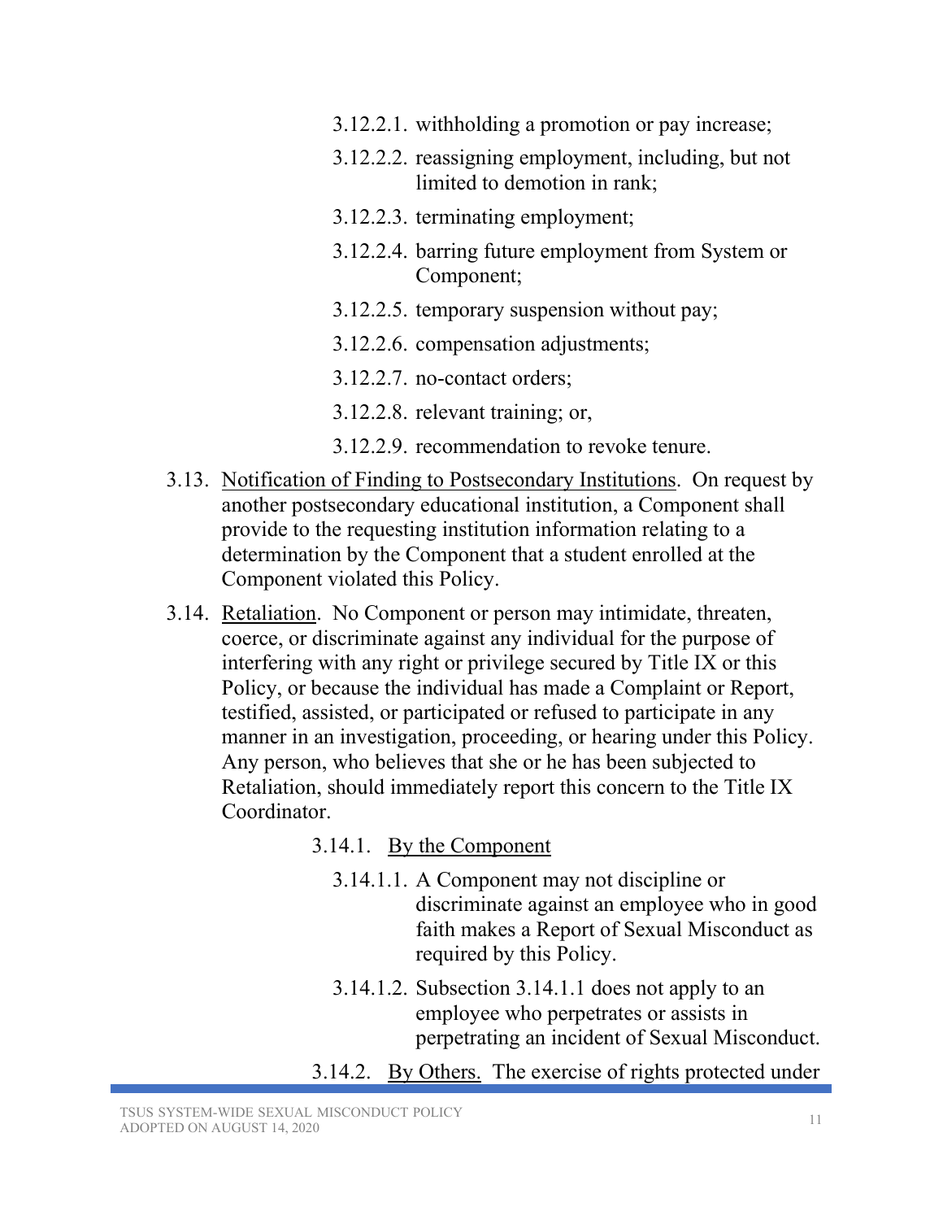3.12.2.1. withholding a promotion or pay increase;

3.12.2.2. reassigning employment, including, but not limited to demotion in rank;

3.12.2.3. terminating employment;

3.12.2.4. barring future employment from System or Component;

3.12.2.5. temporary suspension without pay;

3.12.2.6. compensation adjustments;

3.12.2.7. no-contact orders;

3.12.2.8. relevant training; or,

3.12.2.9. recommendation to revoke tenure.

3.13. Notification of Finding to Postsecondary Institutions. On request by another postsecondary educational institution, a Component shall provide to the requesting institution information relating to a determination by the Component that a student enrolled at the Component violated this Policy.

3.14. Retaliation. No Component or person may intimidate, threaten, coerce, or discriminate against any individual for the purpose of interfering with any right or privilege secured by Title IX or this Policy, or because the individual has made a Complaint or Report, testified, assisted, or participated or refused to participate in any manner in an investigation, proceeding, or hearing under this Policy. Any person, who believes that she or he has been subjected to Retaliation, should immediately report this concern to the Title IX Coordinator.

3.14.1. By the Component

3.14.1.1. A Component may not discipline or discriminate against an employee who in good faith makes a Report of Sexual Misconduct as required by this Policy.

3.14.1.2. Subsection 3.14.1.1 does not apply to an employee who perpetrates or assists in perpetrating an incident of Sexual Misconduct.

3.14.2. By Others. The exercise of rights protected under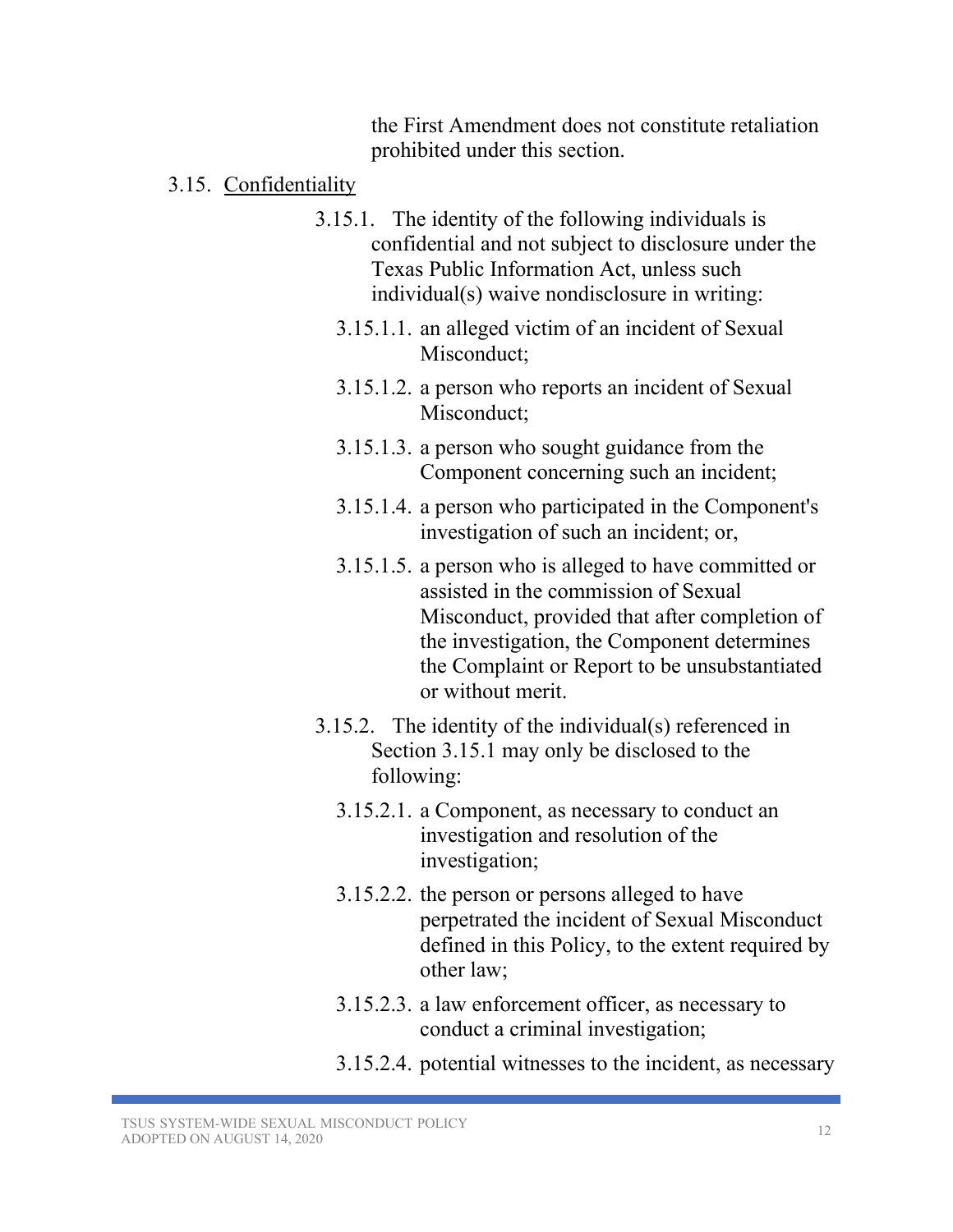the First Amendment does not constitute retaliation prohibited under this section.

3.15. Confidentiality

3.15.1. The identity of the following individuals is confidential and not subject to disclosure under the Texas Public Information Act, unless such individual(s) waive nondisclosure in writing:

3.15.1.1. an alleged victim of an incident of Sexual Misconduct;

3.15.1.2. a person who reports an incident of Sexual Misconduct;

3.15.1.3. a person who sought guidance from the Component concerning such an incident;

3.15.1.4. a person who participated in the Component's investigation of such an incident; or,

3.15.1.5. a person who is alleged to have committed or assisted in the commission of Sexual Misconduct, provided that after completion of the investigation, the Component determines the Complaint or Report to be unsubstantiated or without merit.

3.15.2. The identity of the individual(s) referenced in Section 3.15.1 may only be disclosed to the following:

3.15.2.1. a Component, as necessary to conduct an investigation and resolution of the investigation;

3.15.2.2. the person or persons alleged to have perpetrated the incident of Sexual Misconduct defined in this Policy, to the extent required by other law;

3.15.2.3. a law enforcement officer, as necessary to conduct a criminal investigation;

3.15.2.4. potential witnesses to the incident, as necessary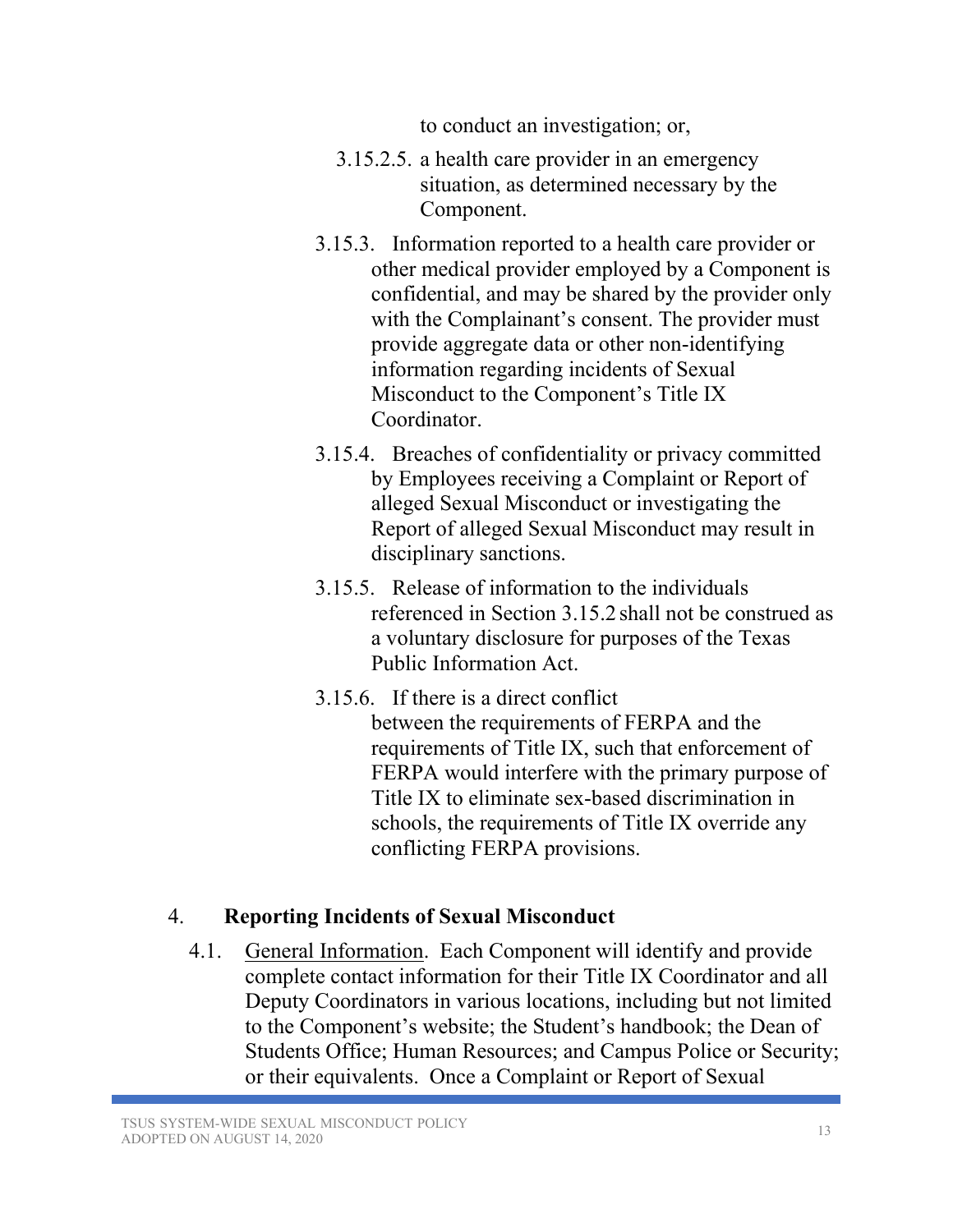to conduct an investigation; or,

3.15.2.5. a health care provider in an emergency situation, as determined necessary by the Component.

3.15.3. Information reported to a health care provider or other medical provider employed by a Component is confidential, and may be shared by the provider only with the Complainant's consent. The provider must provide aggregate data or other non-identifying information regarding incidents of Sexual Misconduct to the Component's Title IX Coordinator.

3.15.4. Breaches of confidentiality or privacy committed by Employees receiving a Complaint or Report of alleged Sexual Misconduct or investigating the Report of alleged Sexual Misconduct may result in disciplinary sanctions.

3.15.5. Release of information to the individuals referenced in Section 3.15.2 shall not be construed as a voluntary disclosure for purposes of the Texas Public Information Act.

3.15.6. If there is a direct conflict between the requirements of FERPA and the requirements of Title IX, such that enforcement of FERPA would interfere with the primary purpose of Title IX to eliminate sex-based discrimination in schools, the requirements of Title IX override any conflicting FERPA provisions.

## 4. Reporting Incidents of Sexual Misconduct

4.1. General Information. Each Component will identify and provide complete contact information for their Title IX Coordinator and all Deputy Coordinators in various locations, including but not limited to the Component's website; the Student's handbook; the Dean of Students Office; Human Resources; and Campus Police or Security; or their equivalents. Once a Complaint or Report of Sexual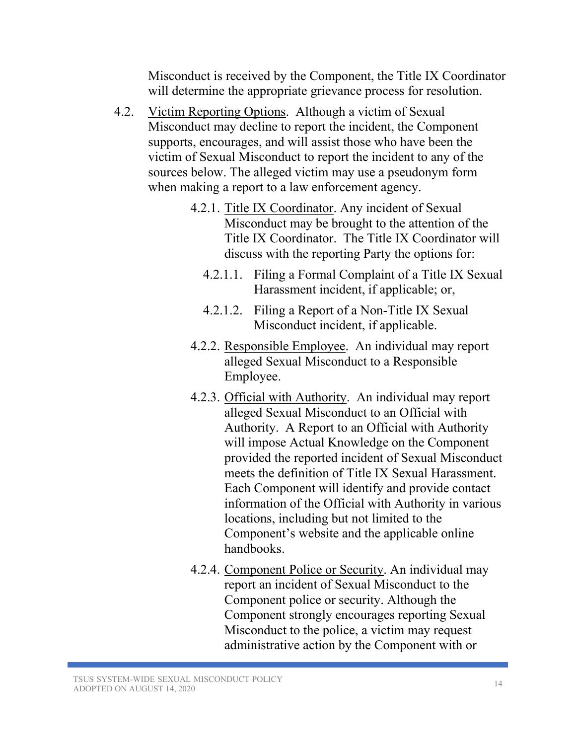Misconduct is received by the Component, the Title IX Coordinator will determine the appropriate grievance process for resolution.

4.2. Victim Reporting Options. Although a victim of Sexual Misconduct may decline to report the incident, the Component supports, encourages, and will assist those who have been the victim of Sexual Misconduct to report the incident to any of the sources below. The alleged victim may use a pseudonym form when making a report to a law enforcement agency.

4.2.1. Title IX Coordinator. Any incident of Sexual Misconduct may be brought to the attention of the Title IX Coordinator. The Title IX Coordinator will discuss with the reporting Party the options for:

4.2.1.1. Filing a Formal Complaint of a Title IX Sexual Harassment incident, if applicable; or,

4.2.1.2. Filing a Report of a Non-Title IX Sexual Misconduct incident, if applicable.

4.2.2. Responsible Employee. An individual may report alleged Sexual Misconduct to a Responsible Employee.

4.2.3. Official with Authority. An individual may report alleged Sexual Misconduct to an Official with Authority. A Report to an Official with Authority will impose Actual Knowledge on the Component provided the reported incident of Sexual Misconduct meets the definition of Title IX Sexual Harassment. Each Component will identify and provide contact information of the Official with Authority in various locations, including but not limited to the Component's website and the applicable online handbooks.

4.2.4. Component Police or Security. An individual may report an incident of Sexual Misconduct to the Component police or security. Although the Component strongly encourages reporting Sexual Misconduct to the police, a victim may request administrative action by the Component with or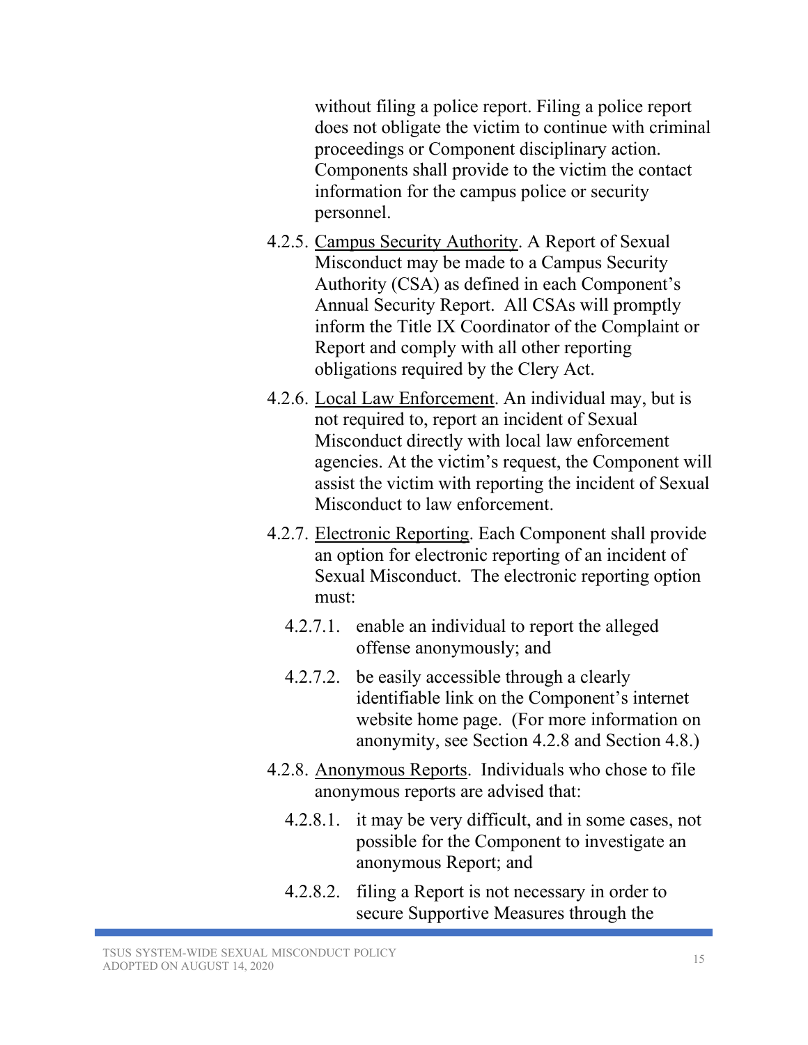without filing a police report. Filing a police report does not obligate the victim to continue with criminal proceedings or Component disciplinary action. Components shall provide to the victim the contact information for the campus police or security personnel.

4.2.5. Campus Security Authority. A Report of Sexual Misconduct may be made to a Campus Security Authority (CSA) as defined in each Component's Annual Security Report. All CSAs will promptly inform the Title IX Coordinator of the Complaint or Report and comply with all other reporting obligations required by the Clery Act.

4.2.6. Local Law Enforcement. An individual may, but is not required to, report an incident of Sexual Misconduct directly with local law enforcement agencies. At the victim's request, the Component will assist the victim with reporting the incident of Sexual Misconduct to law enforcement.

4.2.7. Electronic Reporting. Each Component shall provide an option for electronic reporting of an incident of Sexual Misconduct. The electronic reporting option must:

- 4.2.7.1. enable an individual to report the alleged offense anonymously; and
- 4.2.7.2. be easily accessible through a clearly identifiable link on the Component's internet website home page. (For more information on anonymity, see Section 4.2.8 and Section 4.8.)

4.2.8. Anonymous Reports. Individuals who chose to file anonymous reports are advised that:

- 4.2.8.1. it may be very difficult, and in some cases, not possible for the Component to investigate an anonymous Report; and
- 4.2.8.2. filing a Report is not necessary in order to secure Supportive Measures through the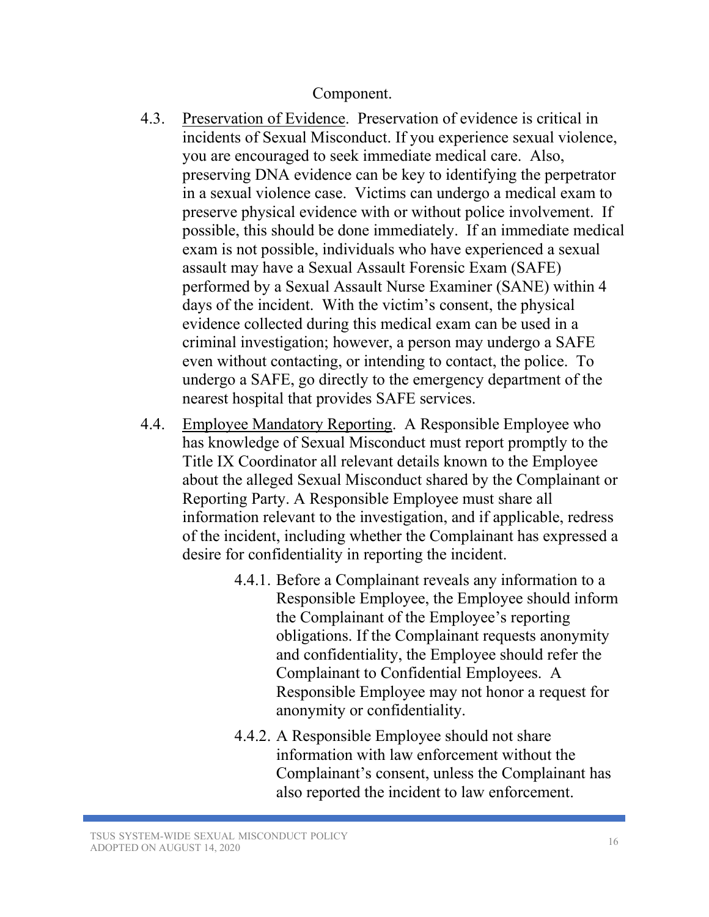Component.

4.3. Preservation of Evidence. Preservation of evidence is critical in incidents of Sexual Misconduct. If you experience sexual violence, you are encouraged to seek immediate medical care. Also, preserving DNA evidence can be key to identifying the perpetrator in a sexual violence case. Victims can undergo a medical exam to preserve physical evidence with or without police involvement. If possible, this should be done immediately. If an immediate medical exam is not possible, individuals who have experienced a sexual assault may have a Sexual Assault Forensic Exam (SAFE) performed by a Sexual Assault Nurse Examiner (SANE) within 4 days of the incident. With the victim's consent, the physical evidence collected during this medical exam can be used in a criminal investigation; however, a person may undergo a SAFE even without contacting, or intending to contact, the police. To undergo a SAFE, go directly to the emergency department of the nearest hospital that provides SAFE services.

4.4. Employee Mandatory Reporting. A Responsible Employee who has knowledge of Sexual Misconduct must report promptly to the Title IX Coordinator all relevant details known to the Employee about the alleged Sexual Misconduct shared by the Complainant or Reporting Party. A Responsible Employee must share all information relevant to the investigation, and if applicable, redress of the incident, including whether the Complainant has expressed a desire for confidentiality in reporting the incident.

4.4.1. Before a Complainant reveals any information to a Responsible Employee, the Employee should inform the Complainant of the Employee's reporting obligations. If the Complainant requests anonymity and confidentiality, the Employee should refer the Complainant to Confidential Employees. A Responsible Employee may not honor a request for anonymity or confidentiality.

4.4.2. A Responsible Employee should not share information with law enforcement without the Complainant's consent, unless the Complainant has also reported the incident to law enforcement.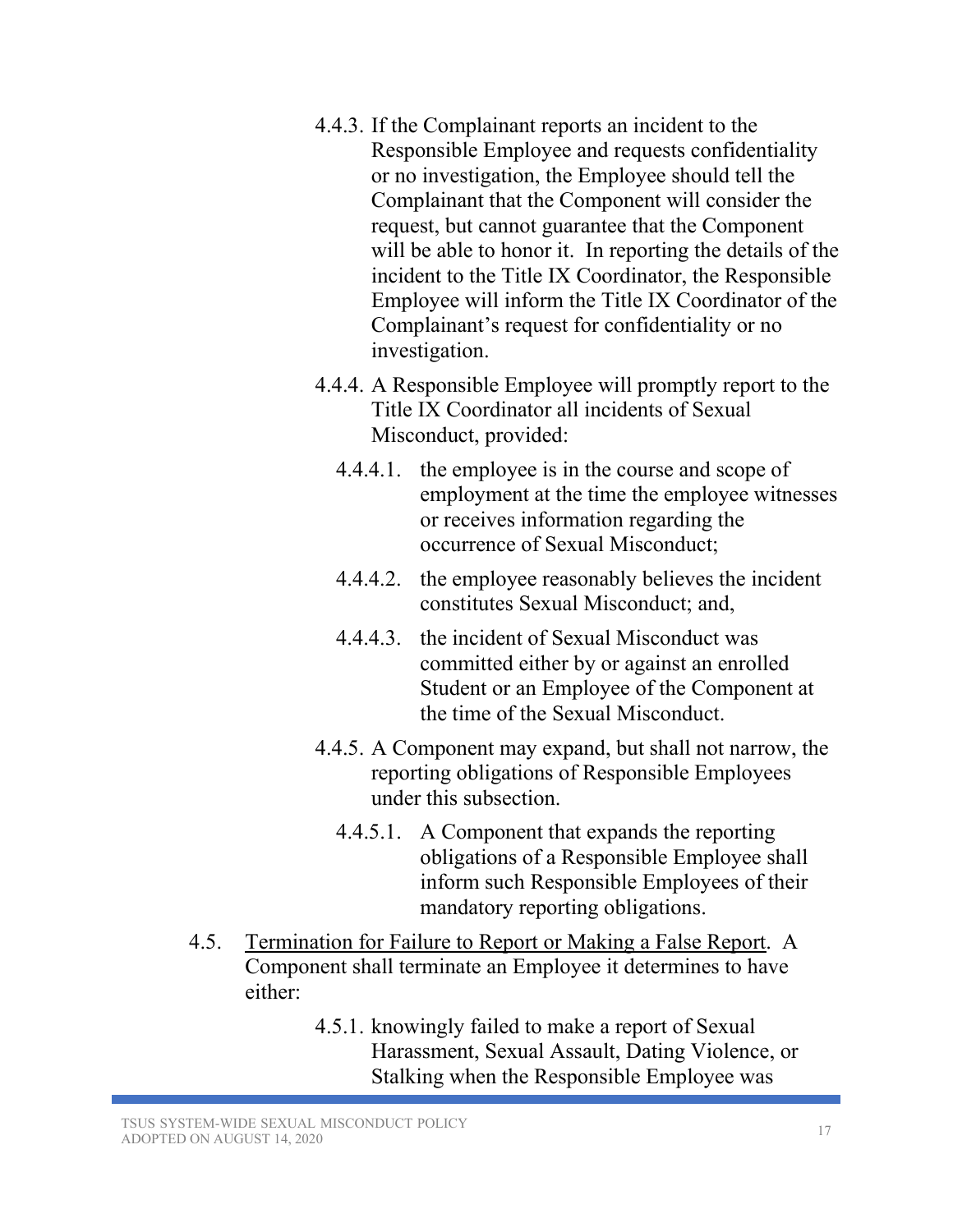4.4.3. If the Complainant reports an incident to the Responsible Employee and requests confidentiality or no investigation, the Employee should tell the Complainant that the Component will consider the request, but cannot guarantee that the Component will be able to honor it. In reporting the details of the incident to the Title IX Coordinator, the Responsible Employee will inform the Title IX Coordinator of the Complainant's request for confidentiality or no investigation.

4.4.4. A Responsible Employee will promptly report to the Title IX Coordinator all incidents of Sexual Misconduct, provided:

4.4.4.1. the employee is in the course and scope of employment at the time the employee witnesses or receives information regarding the occurrence of Sexual Misconduct;

4.4.4.2. the employee reasonably believes the incident constitutes Sexual Misconduct; and,

4.4.4.3. the incident of Sexual Misconduct was committed either by or against an enrolled Student or an Employee of the Component at the time of the Sexual Misconduct.

4.4.5. A Component may expand, but shall not narrow, the reporting obligations of Responsible Employees under this subsection.

4.4.5.1. A Component that expands the reporting obligations of a Responsible Employee shall inform such Responsible Employees of their mandatory reporting obligations.

4.5. <u>Termination for Failure to Report or Making a False Report</u>. A Component shall terminate an Employee it determines to have either:

4.5.1. knowingly failed to make a report of Sexual Harassment, Sexual Assault, Dating Violence, or Stalking when the Responsible Employee was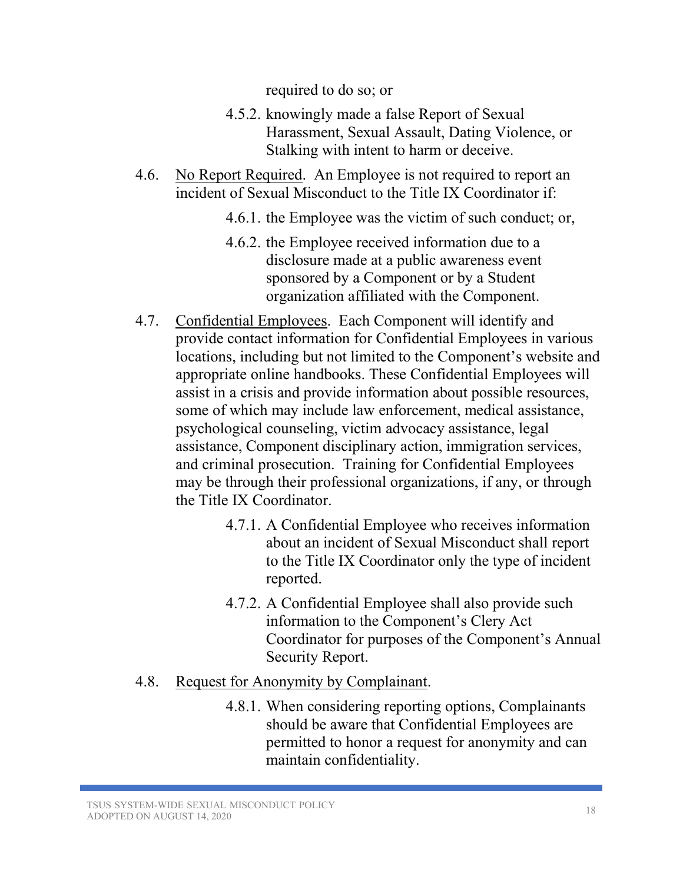required to do so; or

4.5.2. knowingly made a false Report of Sexual Harassment, Sexual Assault, Dating Violence, or Stalking with intent to harm or deceive.

4.6. <u>No Report Required</u>. An Employee is not required to report an incident of Sexual Misconduct to the Title IX Coordinator if:

4.6.1. the Employee was the victim of such conduct; or,

4.6.2. the Employee received information due to a disclosure made at a public awareness event sponsored by a Component or by a Student organization affiliated with the Component.

4.7. <u>Confidential Employees</u>. Each Component will identify and provide contact information for Confidential Employees in various locations, including but not limited to the Component's website and appropriate online handbooks. These Confidential Employees will assist in a crisis and provide information about possible resources, some of which may include law enforcement, medical assistance, psychological counseling, victim advocacy assistance, legal assistance, Component disciplinary action, immigration services, and criminal prosecution. Training for Confidential Employees may be through their professional organizations, if any, or through the Title IX Coordinator.

4.7.1. A Confidential Employee who receives information about an incident of Sexual Misconduct shall report to the Title IX Coordinator only the type of incident reported.

4.7.2. A Confidential Employee shall also provide such information to the Component's Clery Act Coordinator for purposes of the Component's Annual Security Report.

4.8. <u>Request for Anonymity by Complainant</u>.

4.8.1. When considering reporting options, Complainants should be aware that Confidential Employees are permitted to honor a request for anonymity and can maintain confidentiality.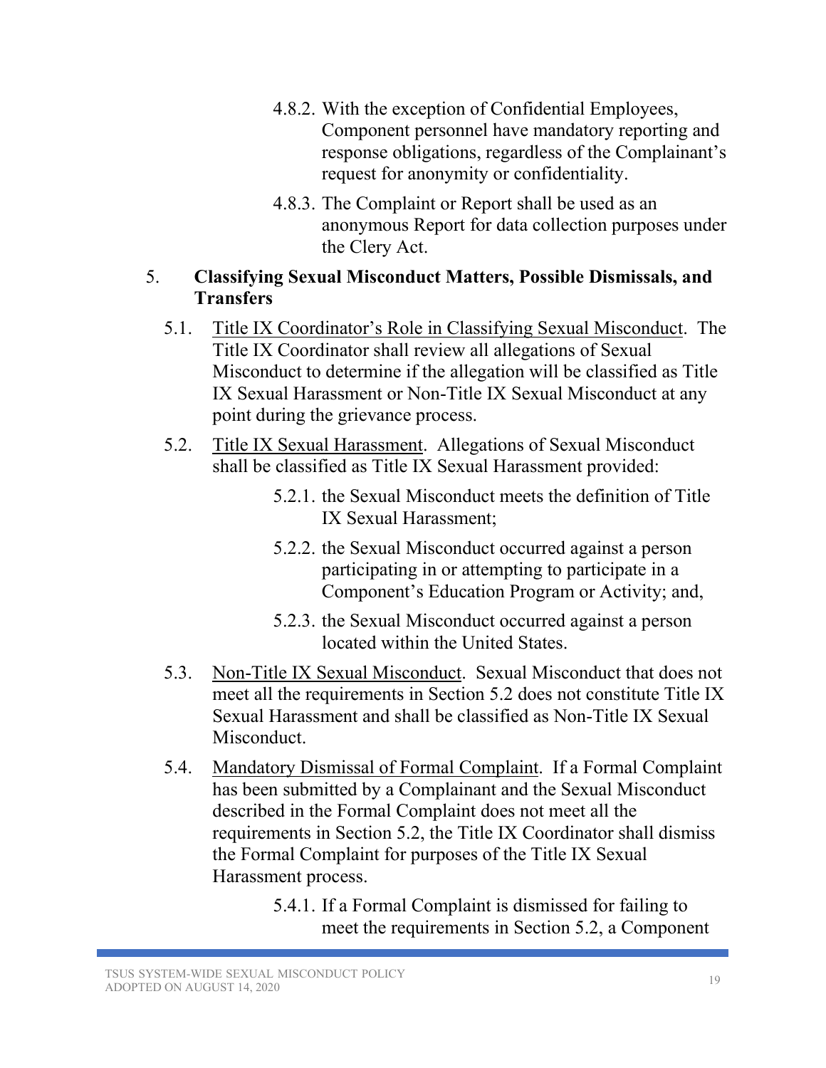4.8.2. With the exception of Confidential Employees, Component personnel have mandatory reporting and response obligations, regardless of the Complainant's request for anonymity or confidentiality.

4.8.3. The Complaint or Report shall be used as an anonymous Report for data collection purposes under the Clery Act.

## 5. Classifying Sexual Misconduct Matters, Possible Dismissals, and Transfers

5.1. Title IX Coordinator's Role in Classifying Sexual Misconduct. The Title IX Coordinator shall review all allegations of Sexual Misconduct to determine if the allegation will be classified as Title IX Sexual Harassment or Non-Title IX Sexual Misconduct at any point during the grievance process.

5.2. Title IX Sexual Harassment. Allegations of Sexual Misconduct shall be classified as Title IX Sexual Harassment provided:

5.2.1. the Sexual Misconduct meets the definition of Title IX Sexual Harassment;

5.2.2. the Sexual Misconduct occurred against a person participating in or attempting to participate in a Component's Education Program or Activity; and,

5.2.3. the Sexual Misconduct occurred against a person located within the United States.

5.3. Non-Title IX Sexual Misconduct. Sexual Misconduct that does not meet all the requirements in Section 5.2 does not constitute Title IX Sexual Harassment and shall be classified as Non-Title IX Sexual Misconduct.

5.4. Mandatory Dismissal of Formal Complaint. If a Formal Complaint has been submitted by a Complainant and the Sexual Misconduct described in the Formal Complaint does not meet all the requirements in Section 5.2, the Title IX Coordinator shall dismiss the Formal Complaint for purposes of the Title IX Sexual Harassment process.

5.4.1. If a Formal Complaint is dismissed for failing to meet the requirements in Section 5.2, a Component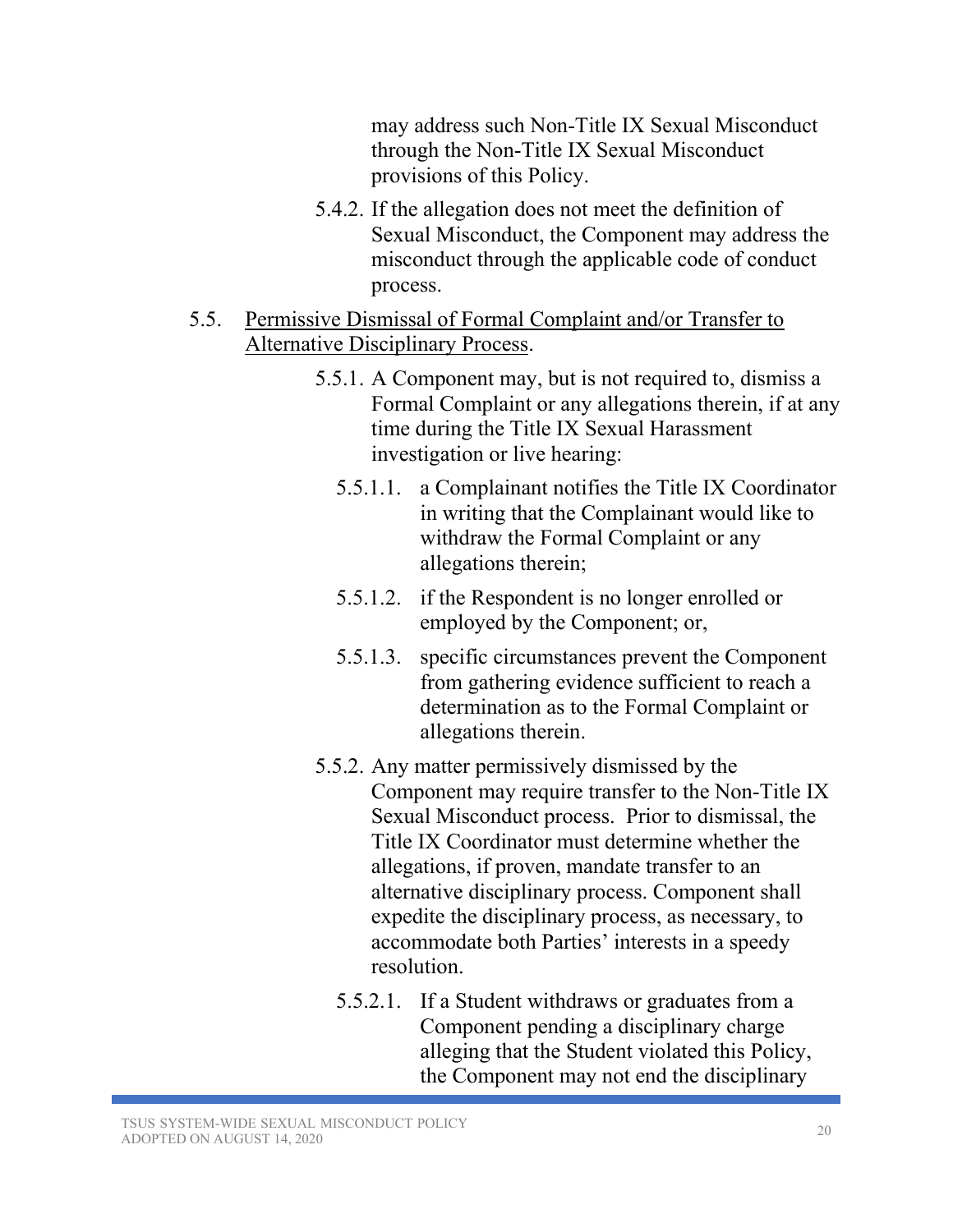may address such Non-Title IX Sexual Misconduct through the Non-Title IX Sexual Misconduct provisions of this Policy.

5.4.2. If the allegation does not meet the definition of Sexual Misconduct, the Component may address the misconduct through the applicable code of conduct process.

5.5. <u>Permissive Dismissal of Formal Complaint and/or Transfer to Alternative Disciplinary Process</u>.

5.5.1. A Component may, but is not required to, dismiss a Formal Complaint or any allegations therein, if at any time during the Title IX Sexual Harassment investigation or live hearing:

5.5.1.1. a Complainant notifies the Title IX Coordinator in writing that the Complainant would like to withdraw the Formal Complaint or any allegations therein;

5.5.1.2. if the Respondent is no longer enrolled or employed by the Component; or,

5.5.1.3. specific circumstances prevent the Component from gathering evidence sufficient to reach a determination as to the Formal Complaint or allegations therein.

5.5.2. Any matter permissively dismissed by the Component may require transfer to the Non-Title IX Sexual Misconduct process. Prior to dismissal, the Title IX Coordinator must determine whether the allegations, if proven, mandate transfer to an alternative disciplinary process. Component shall expedite the disciplinary process, as necessary, to accommodate both Parties' interests in a speedy resolution.

5.5.2.1. If a Student withdraws or graduates from a Component pending a disciplinary charge alleging that the Student violated this Policy, the Component may not end the disciplinary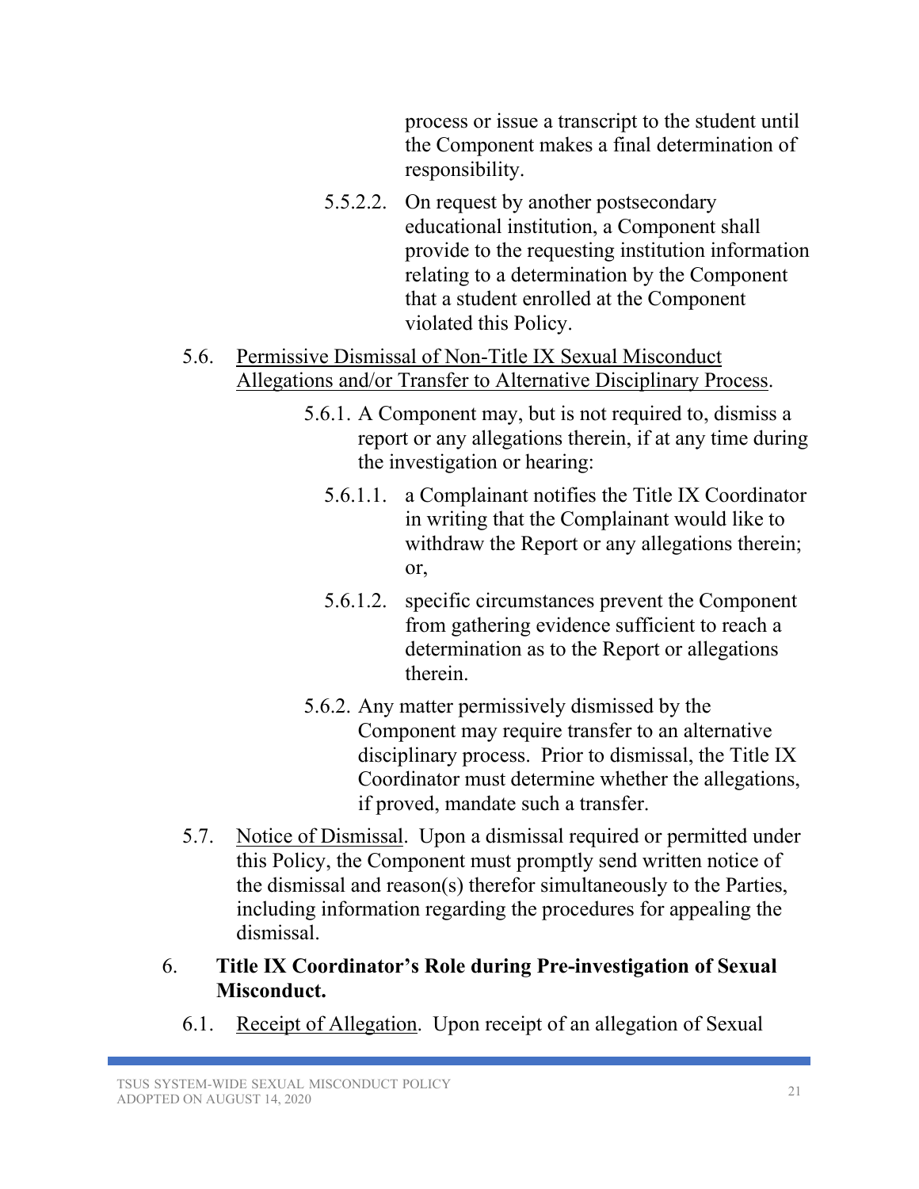process or issue a transcript to the student until the Component makes a final determination of responsibility.

5.5.2.2. On request by another postsecondary educational institution, a Component shall provide to the requesting institution information relating to a determination by the Component that a student enrolled at the Component violated this Policy.

5.6. Permissive Dismissal of Non-Title IX Sexual Misconduct Allegations and/or Transfer to Alternative Disciplinary Process.

5.6.1. A Component may, but is not required to, dismiss a report or any allegations therein, if at any time during the investigation or hearing:

5.6.1.1. a Complainant notifies the Title IX Coordinator in writing that the Complainant would like to withdraw the Report or any allegations therein; or,

5.6.1.2. specific circumstances prevent the Component from gathering evidence sufficient to reach a determination as to the Report or allegations therein.

5.6.2. Any matter permissively dismissed by the Component may require transfer to an alternative disciplinary process. Prior to dismissal, the Title IX Coordinator must determine whether the allegations, if proved, mandate such a transfer.

5.7. Notice of Dismissal. Upon a dismissal required or permitted under this Policy, the Component must promptly send written notice of the dismissal and reason(s) therefor simultaneously to the Parties, including information regarding the procedures for appealing the dismissal.

6. **Title IX Coordinator's Role during Pre-investigation of Sexual Misconduct.**

6.1. Receipt of Allegation. Upon receipt of an allegation of Sexual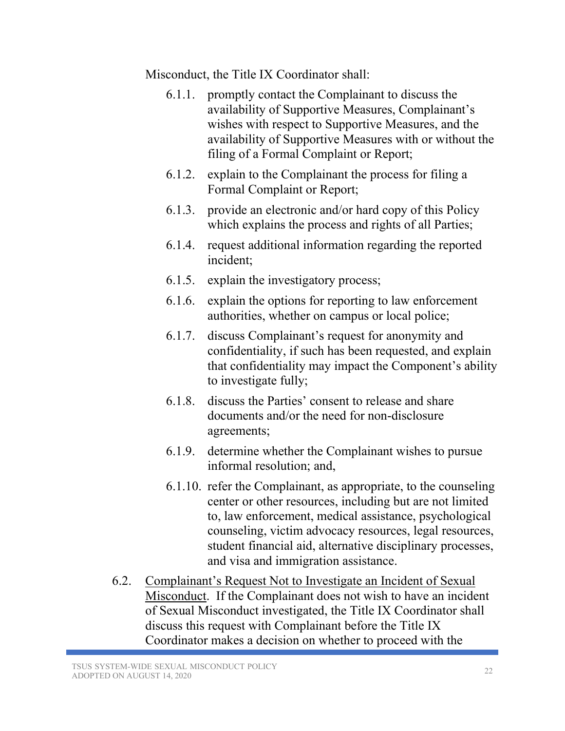Misconduct, the Title IX Coordinator shall:

- 6.1.1. promptly contact the Complainant to discuss the availability of Supportive Measures, Complainant's wishes with respect to Supportive Measures, and the availability of Supportive Measures with or without the filing of a Formal Complaint or Report;
- 6.1.2. explain to the Complainant the process for filing a Formal Complaint or Report;
- 6.1.3. provide an electronic and/or hard copy of this Policy which explains the process and rights of all Parties;
- 6.1.4. request additional information regarding the reported incident;
- 6.1.5. explain the investigatory process;
- 6.1.6. explain the options for reporting to law enforcement authorities, whether on campus or local police;
- 6.1.7. discuss Complainant's request for anonymity and confidentiality, if such has been requested, and explain that confidentiality may impact the Component's ability to investigate fully;
- 6.1.8. discuss the Parties' consent to release and share documents and/or the need for non-disclosure agreements;
- 6.1.9. determine whether the Complainant wishes to pursue informal resolution; and,
- 6.1.10. refer the Complainant, as appropriate, to the counseling center or other resources, including but are not limited to, law enforcement, medical assistance, psychological counseling, victim advocacy resources, legal resources, student financial aid, alternative disciplinary processes, and visa and immigration assistance.

6.2. Complainant's Request Not to Investigate an Incident of Sexual Misconduct. If the Complainant does not wish to have an incident of Sexual Misconduct investigated, the Title IX Coordinator shall discuss this request with Complainant before the Title IX Coordinator makes a decision on whether to proceed with the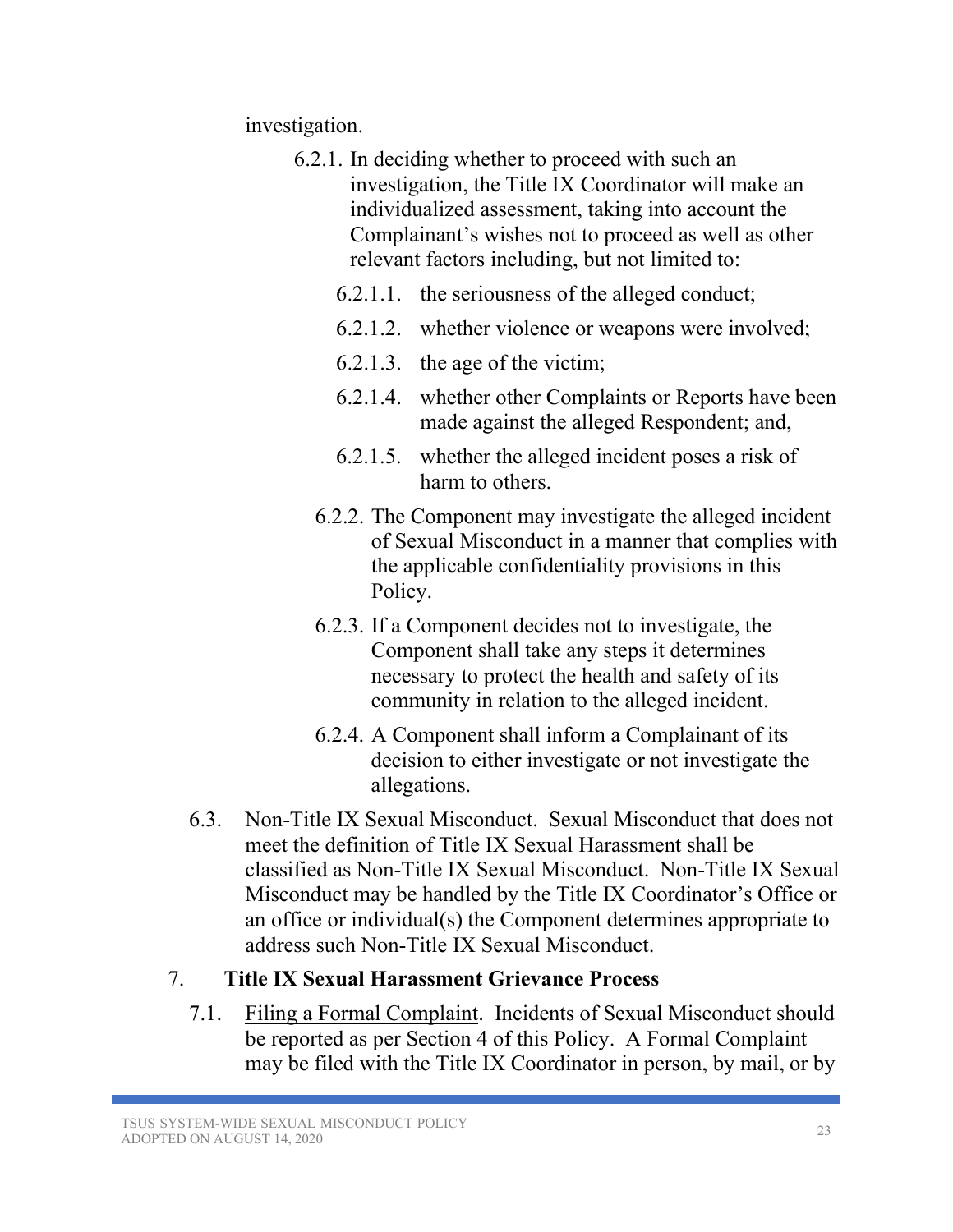investigation.

6.2.1. In deciding whether to proceed with such an investigation, the Title IX Coordinator will make an individualized assessment, taking into account the Complainant's wishes not to proceed as well as other relevant factors including, but not limited to:

6.2.1.1. the seriousness of the alleged conduct;

6.2.1.2. whether violence or weapons were involved;

6.2.1.3. the age of the victim;

6.2.1.4. whether other Complaints or Reports have been made against the alleged Respondent; and,

6.2.1.5. whether the alleged incident poses a risk of harm to others.

6.2.2. The Component may investigate the alleged incident of Sexual Misconduct in a manner that complies with the applicable confidentiality provisions in this Policy.

6.2.3. If a Component decides not to investigate, the Component shall take any steps it determines necessary to protect the health and safety of its community in relation to the alleged incident.

6.2.4. A Component shall inform a Complainant of its decision to either investigate or not investigate the allegations.

6.3. Non-Title IX Sexual Misconduct. Sexual Misconduct that does not meet the definition of Title IX Sexual Harassment shall be classified as Non-Title IX Sexual Misconduct. Non-Title IX Sexual Misconduct may be handled by the Title IX Coordinator's Office or an office or individual(s) the Component determines appropriate to address such Non-Title IX Sexual Misconduct.

## 7. Title IX Sexual Harassment Grievance Process

7.1. Filing a Formal Complaint. Incidents of Sexual Misconduct should be reported as per Section 4 of this Policy. A Formal Complaint may be filed with the Title IX Coordinator in person, by mail, or by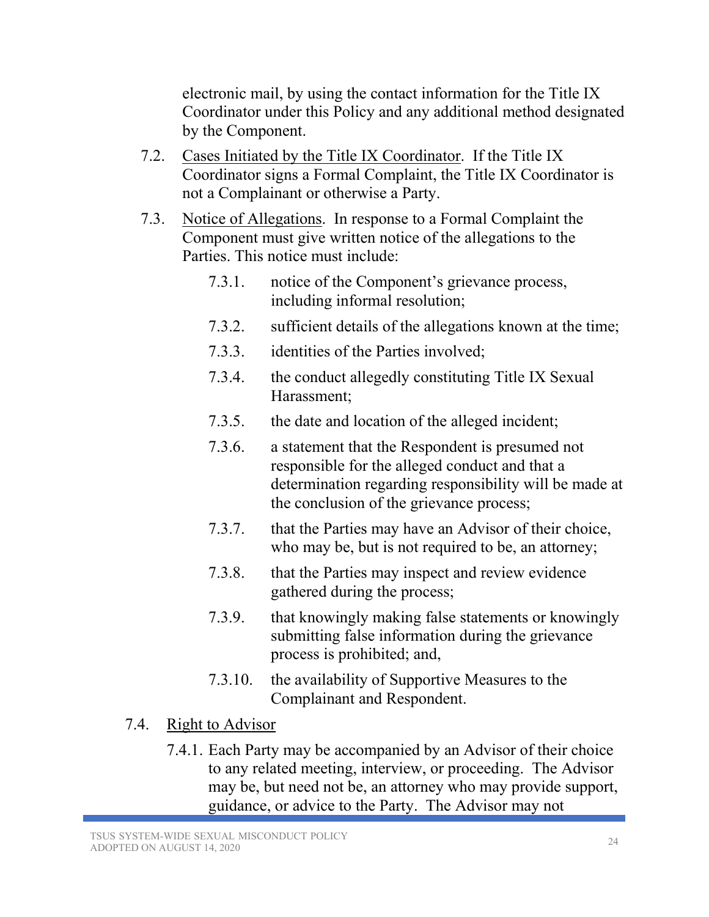electronic mail, by using the contact information for the Title IX Coordinator under this Policy and any additional method designated by the Component.

7.2. Cases Initiated by the Title IX Coordinator. If the Title IX Coordinator signs a Formal Complaint, the Title IX Coordinator is not a Complainant or otherwise a Party.

7.3. Notice of Allegations. In response to a Formal Complaint the Component must give written notice of the allegations to the Parties. This notice must include:

7.3.1. notice of the Component's grievance process, including informal resolution;

7.3.2. sufficient details of the allegations known at the time;

7.3.3. identities of the Parties involved;

7.3.4. the conduct allegedly constituting Title IX Sexual Harassment;

7.3.5. the date and location of the alleged incident;

7.3.6. a statement that the Respondent is presumed not responsible for the alleged conduct and that a determination regarding responsibility will be made at the conclusion of the grievance process;

7.3.7. that the Parties may have an Advisor of their choice, who may be, but is not required to be, an attorney;

7.3.8. that the Parties may inspect and review evidence gathered during the process;

7.3.9. that knowingly making false statements or knowingly submitting false information during the grievance process is prohibited; and,

7.3.10. the availability of Supportive Measures to the Complainant and Respondent.

7.4. Right to Advisor

7.4.1. Each Party may be accompanied by an Advisor of their choice to any related meeting, interview, or proceeding. The Advisor may be, but need not be, an attorney who may provide support, guidance, or advice to the Party. The Advisor may not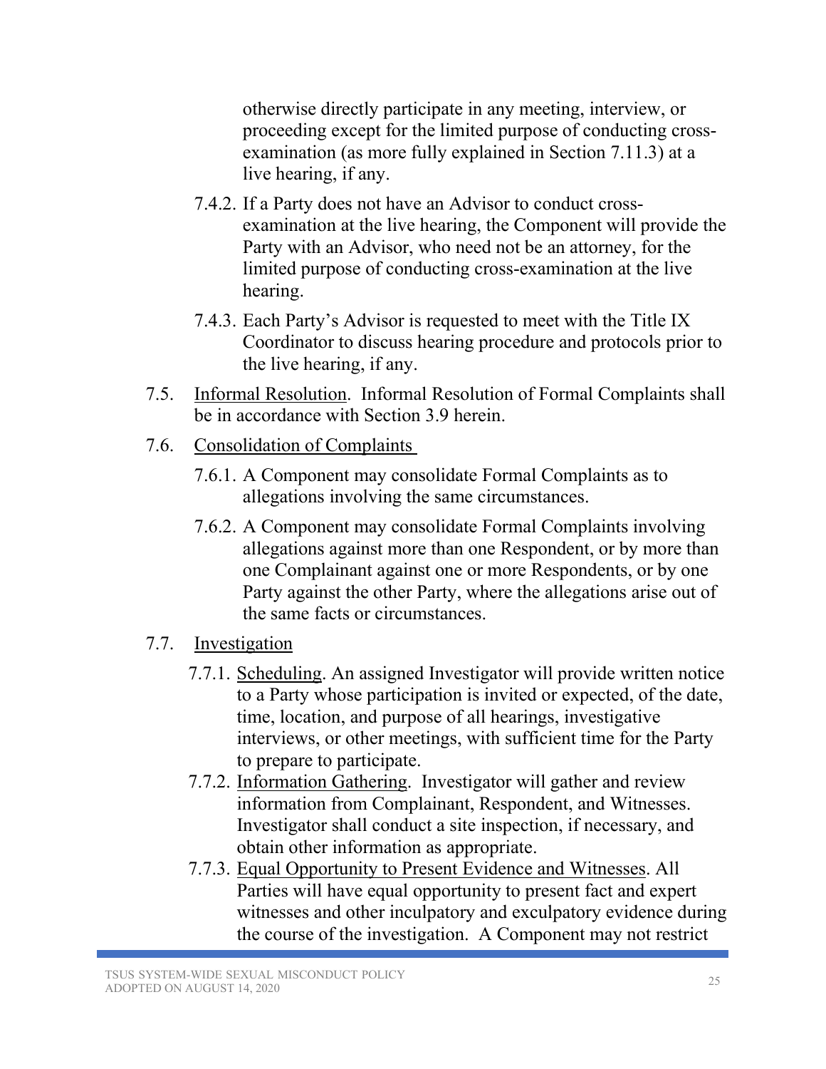otherwise directly participate in any meeting, interview, or proceeding except for the limited purpose of conducting cross-examination (as more fully explained in Section 7.11.3) at a live hearing, if any.

7.4.2. If a Party does not have an Advisor to conduct cross-examination at the live hearing, the Component will provide the Party with an Advisor, who need not be an attorney, for the limited purpose of conducting cross-examination at the live hearing.

7.4.3. Each Party's Advisor is requested to meet with the Title IX Coordinator to discuss hearing procedure and protocols prior to the live hearing, if any.

7.5. Informal Resolution. Informal Resolution of Formal Complaints shall be in accordance with Section 3.9 herein.

7.6. Consolidation of Complaints

7.6.1. A Component may consolidate Formal Complaints as to allegations involving the same circumstances.

7.6.2. A Component may consolidate Formal Complaints involving allegations against more than one Respondent, or by more than one Complainant against one or more Respondents, or by one Party against the other Party, where the allegations arise out of the same facts or circumstances.

7.7. Investigation

7.7.1. Scheduling. An assigned Investigator will provide written notice to a Party whose participation is invited or expected, of the date, time, location, and purpose of all hearings, investigative interviews, or other meetings, with sufficient time for the Party to prepare to participate.

7.7.2. Information Gathering. Investigator will gather and review information from Complainant, Respondent, and Witnesses. Investigator shall conduct a site inspection, if necessary, and obtain other information as appropriate.

7.7.3. Equal Opportunity to Present Evidence and Witnesses. All Parties will have equal opportunity to present fact and expert witnesses and other inculpatory and exculpatory evidence during the course of the investigation. A Component may not restrict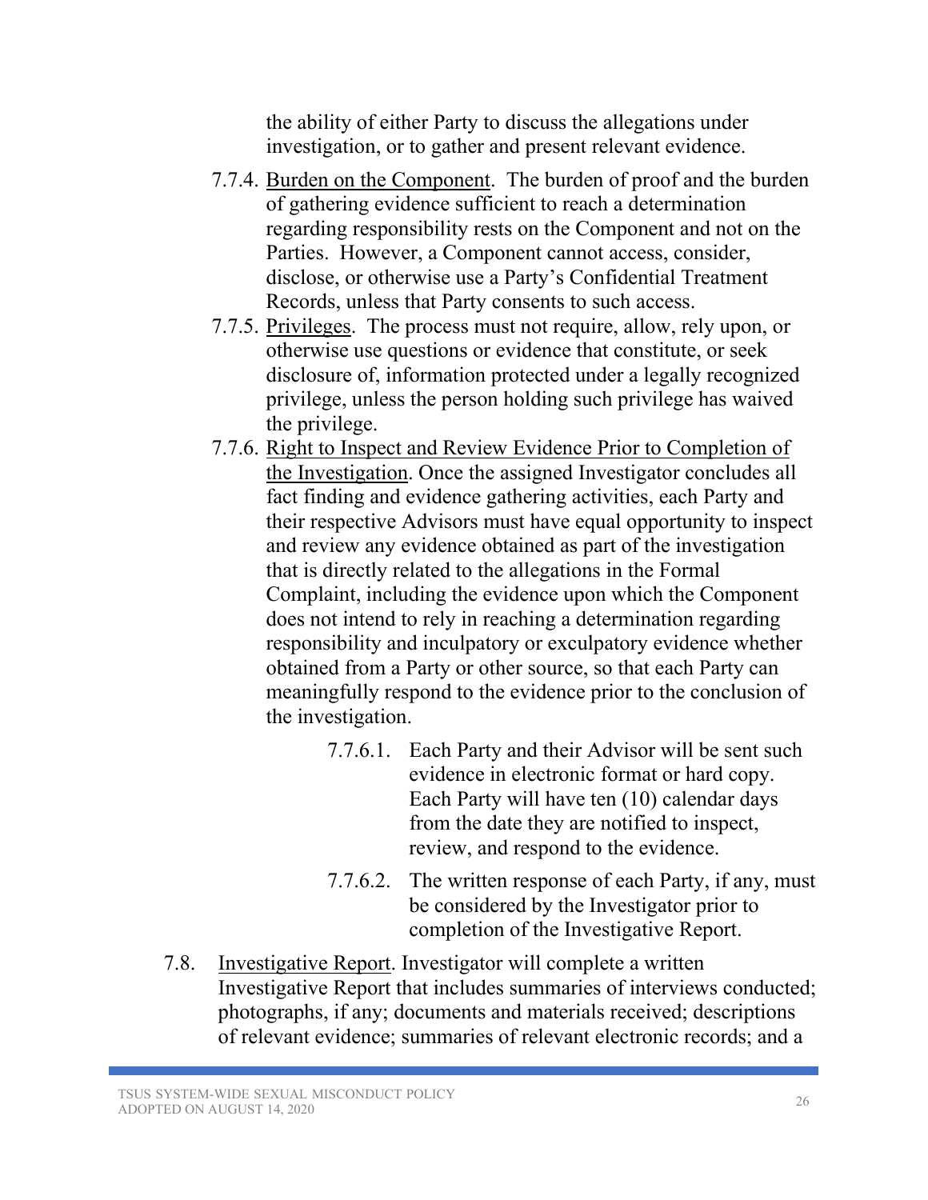the ability of either Party to discuss the allegations under investigation, or to gather and present relevant evidence.

7.7.4. Burden on the Component. The burden of proof and the burden of gathering evidence sufficient to reach a determination regarding responsibility rests on the Component and not on the Parties. However, a Component cannot access, consider, disclose, or otherwise use a Party's Confidential Treatment Records, unless that Party consents to such access.

7.7.5. Privileges. The process must not require, allow, rely upon, or otherwise use questions or evidence that constitute, or seek disclosure of, information protected under a legally recognized privilege, unless the person holding such privilege has waived the privilege.

7.7.6. Right to Inspect and Review Evidence Prior to Completion of the Investigation. Once the assigned Investigator concludes all fact finding and evidence gathering activities, each Party and their respective Advisors must have equal opportunity to inspect and review any evidence obtained as part of the investigation that is directly related to the allegations in the Formal Complaint, including the evidence upon which the Component does not intend to rely in reaching a determination regarding responsibility and inculpatory or exculpatory evidence whether obtained from a Party or other source, so that each Party can meaningfully respond to the evidence prior to the conclusion of the investigation.

7.7.6.1. Each Party and their Advisor will be sent such evidence in electronic format or hard copy. Each Party will have ten (10) calendar days from the date they are notified to inspect, review, and respond to the evidence.

7.7.6.2. The written response of each Party, if any, must be considered by the Investigator prior to completion of the Investigative Report.

7.8. Investigative Report. Investigator will complete a written Investigative Report that includes summaries of interviews conducted; photographs, if any; documents and materials received; descriptions of relevant evidence; summaries of relevant electronic records; and a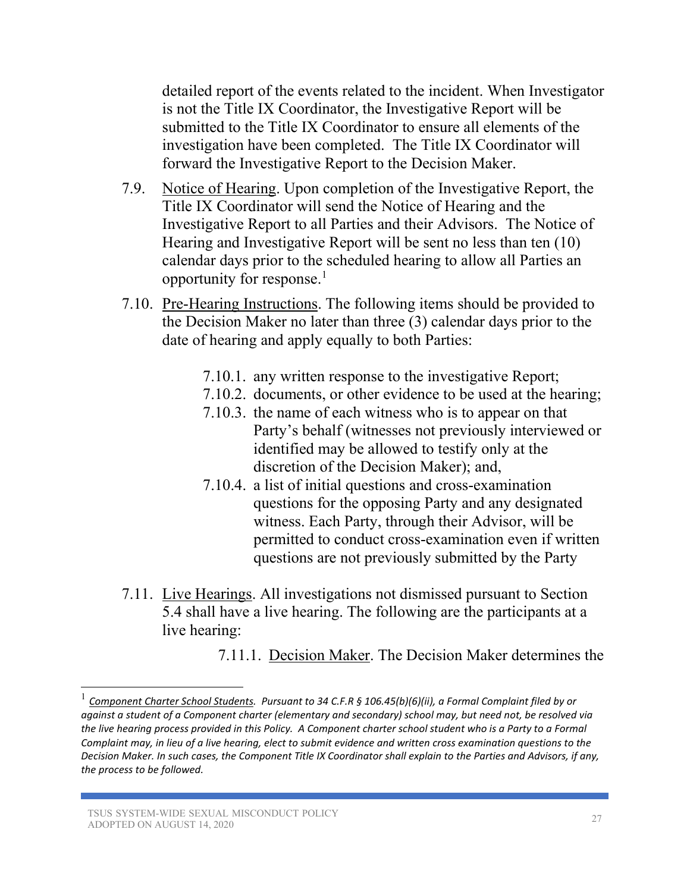detailed report of the events related to the incident. When Investigator is not the Title IX Coordinator, the Investigative Report will be submitted to the Title IX Coordinator to ensure all elements of the investigation have been completed. The Title IX Coordinator will forward the Investigative Report to the Decision Maker.

7.9. Notice of Hearing. Upon completion of the Investigative Report, the Title IX Coordinator will send the Notice of Hearing and the Investigative Report to all Parties and their Advisors. The Notice of Hearing and Investigative Report will be sent no less than ten (10) calendar days prior to the scheduled hearing to allow all Parties an opportunity for response.[1]

7.10. Pre-Hearing Instructions. The following items should be provided to the Decision Maker no later than three (3) calendar days prior to the date of hearing and apply equally to both Parties:

- 7.10.1. any written response to the investigative Report;
- 7.10.2. documents, or other evidence to be used at the hearing;
- 7.10.3. the name of each witness who is to appear on that Party's behalf (witnesses not previously interviewed or identified may be allowed to testify only at the discretion of the Decision Maker); and,
- 7.10.4. a list of initial questions and cross-examination questions for the opposing Party and any designated witness. Each Party, through their Advisor, will be permitted to conduct cross-examination even if written questions are not previously submitted by the Party

7.11. Live Hearings. All investigations not dismissed pursuant to Section 5.4 shall have a live hearing. The following are the participants at a live hearing:

7.11.1. Decision Maker. The Decision Maker determines the

---

[1] *Component Charter School Students. Pursuant to 34 C.F.R § 106.45(b)(6)(ii), a Formal Complaint filed by or against a student of a Component charter (elementary and secondary) school may, but need not, be resolved via the live hearing process provided in this Policy. A Component charter school student who is a Party to a Formal Complaint may, in lieu of a live hearing, elect to submit evidence and written cross examination questions to the Decision Maker. In such cases, the Component Title IX Coordinator shall explain to the Parties and Advisors, if any, the process to be followed.*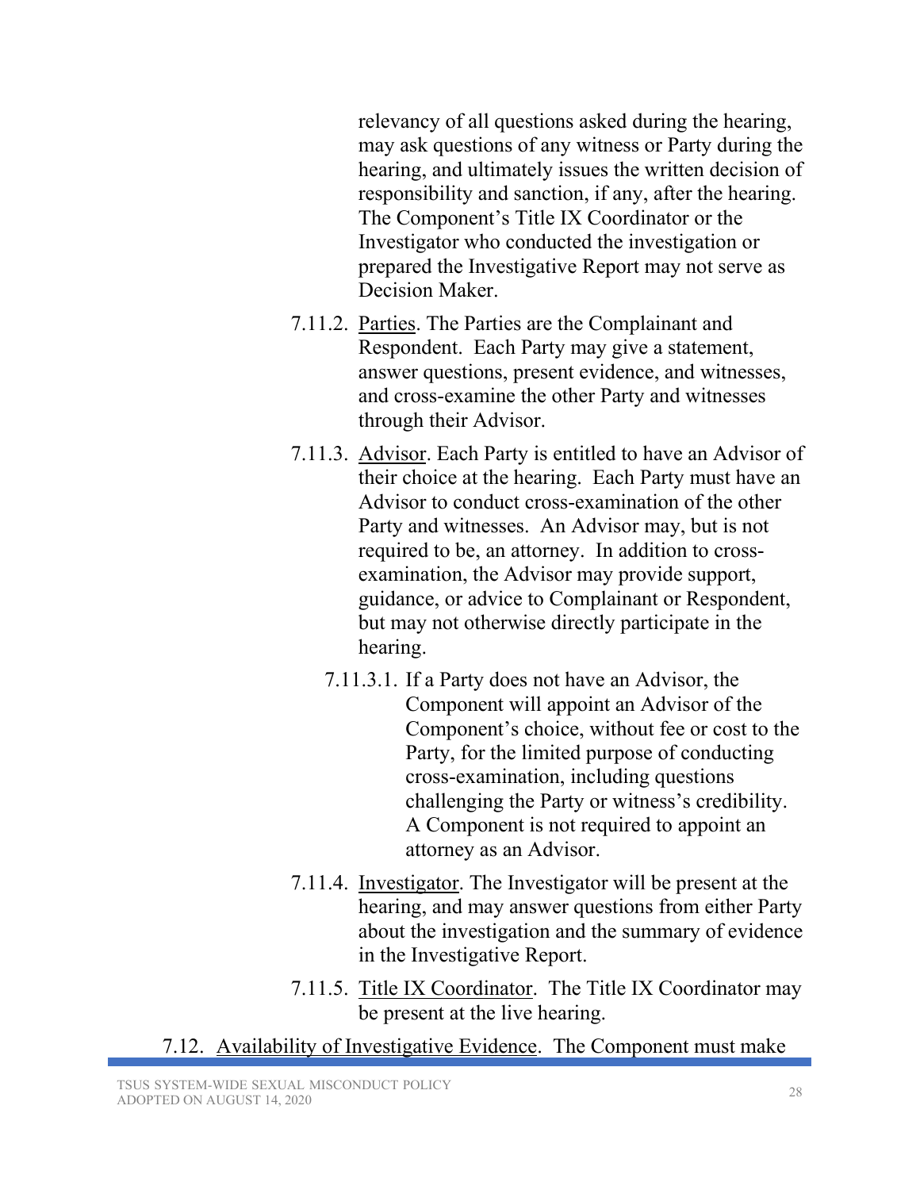relevancy of all questions asked during the hearing, may ask questions of any witness or Party during the hearing, and ultimately issues the written decision of responsibility and sanction, if any, after the hearing. The Component's Title IX Coordinator or the Investigator who conducted the investigation or prepared the Investigative Report may not serve as Decision Maker.

7.11.2. Parties. The Parties are the Complainant and Respondent. Each Party may give a statement, answer questions, present evidence, and witnesses, and cross-examine the other Party and witnesses through their Advisor.

7.11.3. Advisor. Each Party is entitled to have an Advisor of their choice at the hearing. Each Party must have an Advisor to conduct cross-examination of the other Party and witnesses. An Advisor may, but is not required to be, an attorney. In addition to cross-examination, the Advisor may provide support, guidance, or advice to Complainant or Respondent, but may not otherwise directly participate in the hearing.

7.11.3.1. If a Party does not have an Advisor, the Component will appoint an Advisor of the Component's choice, without fee or cost to the Party, for the limited purpose of conducting cross-examination, including questions challenging the Party or witness's credibility. A Component is not required to appoint an attorney as an Advisor.

7.11.4. Investigator. The Investigator will be present at the hearing, and may answer questions from either Party about the investigation and the summary of evidence in the Investigative Report.

7.11.5. Title IX Coordinator. The Title IX Coordinator may be present at the live hearing.

7.12. Availability of Investigative Evidence. The Component must make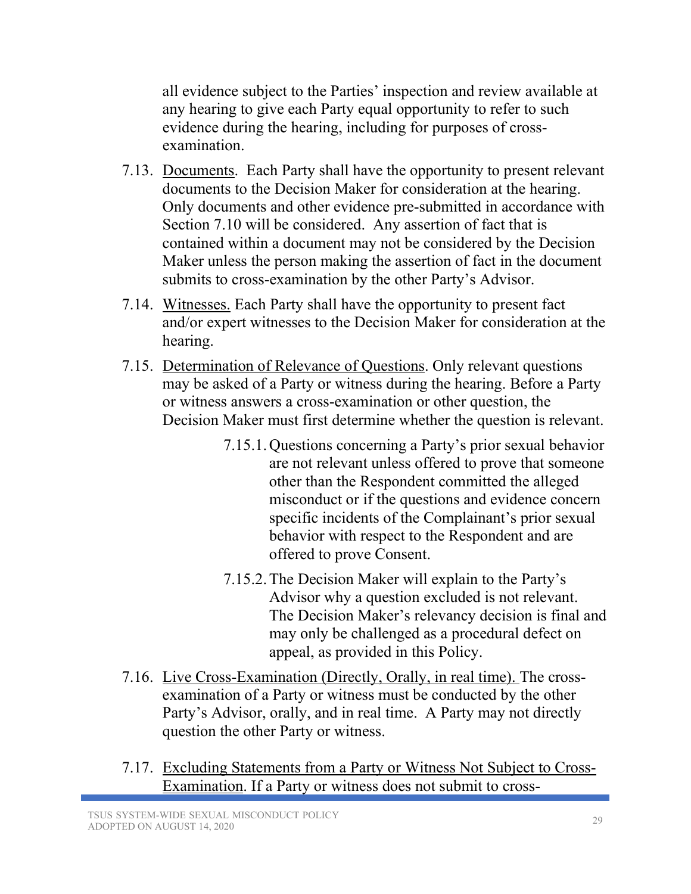all evidence subject to the Parties' inspection and review available at any hearing to give each Party equal opportunity to refer to such evidence during the hearing, including for purposes of cross-examination.

7.13. Documents. Each Party shall have the opportunity to present relevant documents to the Decision Maker for consideration at the hearing. Only documents and other evidence pre-submitted in accordance with Section 7.10 will be considered. Any assertion of fact that is contained within a document may not be considered by the Decision Maker unless the person making the assertion of fact in the document submits to cross-examination by the other Party's Advisor.

7.14. Witnesses. Each Party shall have the opportunity to present fact and/or expert witnesses to the Decision Maker for consideration at the hearing.

7.15. Determination of Relevance of Questions. Only relevant questions may be asked of a Party or witness during the hearing. Before a Party or witness answers a cross-examination or other question, the Decision Maker must first determine whether the question is relevant.

> 7.15.1. Questions concerning a Party's prior sexual behavior are not relevant unless offered to prove that someone other than the Respondent committed the alleged misconduct or if the questions and evidence concern specific incidents of the Complainant's prior sexual behavior with respect to the Respondent and are offered to prove Consent.
>
> 7.15.2. The Decision Maker will explain to the Party's Advisor why a question excluded is not relevant. The Decision Maker's relevancy decision is final and may only be challenged as a procedural defect on appeal, as provided in this Policy.

7.16. Live Cross-Examination (Directly, Orally, in real time). The cross-examination of a Party or witness must be conducted by the other Party's Advisor, orally, and in real time. A Party may not directly question the other Party or witness.

7.17. Excluding Statements from a Party or Witness Not Subject to Cross-Examination. If a Party or witness does not submit to cross-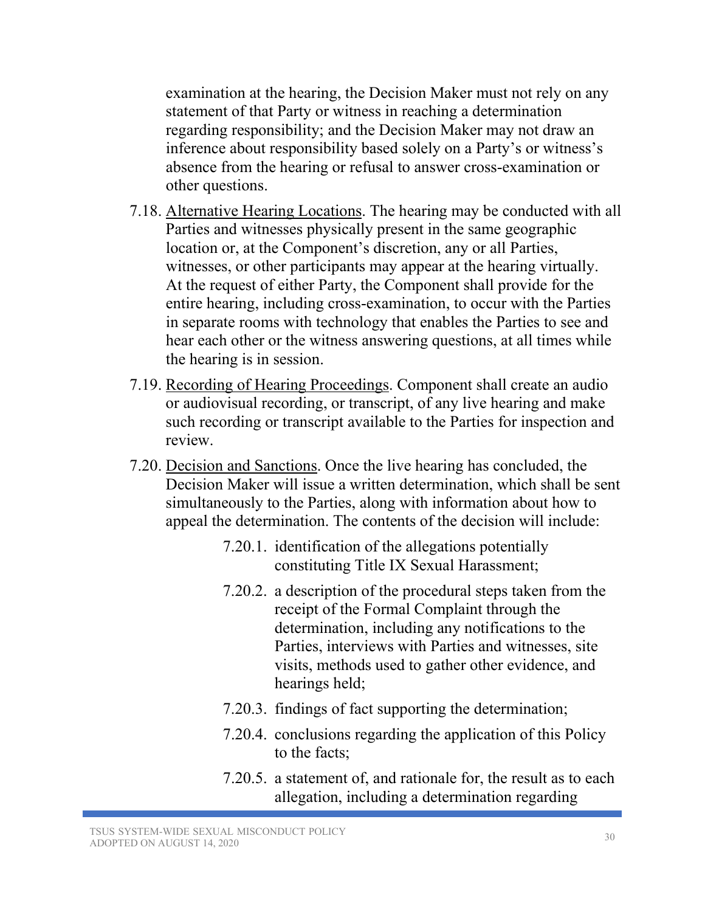examination at the hearing, the Decision Maker must not rely on any statement of that Party or witness in reaching a determination regarding responsibility; and the Decision Maker may not draw an inference about responsibility based solely on a Party's or witness's absence from the hearing or refusal to answer cross-examination or other questions.

7.18. <u>Alternative Hearing Locations</u>. The hearing may be conducted with all Parties and witnesses physically present in the same geographic location or, at the Component's discretion, any or all Parties, witnesses, or other participants may appear at the hearing virtually. At the request of either Party, the Component shall provide for the entire hearing, including cross-examination, to occur with the Parties in separate rooms with technology that enables the Parties to see and hear each other or the witness answering questions, at all times while the hearing is in session.

7.19. <u>Recording of Hearing Proceedings</u>. Component shall create an audio or audiovisual recording, or transcript, of any live hearing and make such recording or transcript available to the Parties for inspection and review.

7.20. <u>Decision and Sanctions</u>. Once the live hearing has concluded, the Decision Maker will issue a written determination, which shall be sent simultaneously to the Parties, along with information about how to appeal the determination. The contents of the decision will include:

7.20.1. identification of the allegations potentially constituting Title IX Sexual Harassment;

7.20.2. a description of the procedural steps taken from the receipt of the Formal Complaint through the determination, including any notifications to the Parties, interviews with Parties and witnesses, site visits, methods used to gather other evidence, and hearings held;

7.20.3. findings of fact supporting the determination;

7.20.4. conclusions regarding the application of this Policy to the facts;

7.20.5. a statement of, and rationale for, the result as to each allegation, including a determination regarding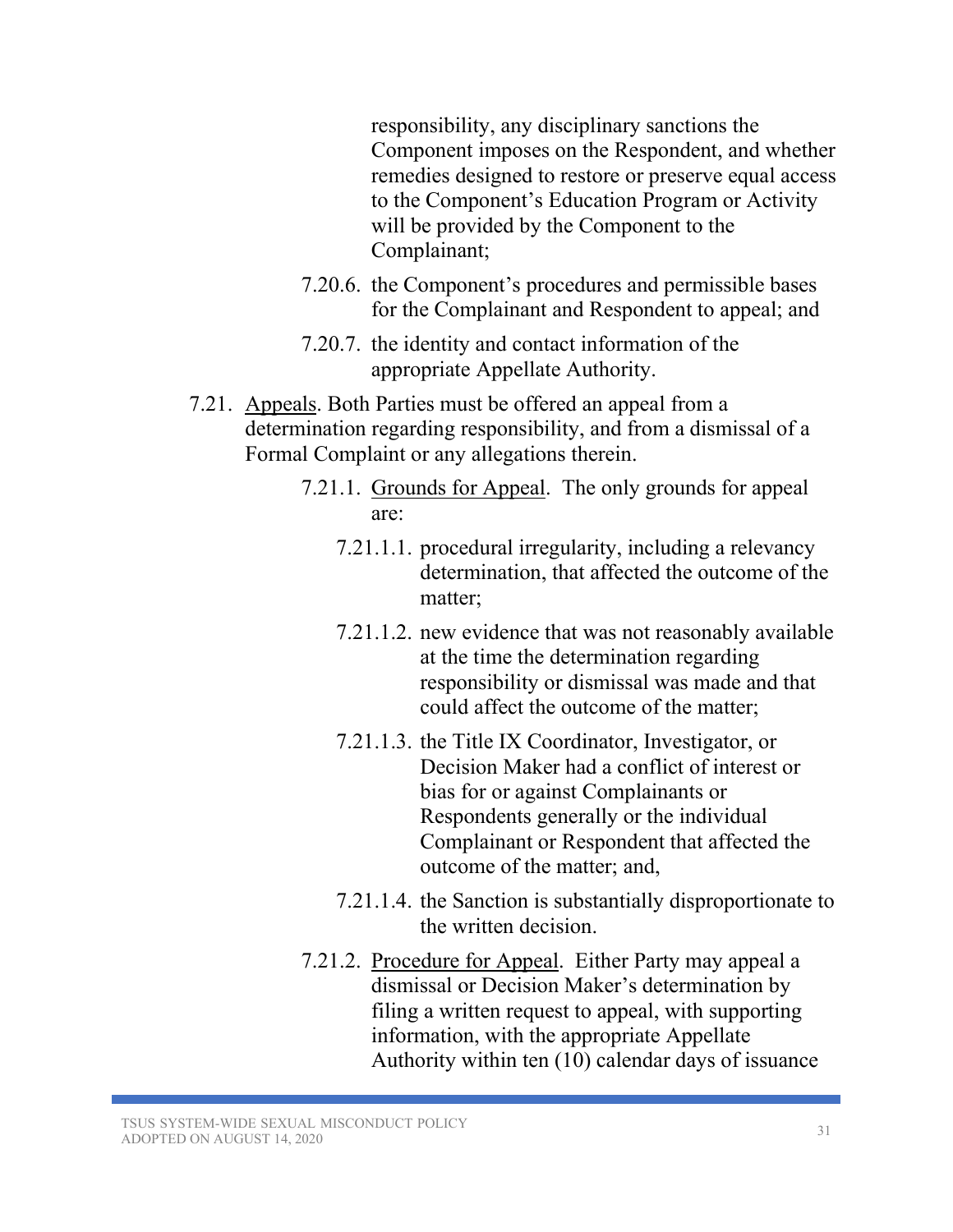responsibility, any disciplinary sanctions the Component imposes on the Respondent, and whether remedies designed to restore or preserve equal access to the Component's Education Program or Activity will be provided by the Component to the Complainant;

7.20.6. the Component's procedures and permissible bases for the Complainant and Respondent to appeal; and

7.20.7. the identity and contact information of the appropriate Appellate Authority.

7.21. Appeals. Both Parties must be offered an appeal from a determination regarding responsibility, and from a dismissal of a Formal Complaint or any allegations therein.

7.21.1. Grounds for Appeal. The only grounds for appeal are:

7.21.1.1. procedural irregularity, including a relevancy determination, that affected the outcome of the matter;

7.21.1.2. new evidence that was not reasonably available at the time the determination regarding responsibility or dismissal was made and that could affect the outcome of the matter;

7.21.1.3. the Title IX Coordinator, Investigator, or Decision Maker had a conflict of interest or bias for or against Complainants or Respondents generally or the individual Complainant or Respondent that affected the outcome of the matter; and,

7.21.1.4. the Sanction is substantially disproportionate to the written decision.

7.21.2. Procedure for Appeal. Either Party may appeal a dismissal or Decision Maker's determination by filing a written request to appeal, with supporting information, with the appropriate Appellate Authority within ten (10) calendar days of issuance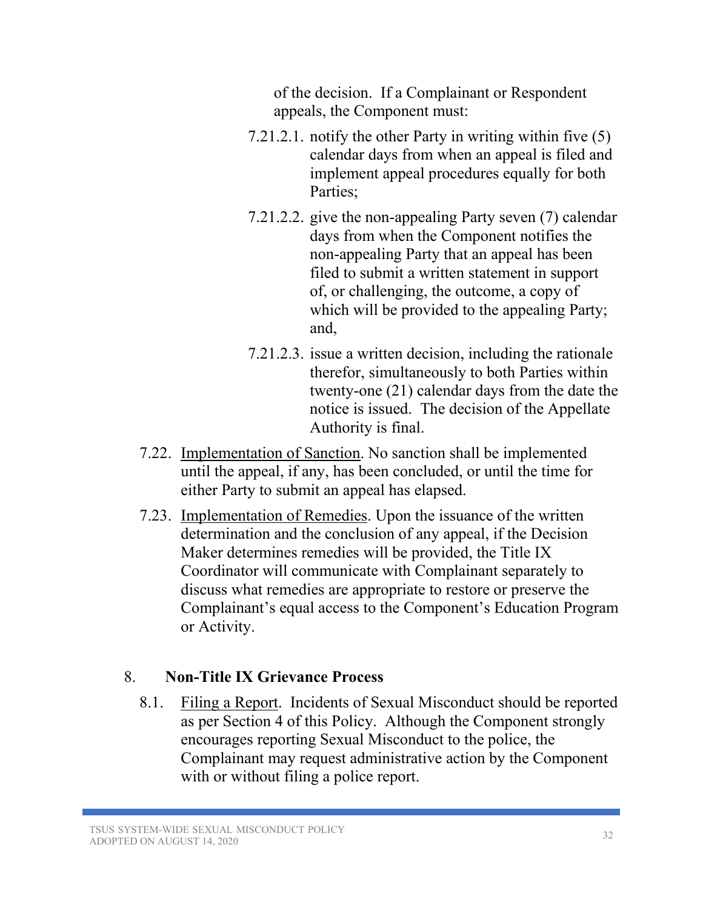of the decision. If a Complainant or Respondent appeals, the Component must:

- 7.21.2.1. notify the other Party in writing within five (5) calendar days from when an appeal is filed and implement appeal procedures equally for both Parties;
- 7.21.2.2. give the non-appealing Party seven (7) calendar days from when the Component notifies the non-appealing Party that an appeal has been filed to submit a written statement in support of, or challenging, the outcome, a copy of which will be provided to the appealing Party; and,
- 7.21.2.3. issue a written decision, including the rationale therefor, simultaneously to both Parties within twenty-one (21) calendar days from the date the notice is issued. The decision of the Appellate Authority is final.

7.22. Implementation of Sanction. No sanction shall be implemented until the appeal, if any, has been concluded, or until the time for either Party to submit an appeal has elapsed.

7.23. Implementation of Remedies. Upon the issuance of the written determination and the conclusion of any appeal, if the Decision Maker determines remedies will be provided, the Title IX Coordinator will communicate with Complainant separately to discuss what remedies are appropriate to restore or preserve the Complainant's equal access to the Component's Education Program or Activity.

## 8. Non-Title IX Grievance Process

8.1. Filing a Report. Incidents of Sexual Misconduct should be reported as per Section 4 of this Policy. Although the Component strongly encourages reporting Sexual Misconduct to the police, the Complainant may request administrative action by the Component with or without filing a police report.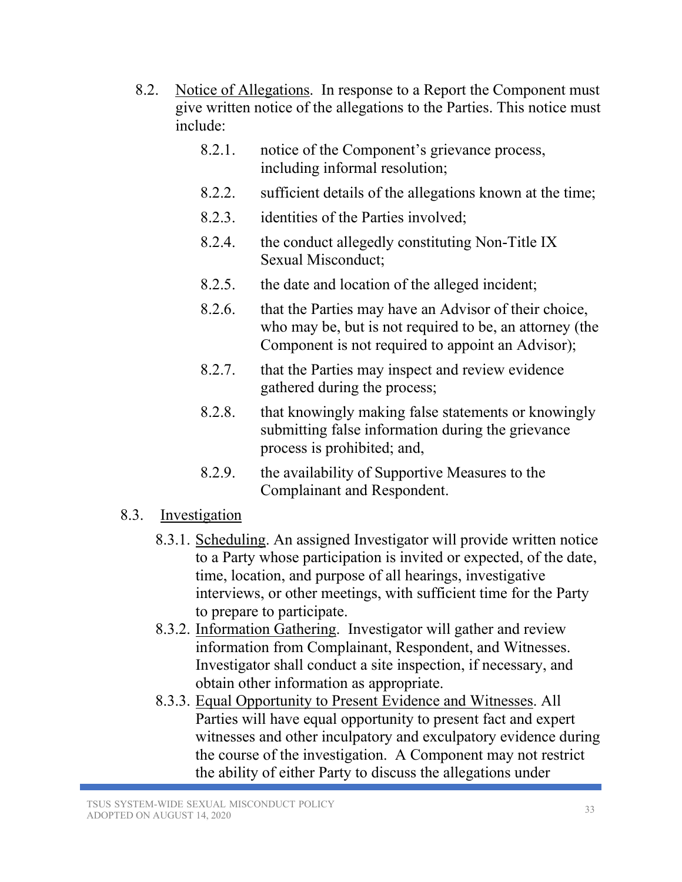8.2. <u>Notice of Allegations</u>. In response to a Report the Component must give written notice of the allegations to the Parties. This notice must include:

- 8.2.1. notice of the Component's grievance process, including informal resolution;
- 8.2.2. sufficient details of the allegations known at the time;
- 8.2.3. identities of the Parties involved;
- 8.2.4. the conduct allegedly constituting Non-Title IX Sexual Misconduct;
- 8.2.5. the date and location of the alleged incident;
- 8.2.6. that the Parties may have an Advisor of their choice, who may be, but is not required to be, an attorney (the Component is not required to appoint an Advisor);
- 8.2.7. that the Parties may inspect and review evidence gathered during the process;
- 8.2.8. that knowingly making false statements or knowingly submitting false information during the grievance process is prohibited; and,
- 8.2.9. the availability of Supportive Measures to the Complainant and Respondent.

8.3. <u>Investigation</u>

- 8.3.1. <u>Scheduling</u>. An assigned Investigator will provide written notice to a Party whose participation is invited or expected, of the date, time, location, and purpose of all hearings, investigative interviews, or other meetings, with sufficient time for the Party to prepare to participate.
- 8.3.2. <u>Information Gathering</u>. Investigator will gather and review information from Complainant, Respondent, and Witnesses. Investigator shall conduct a site inspection, if necessary, and obtain other information as appropriate.
- 8.3.3. <u>Equal Opportunity to Present Evidence and Witnesses</u>. All Parties will have equal opportunity to present fact and expert witnesses and other inculpatory and exculpatory evidence during the course of the investigation. A Component may not restrict the ability of either Party to discuss the allegations under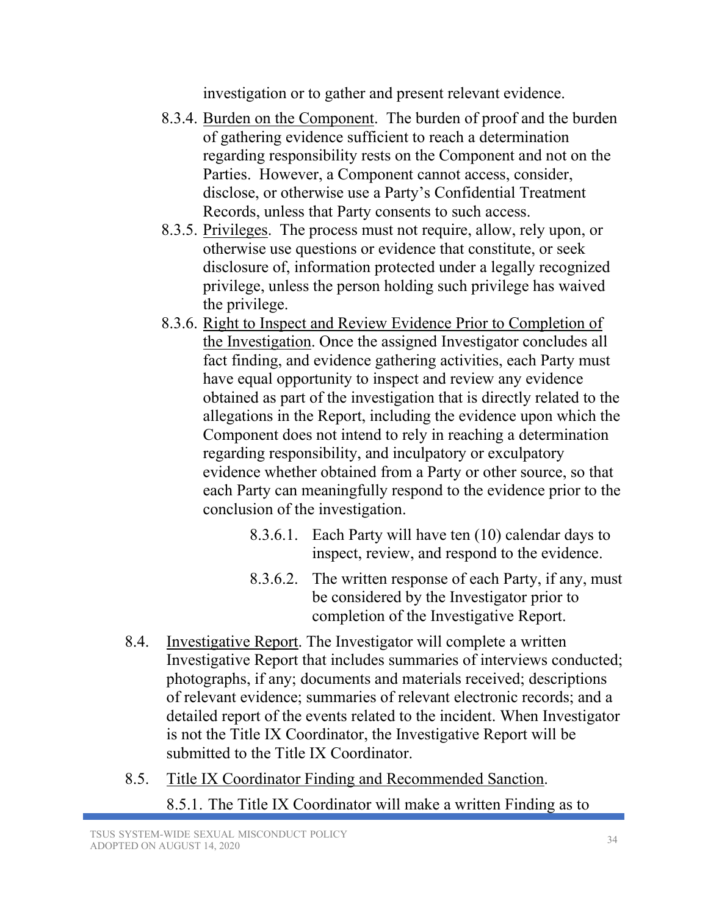investigation or to gather and present relevant evidence.

8.3.4. Burden on the Component. The burden of proof and the burden of gathering evidence sufficient to reach a determination regarding responsibility rests on the Component and not on the Parties. However, a Component cannot access, consider, disclose, or otherwise use a Party's Confidential Treatment Records, unless that Party consents to such access.

8.3.5. Privileges. The process must not require, allow, rely upon, or otherwise use questions or evidence that constitute, or seek disclosure of, information protected under a legally recognized privilege, unless the person holding such privilege has waived the privilege.

8.3.6. Right to Inspect and Review Evidence Prior to Completion of the Investigation. Once the assigned Investigator concludes all fact finding, and evidence gathering activities, each Party must have equal opportunity to inspect and review any evidence obtained as part of the investigation that is directly related to the allegations in the Report, including the evidence upon which the Component does not intend to rely in reaching a determination regarding responsibility, and inculpatory or exculpatory evidence whether obtained from a Party or other source, so that each Party can meaningfully respond to the evidence prior to the conclusion of the investigation.

8.3.6.1. Each Party will have ten (10) calendar days to inspect, review, and respond to the evidence.

8.3.6.2. The written response of each Party, if any, must be considered by the Investigator prior to completion of the Investigative Report.

8.4. Investigative Report. The Investigator will complete a written Investigative Report that includes summaries of interviews conducted; photographs, if any; documents and materials received; descriptions of relevant evidence; summaries of relevant electronic records; and a detailed report of the events related to the incident. When Investigator is not the Title IX Coordinator, the Investigative Report will be submitted to the Title IX Coordinator.

8.5. Title IX Coordinator Finding and Recommended Sanction.

8.5.1. The Title IX Coordinator will make a written Finding as to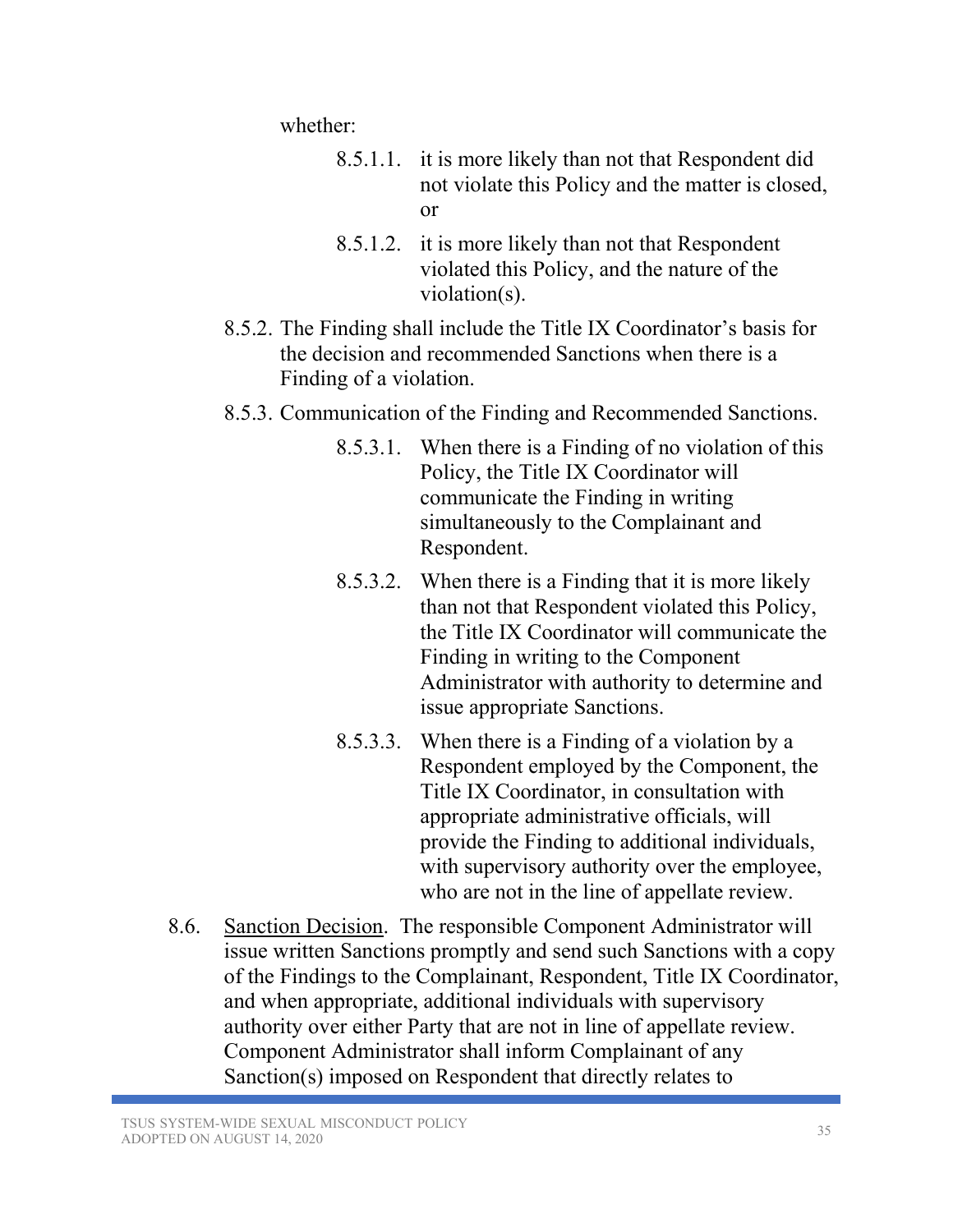whether:

- 8.5.1.1. it is more likely than not that Respondent did not violate this Policy and the matter is closed, or
- 8.5.1.2. it is more likely than not that Respondent violated this Policy, and the nature of the violation(s).

8.5.2. The Finding shall include the Title IX Coordinator's basis for the decision and recommended Sanctions when there is a Finding of a violation.

8.5.3. Communication of the Finding and Recommended Sanctions.

- 8.5.3.1. When there is a Finding of no violation of this Policy, the Title IX Coordinator will communicate the Finding in writing simultaneously to the Complainant and Respondent.
- 8.5.3.2. When there is a Finding that it is more likely than not that Respondent violated this Policy, the Title IX Coordinator will communicate the Finding in writing to the Component Administrator with authority to determine and issue appropriate Sanctions.
- 8.5.3.3. When there is a Finding of a violation by a Respondent employed by the Component, the Title IX Coordinator, in consultation with appropriate administrative officials, will provide the Finding to additional individuals, with supervisory authority over the employee, who are not in the line of appellate review.

8.6. <u>Sanction Decision</u>. The responsible Component Administrator will issue written Sanctions promptly and send such Sanctions with a copy of the Findings to the Complainant, Respondent, Title IX Coordinator, and when appropriate, additional individuals with supervisory authority over either Party that are not in line of appellate review. Component Administrator shall inform Complainant of any Sanction(s) imposed on Respondent that directly relates to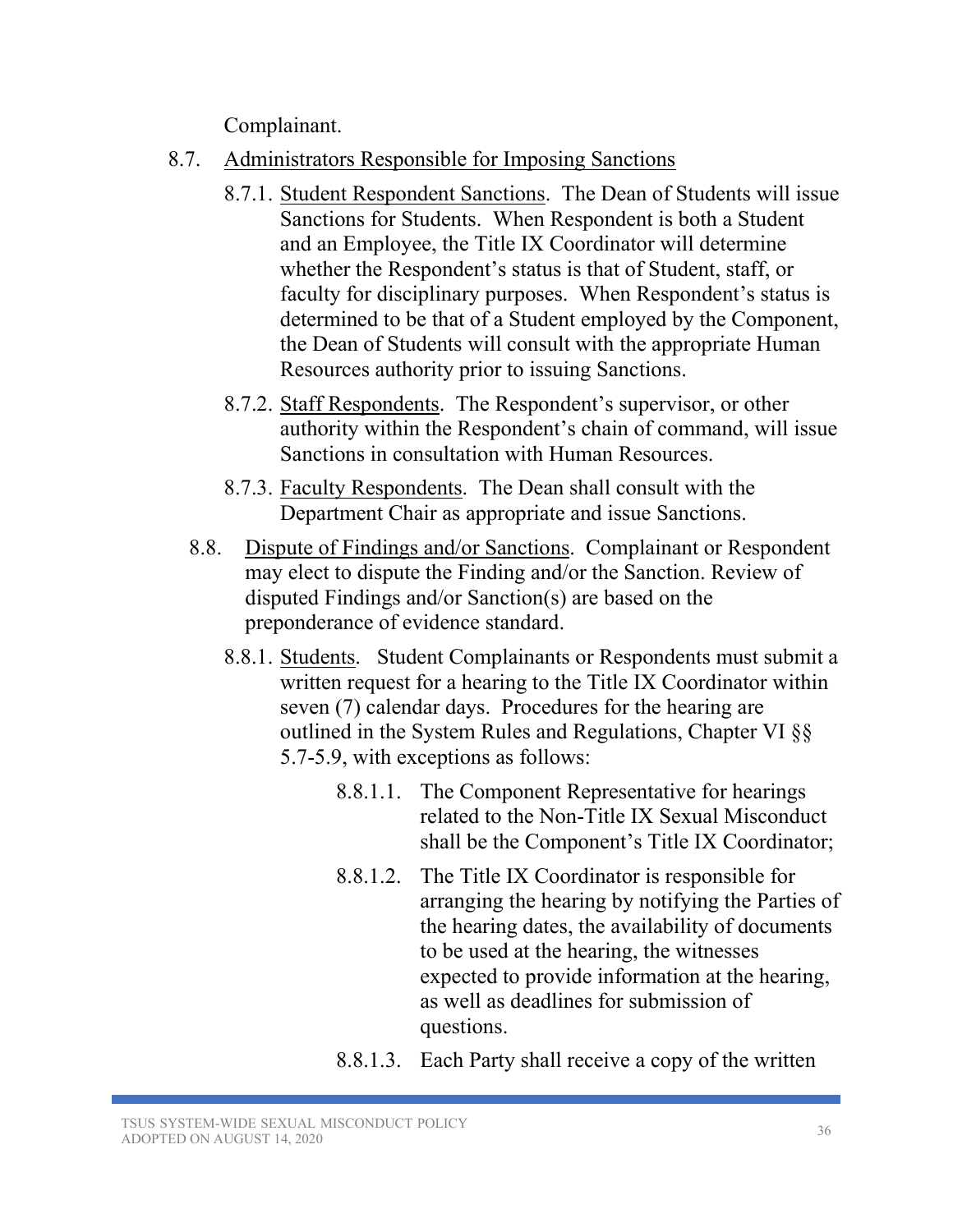Complainant.

8.7. <u>Administrators Responsible for Imposing Sanctions</u>

8.7.1. <u>Student Respondent Sanctions</u>. The Dean of Students will issue Sanctions for Students. When Respondent is both a Student and an Employee, the Title IX Coordinator will determine whether the Respondent's status is that of Student, staff, or faculty for disciplinary purposes. When Respondent's status is determined to be that of a Student employed by the Component, the Dean of Students will consult with the appropriate Human Resources authority prior to issuing Sanctions.

8.7.2. <u>Staff Respondents</u>. The Respondent's supervisor, or other authority within the Respondent's chain of command, will issue Sanctions in consultation with Human Resources.

8.7.3. <u>Faculty Respondents</u>. The Dean shall consult with the Department Chair as appropriate and issue Sanctions.

8.8. <u>Dispute of Findings and/or Sanctions</u>. Complainant or Respondent may elect to dispute the Finding and/or the Sanction. Review of disputed Findings and/or Sanction(s) are based on the preponderance of evidence standard.

8.8.1. <u>Students</u>. Student Complainants or Respondents must submit a written request for a hearing to the Title IX Coordinator within seven (7) calendar days. Procedures for the hearing are outlined in the System Rules and Regulations, Chapter VI §§ 5.7-5.9, with exceptions as follows:

8.8.1.1. The Component Representative for hearings related to the Non-Title IX Sexual Misconduct shall be the Component's Title IX Coordinator;

8.8.1.2. The Title IX Coordinator is responsible for arranging the hearing by notifying the Parties of the hearing dates, the availability of documents to be used at the hearing, the witnesses expected to provide information at the hearing, as well as deadlines for submission of questions.

8.8.1.3. Each Party shall receive a copy of the written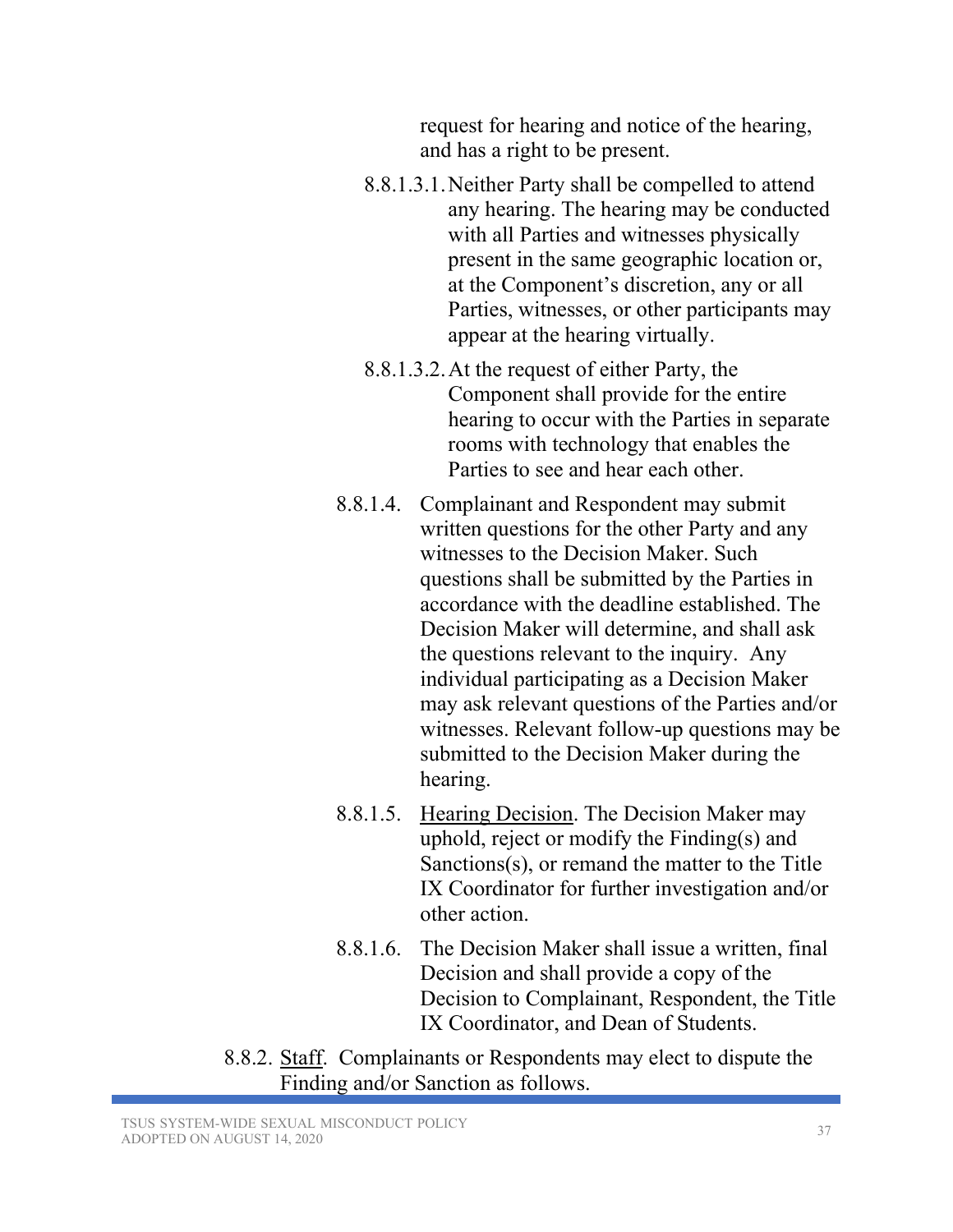request for hearing and notice of the hearing, and has a right to be present.

8.8.1.3.1. Neither Party shall be compelled to attend any hearing. The hearing may be conducted with all Parties and witnesses physically present in the same geographic location or, at the Component's discretion, any or all Parties, witnesses, or other participants may appear at the hearing virtually.

8.8.1.3.2. At the request of either Party, the Component shall provide for the entire hearing to occur with the Parties in separate rooms with technology that enables the Parties to see and hear each other.

8.8.1.4. Complainant and Respondent may submit written questions for the other Party and any witnesses to the Decision Maker. Such questions shall be submitted by the Parties in accordance with the deadline established. The Decision Maker will determine, and shall ask the questions relevant to the inquiry. Any individual participating as a Decision Maker may ask relevant questions of the Parties and/or witnesses. Relevant follow-up questions may be submitted to the Decision Maker during the hearing.

8.8.1.5. <u>Hearing Decision</u>. The Decision Maker may uphold, reject or modify the Finding(s) and Sanctions(s), or remand the matter to the Title IX Coordinator for further investigation and/or other action.

8.8.1.6. The Decision Maker shall issue a written, final Decision and shall provide a copy of the Decision to Complainant, Respondent, the Title IX Coordinator, and Dean of Students.

8.8.2. <u>Staff</u>. Complainants or Respondents may elect to dispute the Finding and/or Sanction as follows.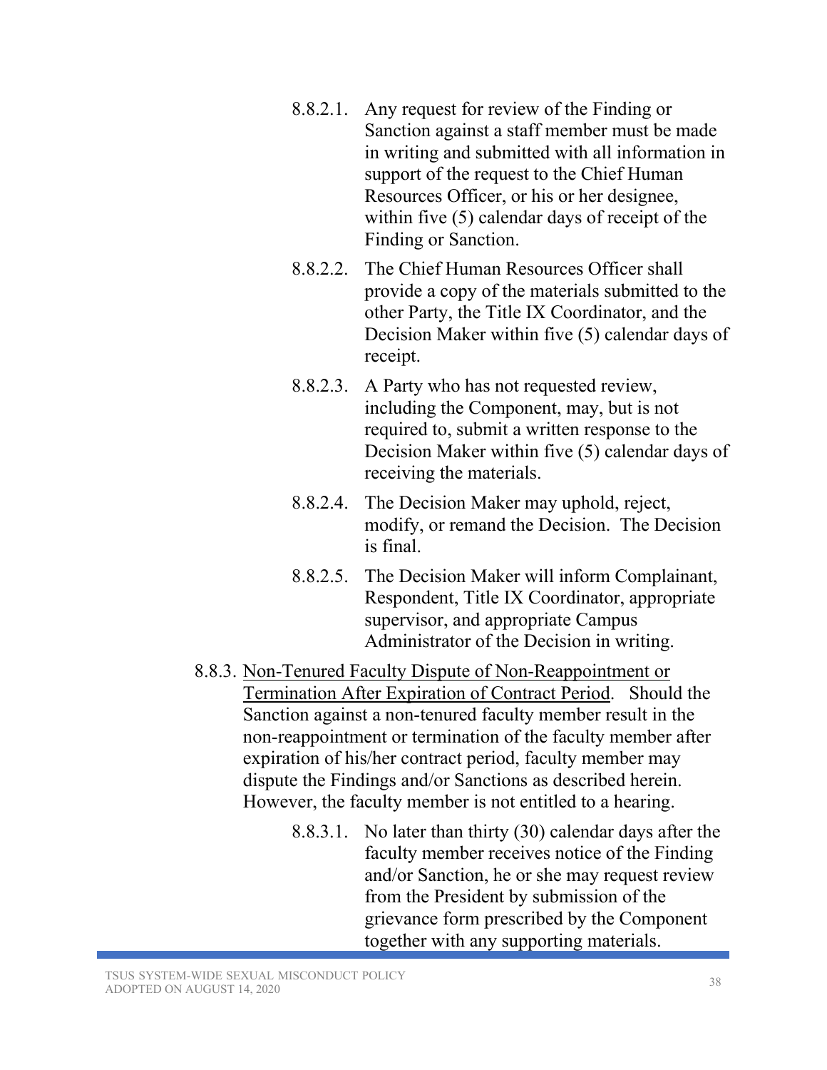- 8.8.2.1. Any request for review of the Finding or Sanction against a staff member must be made in writing and submitted with all information in support of the request to the Chief Human Resources Officer, or his or her designee, within five (5) calendar days of receipt of the Finding or Sanction.
- 8.8.2.2. The Chief Human Resources Officer shall provide a copy of the materials submitted to the other Party, the Title IX Coordinator, and the Decision Maker within five (5) calendar days of receipt.
- 8.8.2.3. A Party who has not requested review, including the Component, may, but is not required to, submit a written response to the Decision Maker within five (5) calendar days of receiving the materials.
- 8.8.2.4. The Decision Maker may uphold, reject, modify, or remand the Decision. The Decision is final.
- 8.8.2.5. The Decision Maker will inform Complainant, Respondent, Title IX Coordinator, appropriate supervisor, and appropriate Campus Administrator of the Decision in writing.

8.8.3. <u>Non-Tenured Faculty Dispute of Non-Reappointment or Termination After Expiration of Contract Period</u>. Should the Sanction against a non-tenured faculty member result in the non-reappointment or termination of the faculty member after expiration of his/her contract period, faculty member may dispute the Findings and/or Sanctions as described herein. However, the faculty member is not entitled to a hearing.

- 8.8.3.1. No later than thirty (30) calendar days after the faculty member receives notice of the Finding and/or Sanction, he or she may request review from the President by submission of the grievance form prescribed by the Component together with any supporting materials.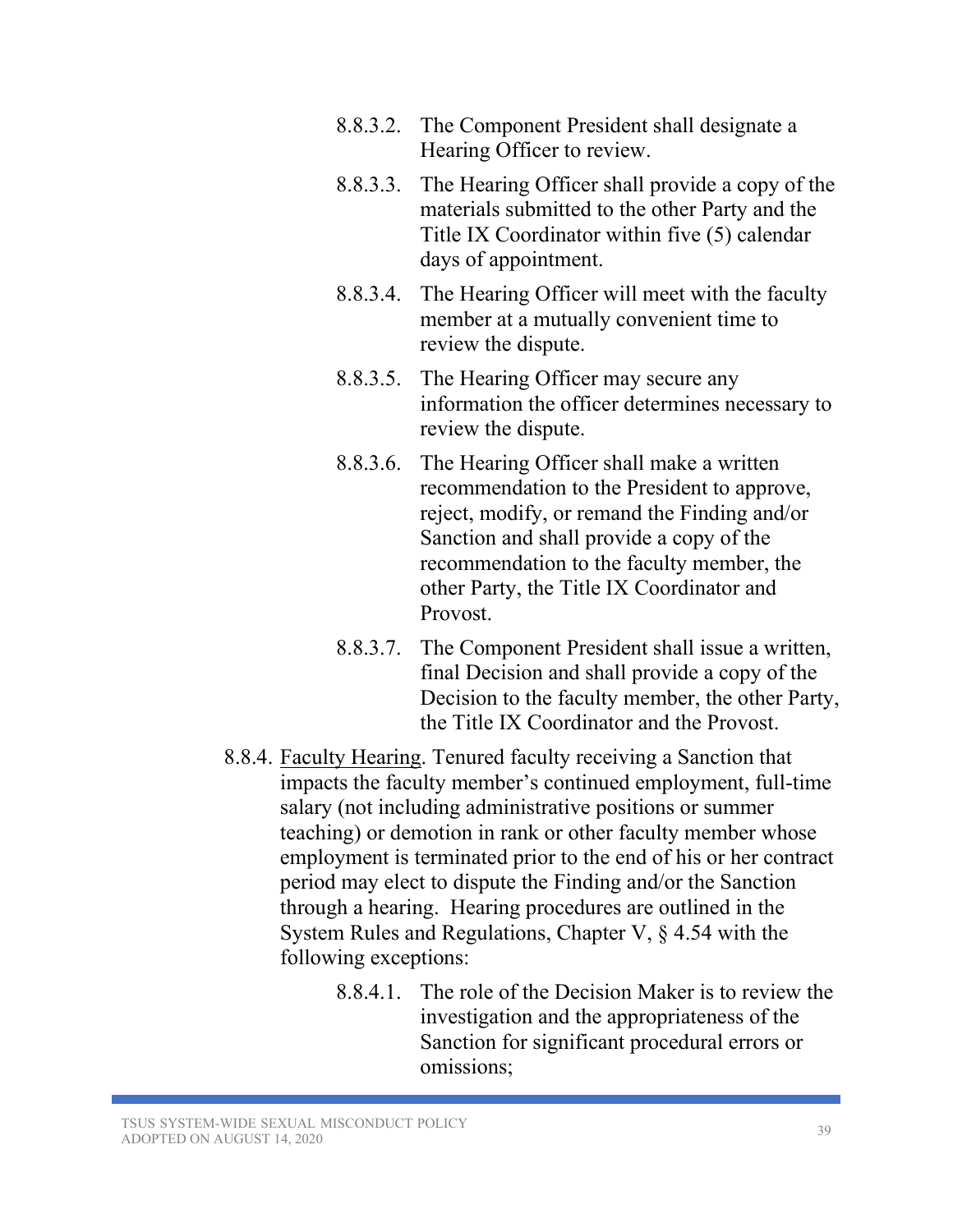- 8.8.3.2. The Component President shall designate a Hearing Officer to review.
- 8.8.3.3. The Hearing Officer shall provide a copy of the materials submitted to the other Party and the Title IX Coordinator within five (5) calendar days of appointment.
- 8.8.3.4. The Hearing Officer will meet with the faculty member at a mutually convenient time to review the dispute.
- 8.8.3.5. The Hearing Officer may secure any information the officer determines necessary to review the dispute.
- 8.8.3.6. The Hearing Officer shall make a written recommendation to the President to approve, reject, modify, or remand the Finding and/or Sanction and shall provide a copy of the recommendation to the faculty member, the other Party, the Title IX Coordinator and Provost.
- 8.8.3.7. The Component President shall issue a written, final Decision and shall provide a copy of the Decision to the faculty member, the other Party, the Title IX Coordinator and the Provost.

8.8.4. <u>Faculty Hearing</u>. Tenured faculty receiving a Sanction that impacts the faculty member's continued employment, full-time salary (not including administrative positions or summer teaching) or demotion in rank or other faculty member whose employment is terminated prior to the end of his or her contract period may elect to dispute the Finding and/or the Sanction through a hearing. Hearing procedures are outlined in the System Rules and Regulations, Chapter V, § 4.54 with the following exceptions:

- 8.8.4.1. The role of the Decision Maker is to review the investigation and the appropriateness of the Sanction for significant procedural errors or omissions;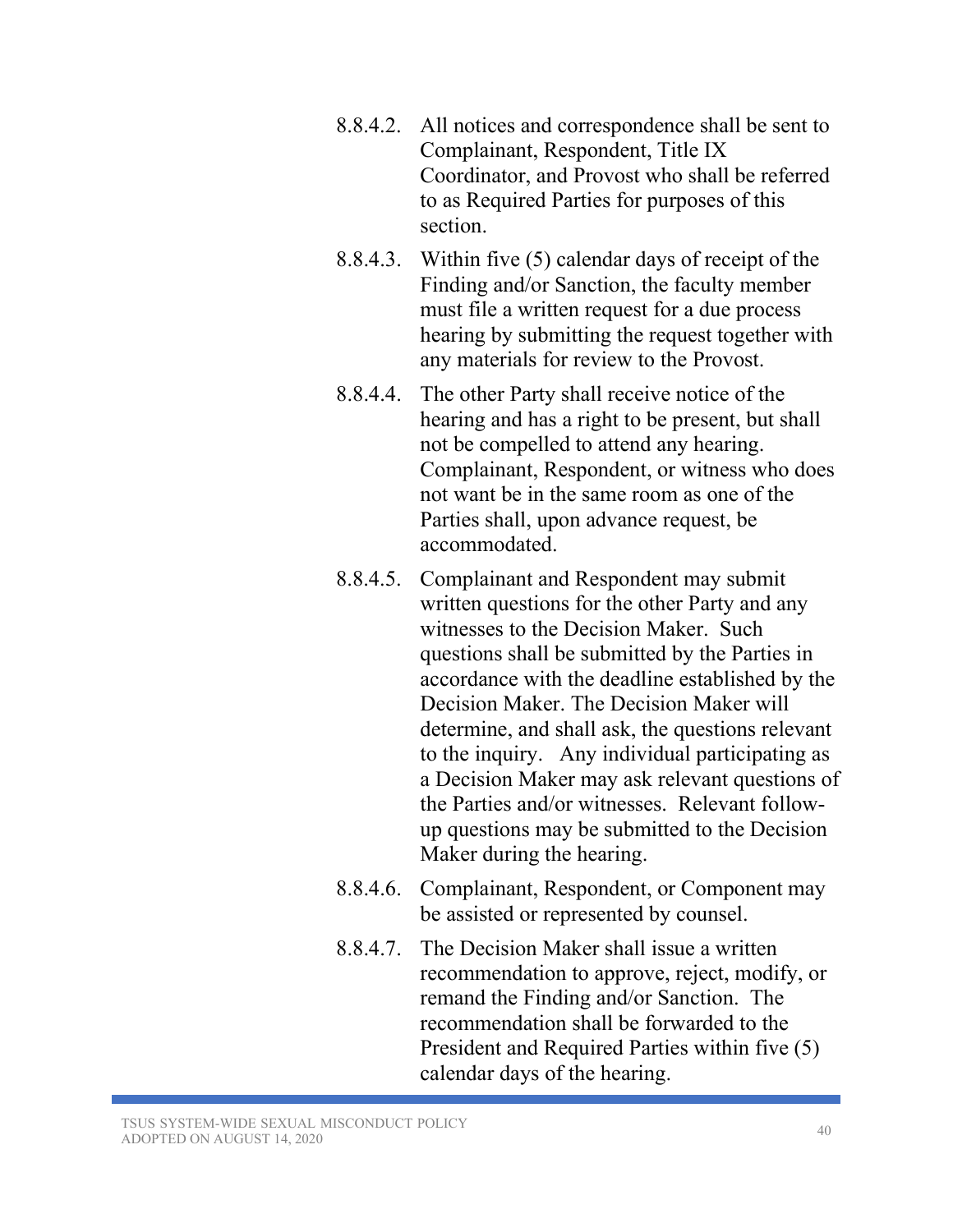8.8.4.2. All notices and correspondence shall be sent to Complainant, Respondent, Title IX Coordinator, and Provost who shall be referred to as Required Parties for purposes of this section.

8.8.4.3. Within five (5) calendar days of receipt of the Finding and/or Sanction, the faculty member must file a written request for a due process hearing by submitting the request together with any materials for review to the Provost.

8.8.4.4. The other Party shall receive notice of the hearing and has a right to be present, but shall not be compelled to attend any hearing. Complainant, Respondent, or witness who does not want be in the same room as one of the Parties shall, upon advance request, be accommodated.

8.8.4.5. Complainant and Respondent may submit written questions for the other Party and any witnesses to the Decision Maker. Such questions shall be submitted by the Parties in accordance with the deadline established by the Decision Maker. The Decision Maker will determine, and shall ask, the questions relevant to the inquiry. Any individual participating as a Decision Maker may ask relevant questions of the Parties and/or witnesses. Relevant follow-up questions may be submitted to the Decision Maker during the hearing.

8.8.4.6. Complainant, Respondent, or Component may be assisted or represented by counsel.

8.8.4.7. The Decision Maker shall issue a written recommendation to approve, reject, modify, or remand the Finding and/or Sanction. The recommendation shall be forwarded to the President and Required Parties within five (5) calendar days of the hearing.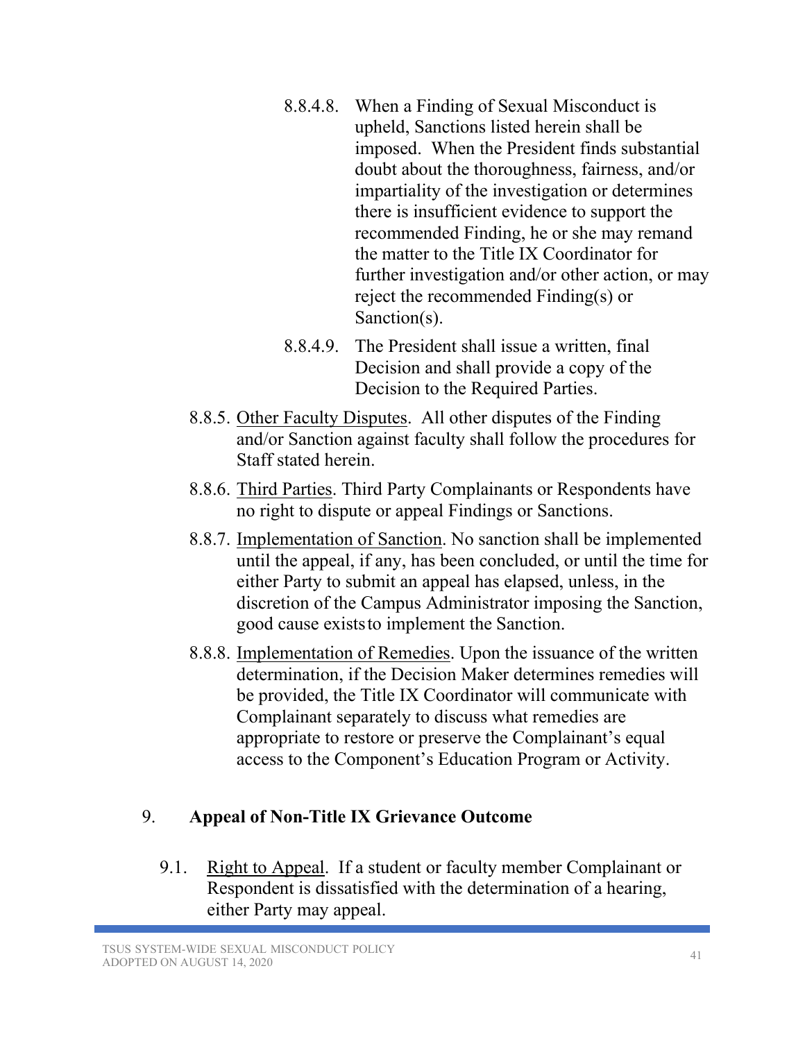8.8.4.8. When a Finding of Sexual Misconduct is upheld, Sanctions listed herein shall be imposed. When the President finds substantial doubt about the thoroughness, fairness, and/or impartiality of the investigation or determines there is insufficient evidence to support the recommended Finding, he or she may remand the matter to the Title IX Coordinator for further investigation and/or other action, or may reject the recommended Finding(s) or Sanction(s).

8.8.4.9. The President shall issue a written, final Decision and shall provide a copy of the Decision to the Required Parties.

8.8.5. Other Faculty Disputes. All other disputes of the Finding and/or Sanction against faculty shall follow the procedures for Staff stated herein.

8.8.6. Third Parties. Third Party Complainants or Respondents have no right to dispute or appeal Findings or Sanctions.

8.8.7. Implementation of Sanction. No sanction shall be implemented until the appeal, if any, has been concluded, or until the time for either Party to submit an appeal has elapsed, unless, in the discretion of the Campus Administrator imposing the Sanction, good cause exists to implement the Sanction.

8.8.8. Implementation of Remedies. Upon the issuance of the written determination, if the Decision Maker determines remedies will be provided, the Title IX Coordinator will communicate with Complainant separately to discuss what remedies are appropriate to restore or preserve the Complainant's equal access to the Component's Education Program or Activity.

## 9. Appeal of Non-Title IX Grievance Outcome

9.1. Right to Appeal. If a student or faculty member Complainant or Respondent is dissatisfied with the determination of a hearing, either Party may appeal.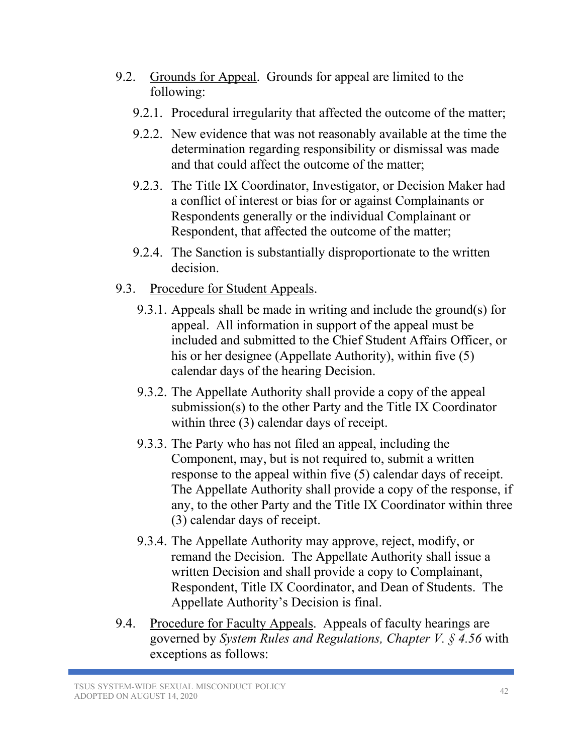9.2. Grounds for Appeal. Grounds for appeal are limited to the following:

9.2.1. Procedural irregularity that affected the outcome of the matter;

9.2.2. New evidence that was not reasonably available at the time the determination regarding responsibility or dismissal was made and that could affect the outcome of the matter;

9.2.3. The Title IX Coordinator, Investigator, or Decision Maker had a conflict of interest or bias for or against Complainants or Respondents generally or the individual Complainant or Respondent, that affected the outcome of the matter;

9.2.4. The Sanction is substantially disproportionate to the written decision.

9.3. Procedure for Student Appeals.

9.3.1. Appeals shall be made in writing and include the ground(s) for appeal. All information in support of the appeal must be included and submitted to the Chief Student Affairs Officer, or his or her designee (Appellate Authority), within five (5) calendar days of the hearing Decision.

9.3.2. The Appellate Authority shall provide a copy of the appeal submission(s) to the other Party and the Title IX Coordinator within three (3) calendar days of receipt.

9.3.3. The Party who has not filed an appeal, including the Component, may, but is not required to, submit a written response to the appeal within five (5) calendar days of receipt. The Appellate Authority shall provide a copy of the response, if any, to the other Party and the Title IX Coordinator within three (3) calendar days of receipt.

9.3.4. The Appellate Authority may approve, reject, modify, or remand the Decision. The Appellate Authority shall issue a written Decision and shall provide a copy to Complainant, Respondent, Title IX Coordinator, and Dean of Students. The Appellate Authority's Decision is final.

9.4. Procedure for Faculty Appeals. Appeals of faculty hearings are governed by *System Rules and Regulations, Chapter V. § 4.56* with exceptions as follows: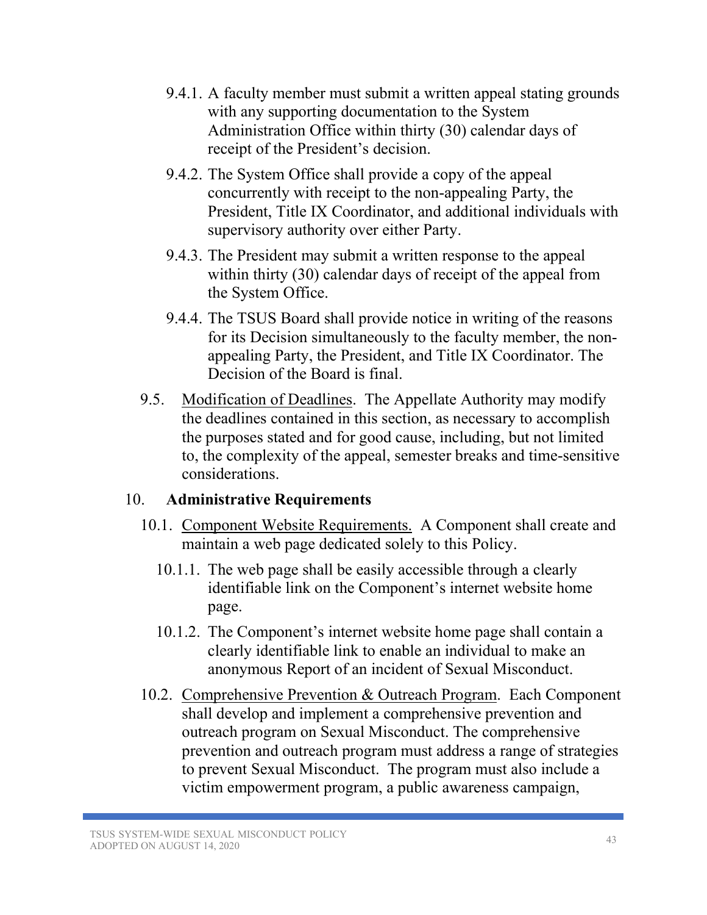9.4.1. A faculty member must submit a written appeal stating grounds with any supporting documentation to the System Administration Office within thirty (30) calendar days of receipt of the President's decision.

9.4.2. The System Office shall provide a copy of the appeal concurrently with receipt to the non-appealing Party, the President, Title IX Coordinator, and additional individuals with supervisory authority over either Party.

9.4.3. The President may submit a written response to the appeal within thirty (30) calendar days of receipt of the appeal from the System Office.

9.4.4. The TSUS Board shall provide notice in writing of the reasons for its Decision simultaneously to the faculty member, the non-appealing Party, the President, and Title IX Coordinator. The Decision of the Board is final.

9.5. Modification of Deadlines. The Appellate Authority may modify the deadlines contained in this section, as necessary to accomplish the purposes stated and for good cause, including, but not limited to, the complexity of the appeal, semester breaks and time-sensitive considerations.

## 10. Administrative Requirements

10.1. Component Website Requirements. A Component shall create and maintain a web page dedicated solely to this Policy.

10.1.1. The web page shall be easily accessible through a clearly identifiable link on the Component's internet website home page.

10.1.2. The Component's internet website home page shall contain a clearly identifiable link to enable an individual to make an anonymous Report of an incident of Sexual Misconduct.

10.2. Comprehensive Prevention & Outreach Program. Each Component shall develop and implement a comprehensive prevention and outreach program on Sexual Misconduct. The comprehensive prevention and outreach program must address a range of strategies to prevent Sexual Misconduct. The program must also include a victim empowerment program, a public awareness campaign,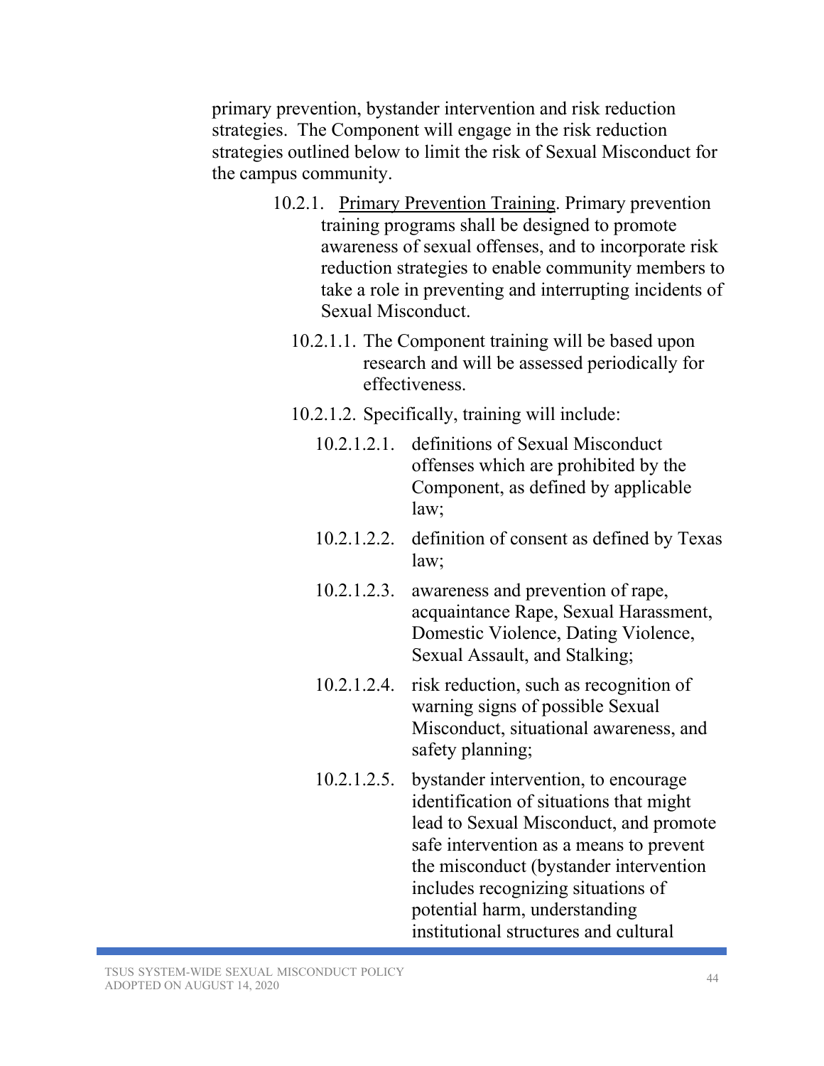primary prevention, bystander intervention and risk reduction strategies. The Component will engage in the risk reduction strategies outlined below to limit the risk of Sexual Misconduct for the campus community.

10.2.1. Primary Prevention Training. Primary prevention training programs shall be designed to promote awareness of sexual offenses, and to incorporate risk reduction strategies to enable community members to take a role in preventing and interrupting incidents of Sexual Misconduct.

10.2.1.1. The Component training will be based upon research and will be assessed periodically for effectiveness.

10.2.1.2. Specifically, training will include:

10.2.1.2.1. definitions of Sexual Misconduct offenses which are prohibited by the Component, as defined by applicable law;

10.2.1.2.2. definition of consent as defined by Texas law;

10.2.1.2.3. awareness and prevention of rape, acquaintance Rape, Sexual Harassment, Domestic Violence, Dating Violence, Sexual Assault, and Stalking;

10.2.1.2.4. risk reduction, such as recognition of warning signs of possible Sexual Misconduct, situational awareness, and safety planning;

10.2.1.2.5. bystander intervention, to encourage identification of situations that might lead to Sexual Misconduct, and promote safe intervention as a means to prevent the misconduct (bystander intervention includes recognizing situations of potential harm, understanding institutional structures and cultural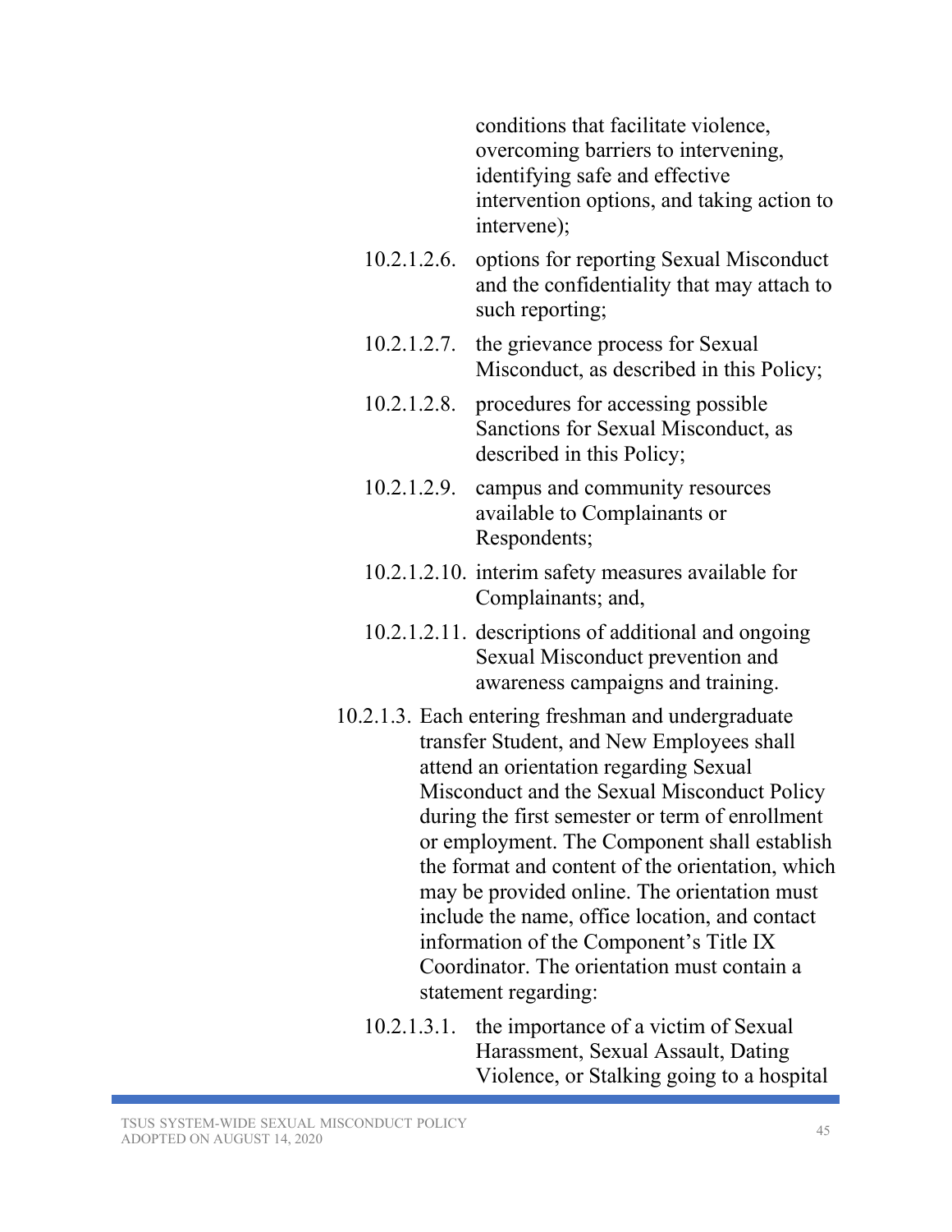conditions that facilitate violence, overcoming barriers to intervening, identifying safe and effective intervention options, and taking action to intervene);

10.2.1.2.6. options for reporting Sexual Misconduct and the confidentiality that may attach to such reporting;

10.2.1.2.7. the grievance process for Sexual Misconduct, as described in this Policy;

10.2.1.2.8. procedures for accessing possible Sanctions for Sexual Misconduct, as described in this Policy;

10.2.1.2.9. campus and community resources available to Complainants or Respondents;

10.2.1.2.10. interim safety measures available for Complainants; and,

10.2.1.2.11. descriptions of additional and ongoing Sexual Misconduct prevention and awareness campaigns and training.

10.2.1.3. Each entering freshman and undergraduate transfer Student, and New Employees shall attend an orientation regarding Sexual Misconduct and the Sexual Misconduct Policy during the first semester or term of enrollment or employment. The Component shall establish the format and content of the orientation, which may be provided online. The orientation must include the name, office location, and contact information of the Component's Title IX Coordinator. The orientation must contain a statement regarding:

10.2.1.3.1. the importance of a victim of Sexual Harassment, Sexual Assault, Dating Violence, or Stalking going to a hospital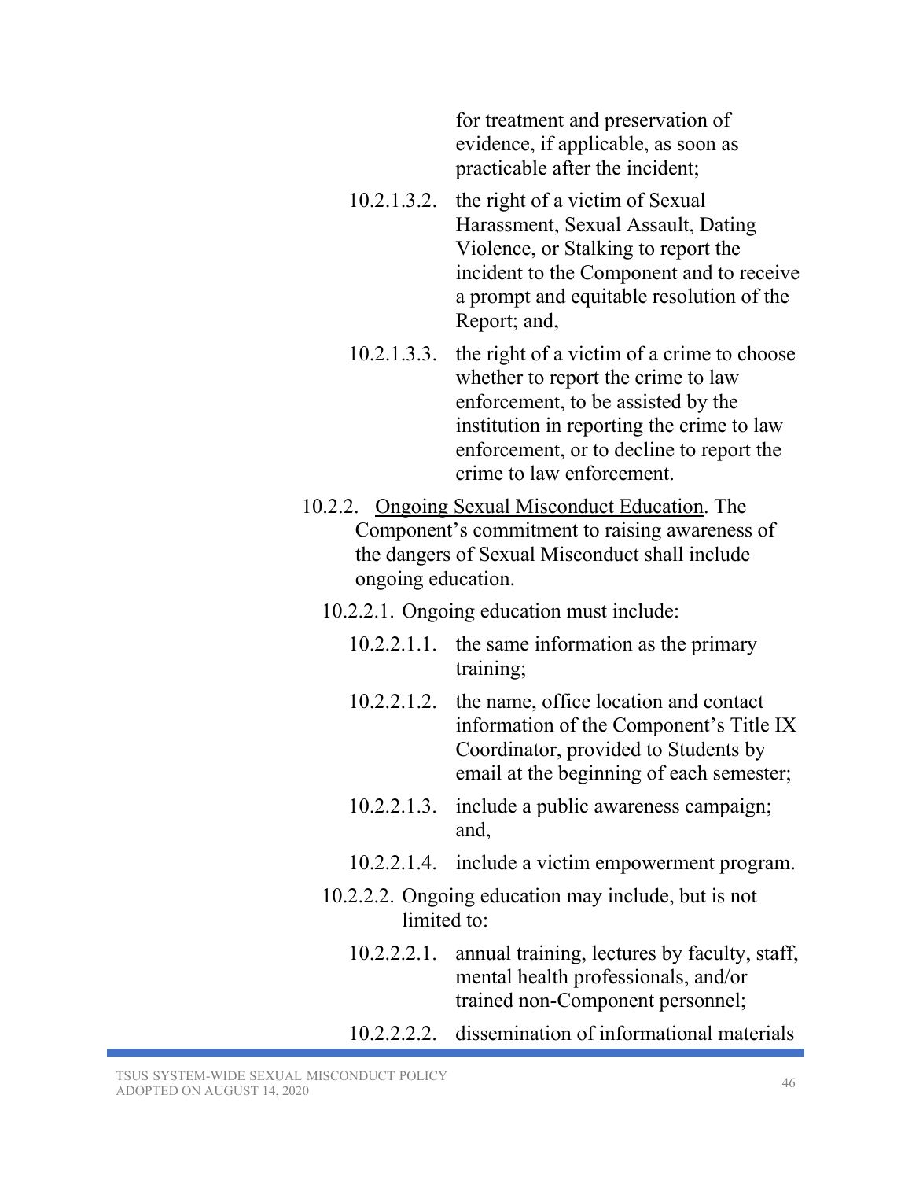for treatment and preservation of evidence, if applicable, as soon as practicable after the incident;

10.2.1.3.2. the right of a victim of Sexual Harassment, Sexual Assault, Dating Violence, or Stalking to report the incident to the Component and to receive a prompt and equitable resolution of the Report; and,

10.2.1.3.3. the right of a victim of a crime to choose whether to report the crime to law enforcement, to be assisted by the institution in reporting the crime to law enforcement, or to decline to report the crime to law enforcement.

10.2.2. Ongoing Sexual Misconduct Education. The Component's commitment to raising awareness of the dangers of Sexual Misconduct shall include ongoing education.

10.2.2.1. Ongoing education must include:

10.2.2.1.1. the same information as the primary training;

10.2.2.1.2. the name, office location and contact information of the Component's Title IX Coordinator, provided to Students by email at the beginning of each semester;

10.2.2.1.3. include a public awareness campaign; and,

10.2.2.1.4. include a victim empowerment program.

10.2.2.2. Ongoing education may include, but is not limited to:

10.2.2.2.1. annual training, lectures by faculty, staff, mental health professionals, and/or trained non-Component personnel;

10.2.2.2.2. dissemination of informational materials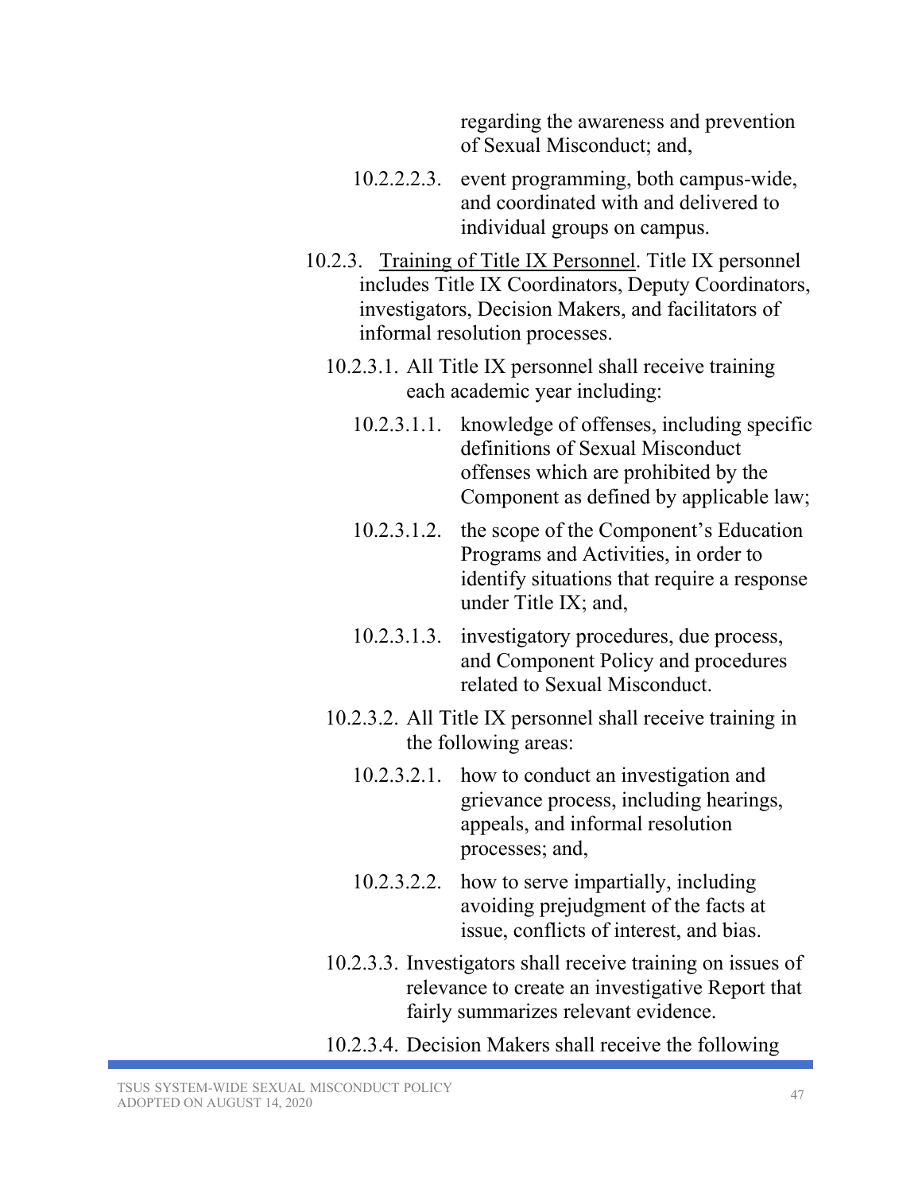regarding the awareness and prevention of Sexual Misconduct; and,

10.2.2.2.3. event programming, both campus-wide, and coordinated with and delivered to individual groups on campus.

10.2.3. Training of Title IX Personnel. Title IX personnel includes Title IX Coordinators, Deputy Coordinators, investigators, Decision Makers, and facilitators of informal resolution processes.

10.2.3.1. All Title IX personnel shall receive training each academic year including:

10.2.3.1.1. knowledge of offenses, including specific definitions of Sexual Misconduct offenses which are prohibited by the Component as defined by applicable law;

10.2.3.1.2. the scope of the Component's Education Programs and Activities, in order to identify situations that require a response under Title IX; and,

10.2.3.1.3. investigatory procedures, due process, and Component Policy and procedures related to Sexual Misconduct.

10.2.3.2. All Title IX personnel shall receive training in the following areas:

10.2.3.2.1. how to conduct an investigation and grievance process, including hearings, appeals, and informal resolution processes; and,

10.2.3.2.2. how to serve impartially, including avoiding prejudgment of the facts at issue, conflicts of interest, and bias.

10.2.3.3. Investigators shall receive training on issues of relevance to create an investigative Report that fairly summarizes relevant evidence.

10.2.3.4. Decision Makers shall receive the following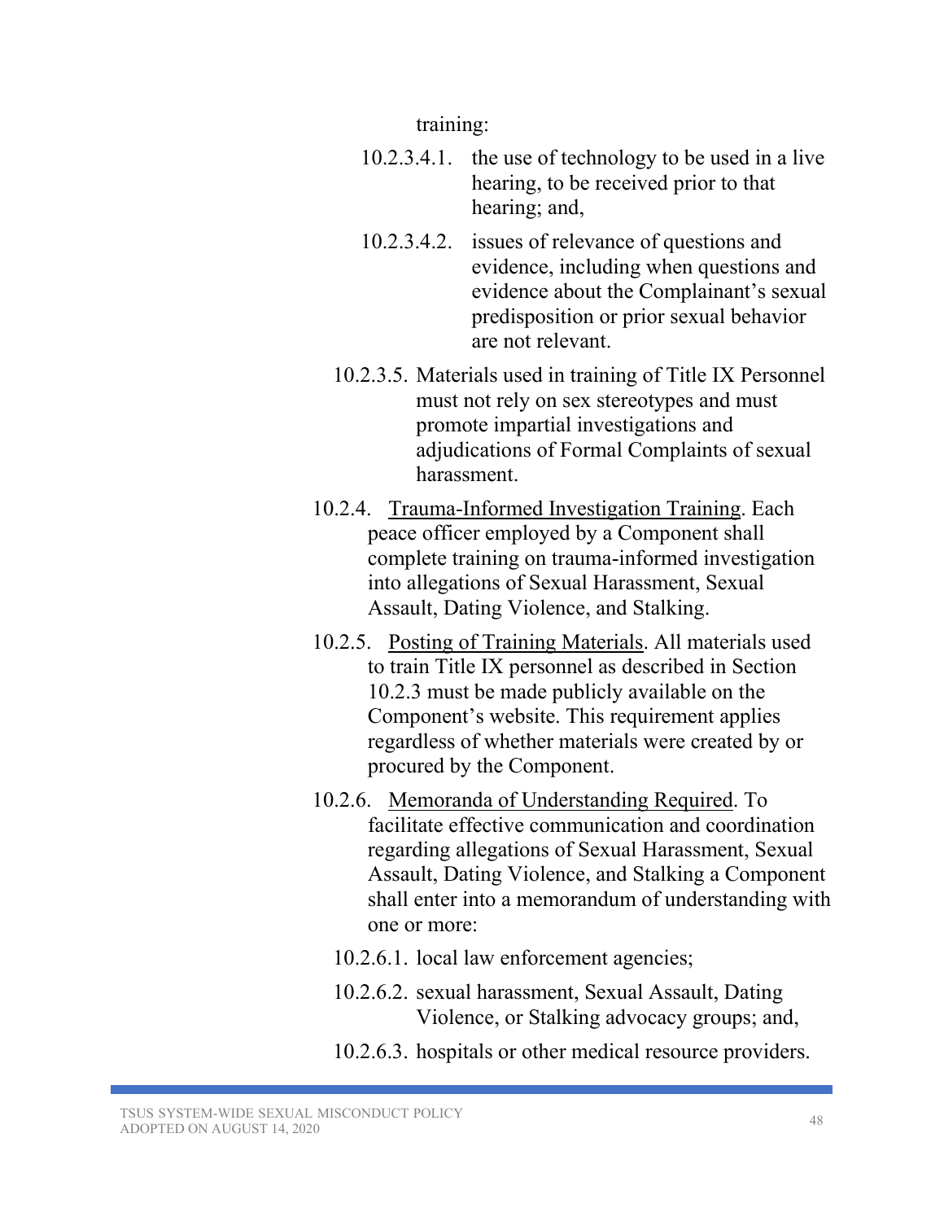training:

10.2.3.4.1. the use of technology to be used in a live hearing, to be received prior to that hearing; and,

10.2.3.4.2. issues of relevance of questions and evidence, including when questions and evidence about the Complainant's sexual predisposition or prior sexual behavior are not relevant.

10.2.3.5. Materials used in training of Title IX Personnel must not rely on sex stereotypes and must promote impartial investigations and adjudications of Formal Complaints of sexual harassment.

10.2.4. <u>Trauma-Informed Investigation Training</u>. Each peace officer employed by a Component shall complete training on trauma-informed investigation into allegations of Sexual Harassment, Sexual Assault, Dating Violence, and Stalking.

10.2.5. <u>Posting of Training Materials</u>. All materials used to train Title IX personnel as described in Section 10.2.3 must be made publicly available on the Component's website. This requirement applies regardless of whether materials were created by or procured by the Component.

10.2.6. <u>Memoranda of Understanding Required</u>. To facilitate effective communication and coordination regarding allegations of Sexual Harassment, Sexual Assault, Dating Violence, and Stalking a Component shall enter into a memorandum of understanding with one or more:

10.2.6.1. local law enforcement agencies;

10.2.6.2. sexual harassment, Sexual Assault, Dating Violence, or Stalking advocacy groups; and,

10.2.6.3. hospitals or other medical resource providers.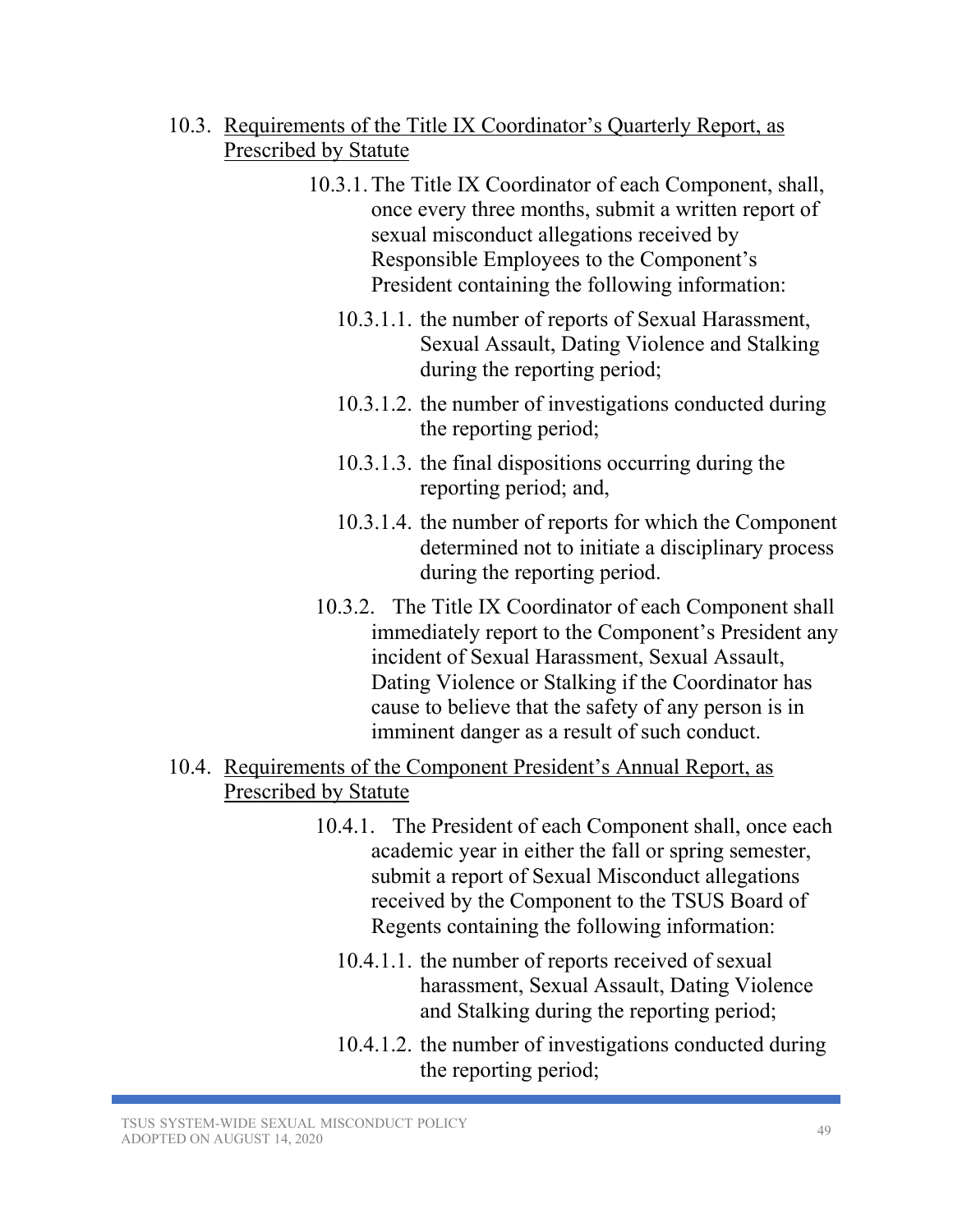10.3. <u>Requirements of the Title IX Coordinator's Quarterly Report, as Prescribed by Statute</u>

10.3.1. The Title IX Coordinator of each Component, shall, once every three months, submit a written report of sexual misconduct allegations received by Responsible Employees to the Component's President containing the following information:

10.3.1.1. the number of reports of Sexual Harassment, Sexual Assault, Dating Violence and Stalking during the reporting period;

10.3.1.2. the number of investigations conducted during the reporting period;

10.3.1.3. the final dispositions occurring during the reporting period; and,

10.3.1.4. the number of reports for which the Component determined not to initiate a disciplinary process during the reporting period.

10.3.2. The Title IX Coordinator of each Component shall immediately report to the Component's President any incident of Sexual Harassment, Sexual Assault, Dating Violence or Stalking if the Coordinator has cause to believe that the safety of any person is in imminent danger as a result of such conduct.

10.4. <u>Requirements of the Component President's Annual Report, as Prescribed by Statute</u>

10.4.1. The President of each Component shall, once each academic year in either the fall or spring semester, submit a report of Sexual Misconduct allegations received by the Component to the TSUS Board of Regents containing the following information:

10.4.1.1. the number of reports received of sexual harassment, Sexual Assault, Dating Violence and Stalking during the reporting period;

10.4.1.2. the number of investigations conducted during the reporting period;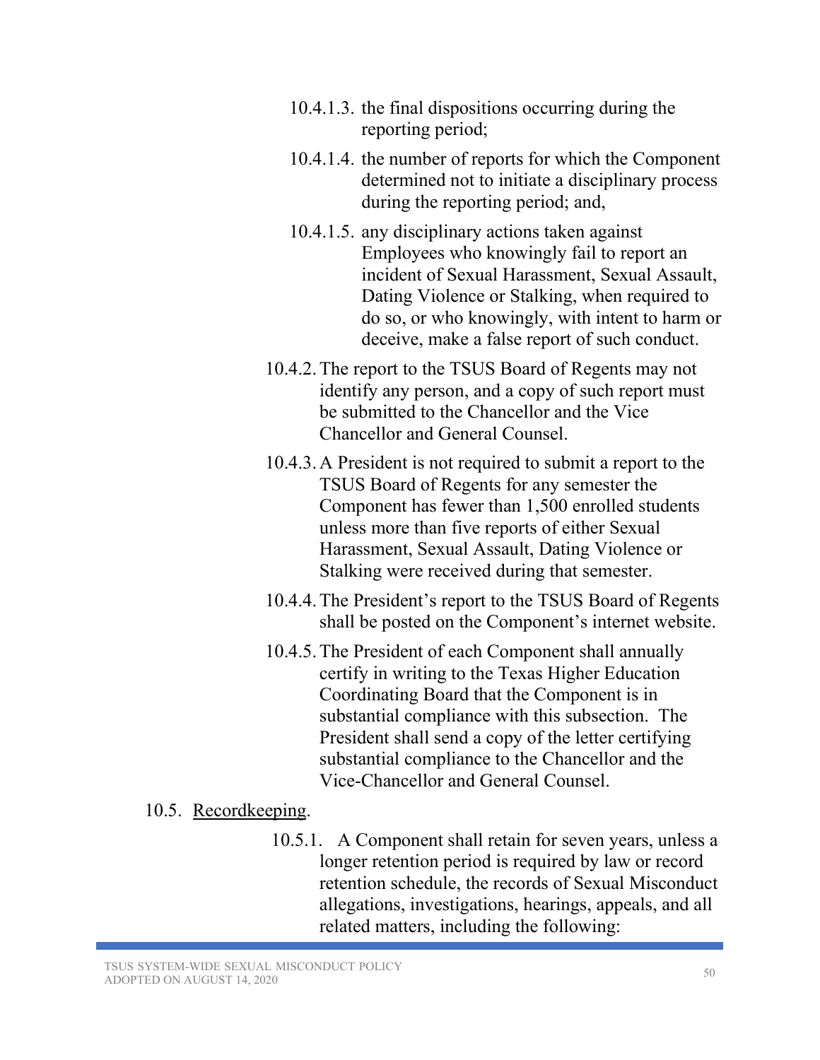10.4.1.3. the final dispositions occurring during the reporting period;

10.4.1.4. the number of reports for which the Component determined not to initiate a disciplinary process during the reporting period; and,

10.4.1.5. any disciplinary actions taken against Employees who knowingly fail to report an incident of Sexual Harassment, Sexual Assault, Dating Violence or Stalking, when required to do so, or who knowingly, with intent to harm or deceive, make a false report of such conduct.

10.4.2. The report to the TSUS Board of Regents may not identify any person, and a copy of such report must be submitted to the Chancellor and the Vice Chancellor and General Counsel.

10.4.3. A President is not required to submit a report to the TSUS Board of Regents for any semester the Component has fewer than 1,500 enrolled students unless more than five reports of either Sexual Harassment, Sexual Assault, Dating Violence or Stalking were received during that semester.

10.4.4. The President's report to the TSUS Board of Regents shall be posted on the Component's internet website.

10.4.5. The President of each Component shall annually certify in writing to the Texas Higher Education Coordinating Board that the Component is in substantial compliance with this subsection. The President shall send a copy of the letter certifying substantial compliance to the Chancellor and the Vice-Chancellor and General Counsel.

10.5. <u>Recordkeeping</u>.

10.5.1. A Component shall retain for seven years, unless a longer retention period is required by law or record retention schedule, the records of Sexual Misconduct allegations, investigations, hearings, appeals, and all related matters, including the following: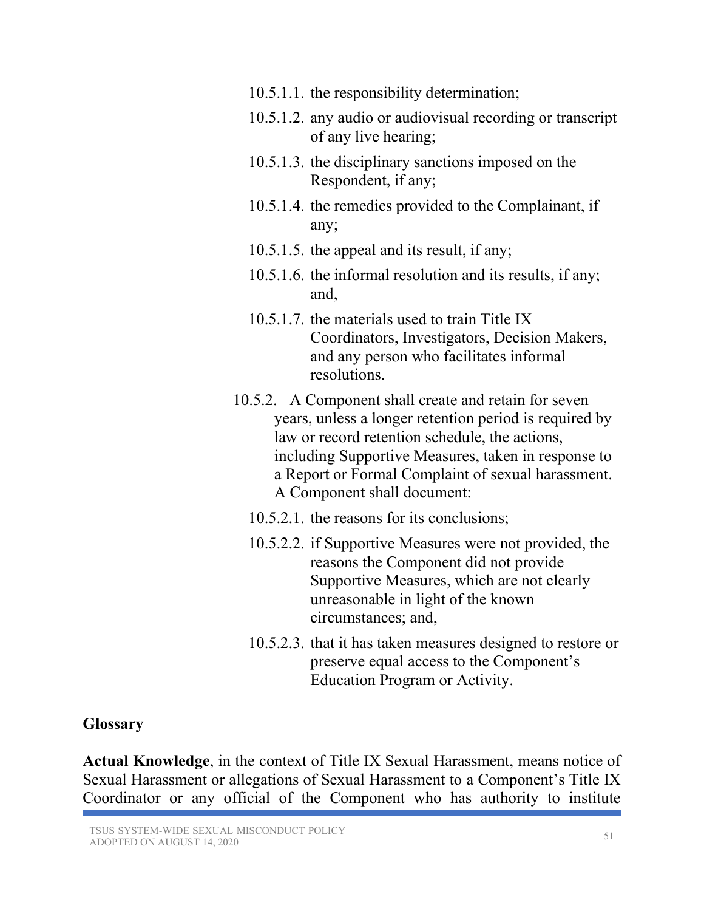10.5.1.1. the responsibility determination;

10.5.1.2. any audio or audiovisual recording or transcript of any live hearing;

10.5.1.3. the disciplinary sanctions imposed on the Respondent, if any;

10.5.1.4. the remedies provided to the Complainant, if any;

10.5.1.5. the appeal and its result, if any;

10.5.1.6. the informal resolution and its results, if any; and,

10.5.1.7. the materials used to train Title IX Coordinators, Investigators, Decision Makers, and any person who facilitates informal resolutions.

10.5.2. A Component shall create and retain for seven years, unless a longer retention period is required by law or record retention schedule, the actions, including Supportive Measures, taken in response to a Report or Formal Complaint of sexual harassment. A Component shall document:

10.5.2.1. the reasons for its conclusions;

10.5.2.2. if Supportive Measures were not provided, the reasons the Component did not provide Supportive Measures, which are not clearly unreasonable in light of the known circumstances; and,

10.5.2.3. that it has taken measures designed to restore or preserve equal access to the Component's Education Program or Activity.

## Glossary

**Actual Knowledge**, in the context of Title IX Sexual Harassment, means notice of Sexual Harassment or allegations of Sexual Harassment to a Component's Title IX Coordinator or any official of the Component who has authority to institute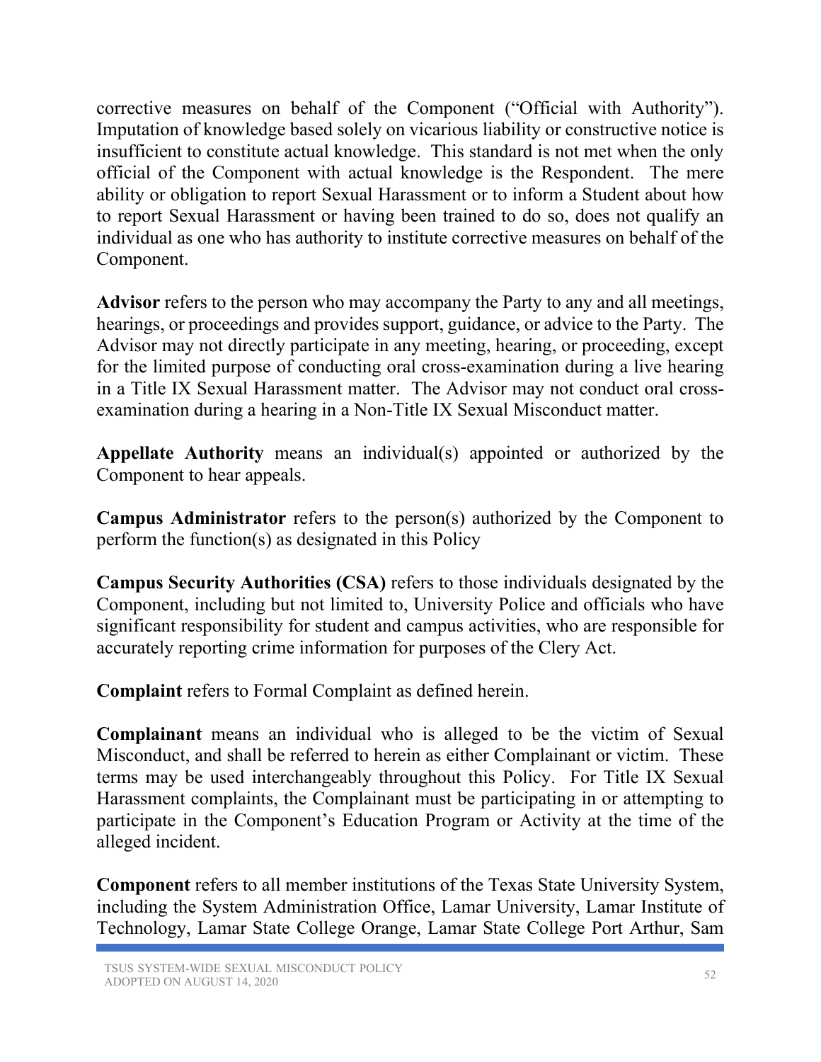corrective measures on behalf of the Component ("Official with Authority"). Imputation of knowledge based solely on vicarious liability or constructive notice is insufficient to constitute actual knowledge. This standard is not met when the only official of the Component with actual knowledge is the Respondent. The mere ability or obligation to report Sexual Harassment or to inform a Student about how to report Sexual Harassment or having been trained to do so, does not qualify an individual as one who has authority to institute corrective measures on behalf of the Component.

**Advisor** refers to the person who may accompany the Party to any and all meetings, hearings, or proceedings and provides support, guidance, or advice to the Party. The Advisor may not directly participate in any meeting, hearing, or proceeding, except for the limited purpose of conducting oral cross-examination during a live hearing in a Title IX Sexual Harassment matter. The Advisor may not conduct oral cross-examination during a hearing in a Non-Title IX Sexual Misconduct matter.

**Appellate Authority** means an individual(s) appointed or authorized by the Component to hear appeals.

**Campus Administrator** refers to the person(s) authorized by the Component to perform the function(s) as designated in this Policy

**Campus Security Authorities (CSA)** refers to those individuals designated by the Component, including but not limited to, University Police and officials who have significant responsibility for student and campus activities, who are responsible for accurately reporting crime information for purposes of the Clery Act.

**Complaint** refers to Formal Complaint as defined herein.

**Complainant** means an individual who is alleged to be the victim of Sexual Misconduct, and shall be referred to herein as either Complainant or victim. These terms may be used interchangeably throughout this Policy. For Title IX Sexual Harassment complaints, the Complainant must be participating in or attempting to participate in the Component's Education Program or Activity at the time of the alleged incident.

**Component** refers to all member institutions of the Texas State University System, including the System Administration Office, Lamar University, Lamar Institute of Technology, Lamar State College Orange, Lamar State College Port Arthur, Sam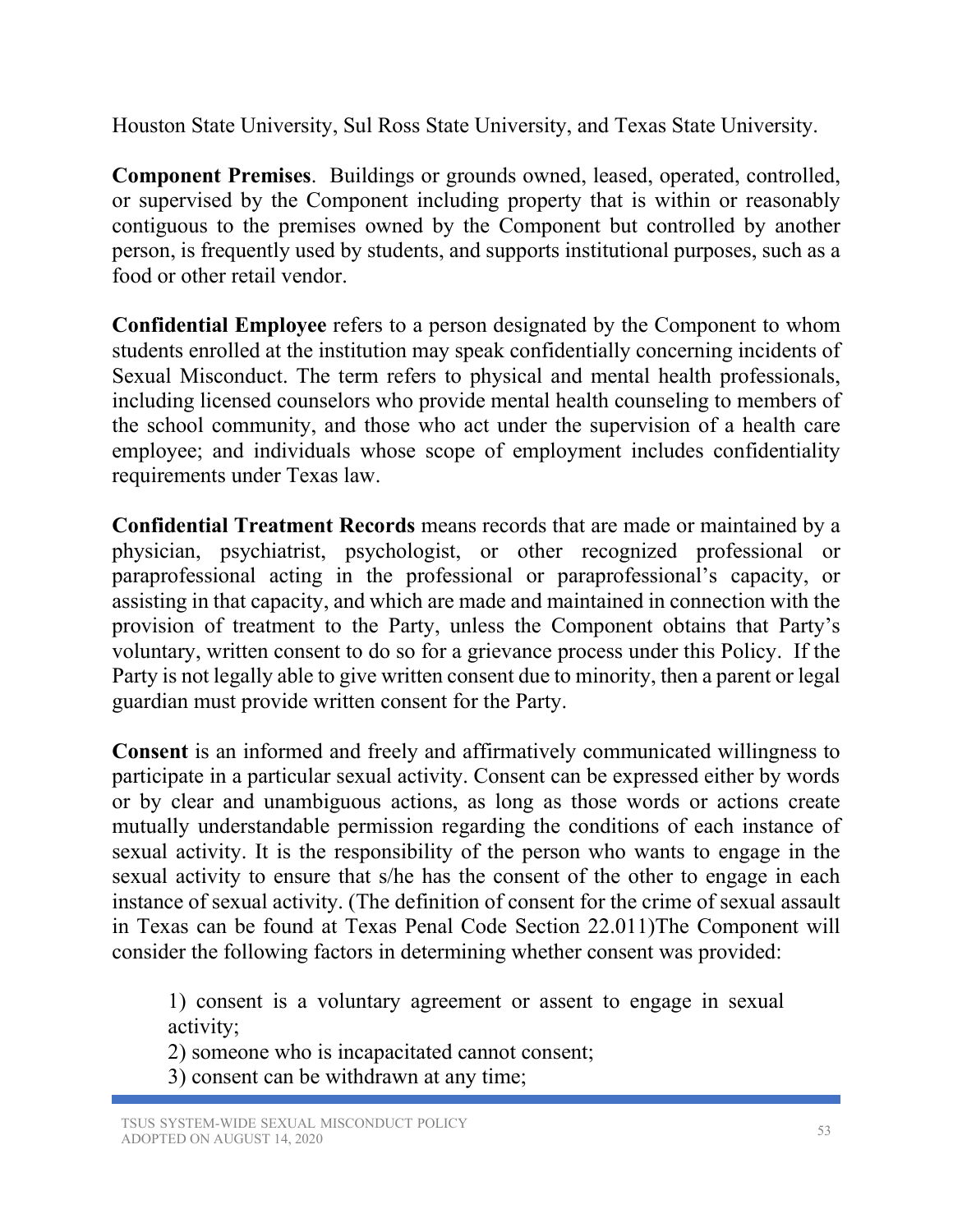Houston State University, Sul Ross State University, and Texas State University.

**Component Premises**. Buildings or grounds owned, leased, operated, controlled, or supervised by the Component including property that is within or reasonably contiguous to the premises owned by the Component but controlled by another person, is frequently used by students, and supports institutional purposes, such as a food or other retail vendor.

**Confidential Employee** refers to a person designated by the Component to whom students enrolled at the institution may speak confidentially concerning incidents of Sexual Misconduct. The term refers to physical and mental health professionals, including licensed counselors who provide mental health counseling to members of the school community, and those who act under the supervision of a health care employee; and individuals whose scope of employment includes confidentiality requirements under Texas law.

**Confidential Treatment Records** means records that are made or maintained by a physician, psychiatrist, psychologist, or other recognized professional or paraprofessional acting in the professional or paraprofessional's capacity, or assisting in that capacity, and which are made and maintained in connection with the provision of treatment to the Party, unless the Component obtains that Party's voluntary, written consent to do so for a grievance process under this Policy. If the Party is not legally able to give written consent due to minority, then a parent or legal guardian must provide written consent for the Party.

**Consent** is an informed and freely and affirmatively communicated willingness to participate in a particular sexual activity. Consent can be expressed either by words or by clear and unambiguous actions, as long as those words or actions create mutually understandable permission regarding the conditions of each instance of sexual activity. It is the responsibility of the person who wants to engage in the sexual activity to ensure that s/he has the consent of the other to engage in each instance of sexual activity. (The definition of consent for the crime of sexual assault in Texas can be found at Texas Penal Code Section 22.011)The Component will consider the following factors in determining whether consent was provided:

1) consent is a voluntary agreement or assent to engage in sexual activity;
2) someone who is incapacitated cannot consent;
3) consent can be withdrawn at any time;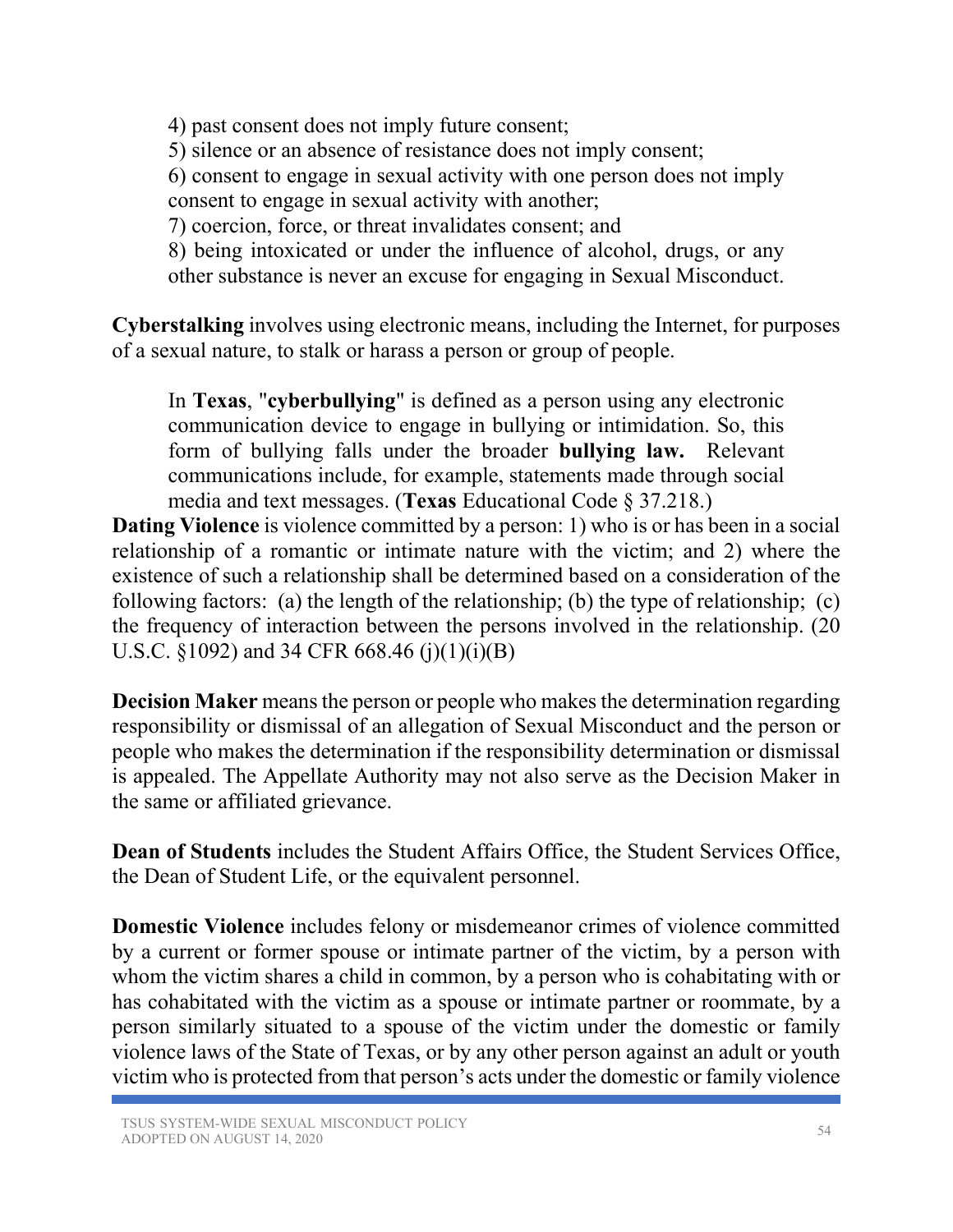4) past consent does not imply future consent;
5) silence or an absence of resistance does not imply consent;
6) consent to engage in sexual activity with one person does not imply consent to engage in sexual activity with another;
7) coercion, force, or threat invalidates consent; and
8) being intoxicated or under the influence of alcohol, drugs, or any other substance is never an excuse for engaging in Sexual Misconduct.

**Cyberstalking** involves using electronic means, including the Internet, for purposes of a sexual nature, to stalk or harass a person or group of people.

> In **Texas**, "**cyberbullying**" is defined as a person using any electronic communication device to engage in bullying or intimidation. So, this form of bullying falls under the broader **bullying law.** Relevant communications include, for example, statements made through social media and text messages. (**Texas** Educational Code § 37.218.)

**Dating Violence** is violence committed by a person: 1) who is or has been in a social relationship of a romantic or intimate nature with the victim; and 2) where the existence of such a relationship shall be determined based on a consideration of the following factors: (a) the length of the relationship; (b) the type of relationship; (c) the frequency of interaction between the persons involved in the relationship. (20 U.S.C. §1092) and 34 CFR 668.46 (j)(1)(i)(B)

**Decision Maker** means the person or people who makes the determination regarding responsibility or dismissal of an allegation of Sexual Misconduct and the person or people who makes the determination if the responsibility determination or dismissal is appealed. The Appellate Authority may not also serve as the Decision Maker in the same or affiliated grievance.

**Dean of Students** includes the Student Affairs Office, the Student Services Office, the Dean of Student Life, or the equivalent personnel.

**Domestic Violence** includes felony or misdemeanor crimes of violence committed by a current or former spouse or intimate partner of the victim, by a person with whom the victim shares a child in common, by a person who is cohabitating with or has cohabitated with the victim as a spouse or intimate partner or roommate, by a person similarly situated to a spouse of the victim under the domestic or family violence laws of the State of Texas, or by any other person against an adult or youth victim who is protected from that person's acts under the domestic or family violence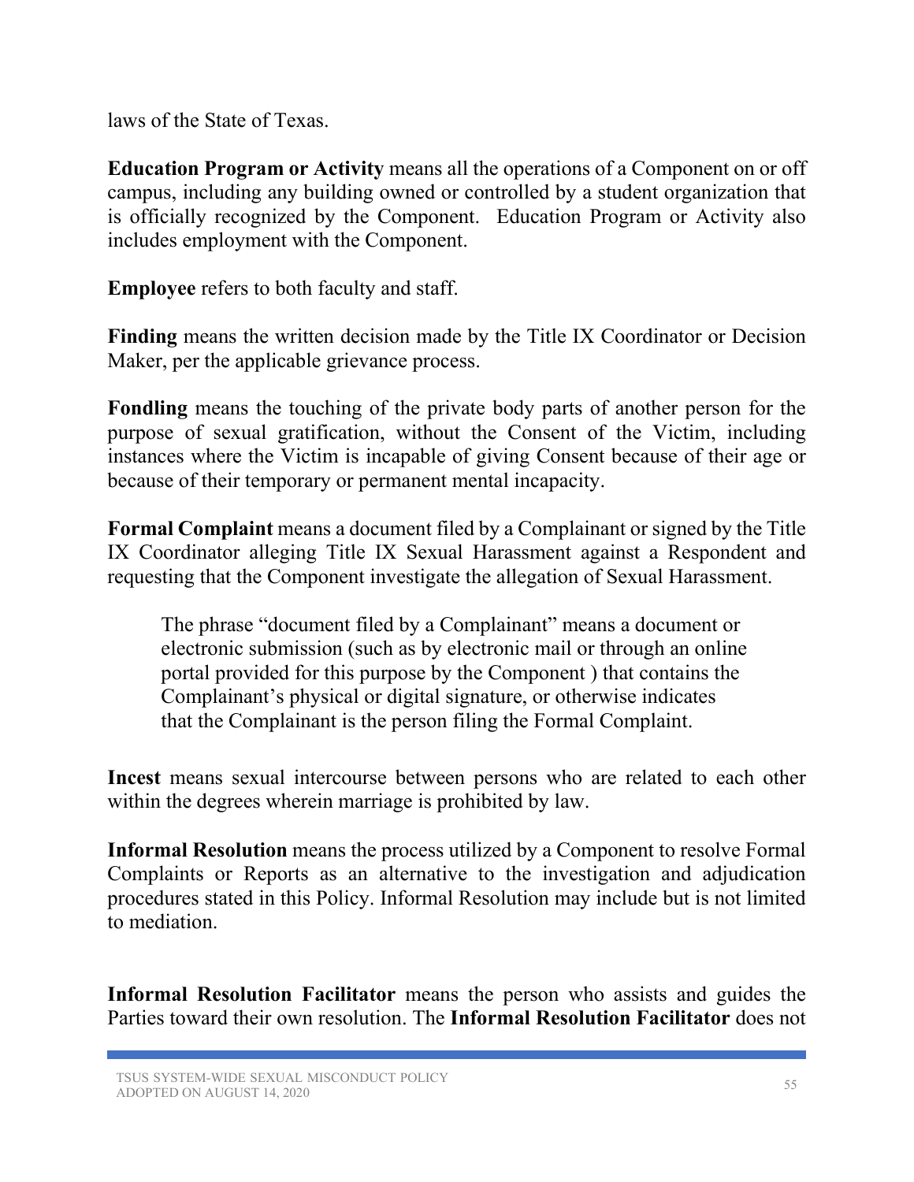laws of the State of Texas.

**Education Program or Activity** means all the operations of a Component on or off campus, including any building owned or controlled by a student organization that is officially recognized by the Component. Education Program or Activity also includes employment with the Component.

**Employee** refers to both faculty and staff.

**Finding** means the written decision made by the Title IX Coordinator or Decision Maker, per the applicable grievance process.

**Fondling** means the touching of the private body parts of another person for the purpose of sexual gratification, without the Consent of the Victim, including instances where the Victim is incapable of giving Consent because of their age or because of their temporary or permanent mental incapacity.

**Formal Complaint** means a document filed by a Complainant or signed by the Title IX Coordinator alleging Title IX Sexual Harassment against a Respondent and requesting that the Component investigate the allegation of Sexual Harassment.

> The phrase "document filed by a Complainant" means a document or electronic submission (such as by electronic mail or through an online portal provided for this purpose by the Component ) that contains the Complainant's physical or digital signature, or otherwise indicates that the Complainant is the person filing the Formal Complaint.

**Incest** means sexual intercourse between persons who are related to each other within the degrees wherein marriage is prohibited by law.

**Informal Resolution** means the process utilized by a Component to resolve Formal Complaints or Reports as an alternative to the investigation and adjudication procedures stated in this Policy. Informal Resolution may include but is not limited to mediation.

**Informal Resolution Facilitator** means the person who assists and guides the Parties toward their own resolution. The **Informal Resolution Facilitator** does not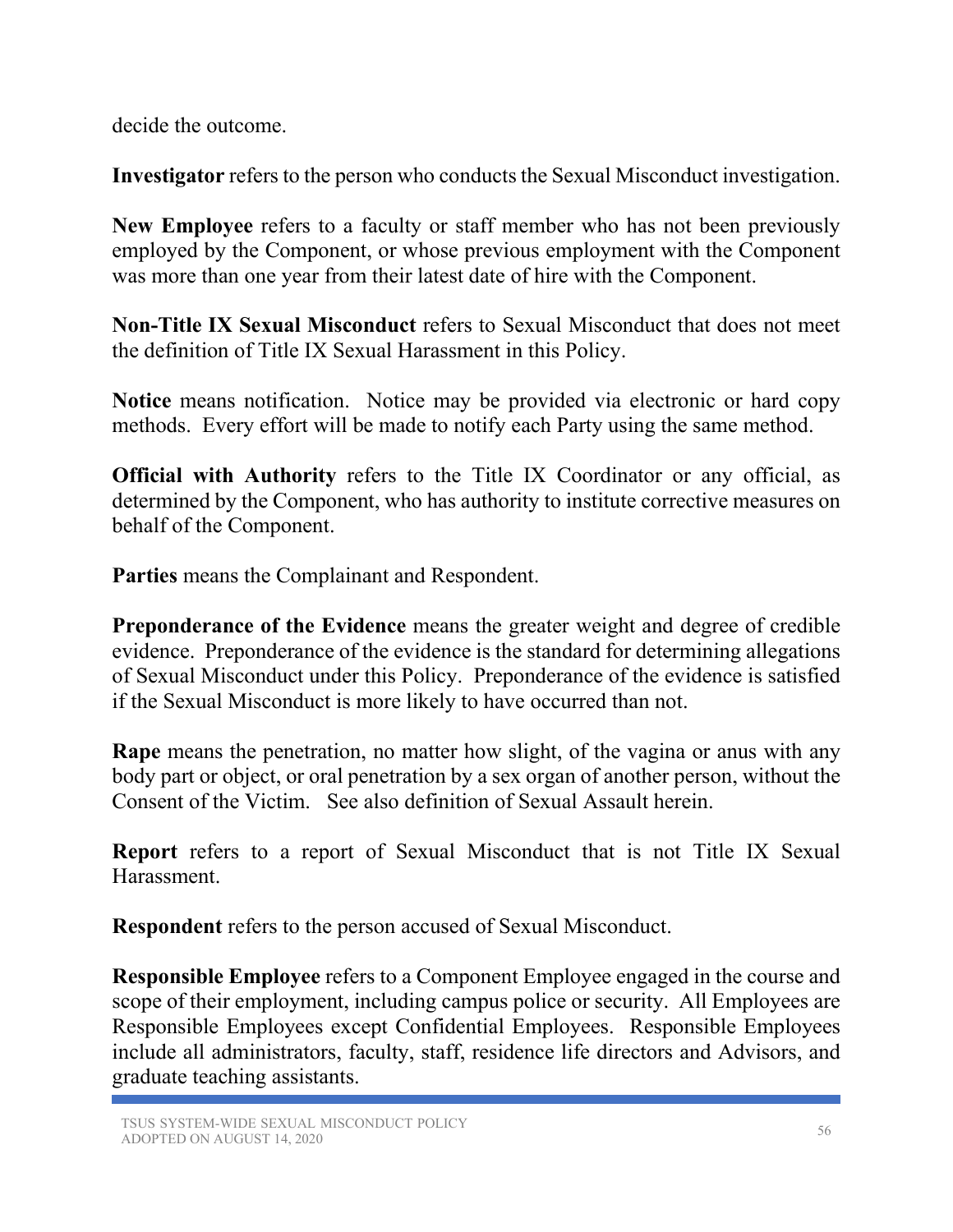decide the outcome.

**Investigator** refers to the person who conducts the Sexual Misconduct investigation.

**New Employee** refers to a faculty or staff member who has not been previously employed by the Component, or whose previous employment with the Component was more than one year from their latest date of hire with the Component.

**Non-Title IX Sexual Misconduct** refers to Sexual Misconduct that does not meet the definition of Title IX Sexual Harassment in this Policy.

**Notice** means notification. Notice may be provided via electronic or hard copy methods. Every effort will be made to notify each Party using the same method.

**Official with Authority** refers to the Title IX Coordinator or any official, as determined by the Component, who has authority to institute corrective measures on behalf of the Component.

**Parties** means the Complainant and Respondent.

**Preponderance of the Evidence** means the greater weight and degree of credible evidence. Preponderance of the evidence is the standard for determining allegations of Sexual Misconduct under this Policy. Preponderance of the evidence is satisfied if the Sexual Misconduct is more likely to have occurred than not.

**Rape** means the penetration, no matter how slight, of the vagina or anus with any body part or object, or oral penetration by a sex organ of another person, without the Consent of the Victim. See also definition of Sexual Assault herein.

**Report** refers to a report of Sexual Misconduct that is not Title IX Sexual Harassment.

**Respondent** refers to the person accused of Sexual Misconduct.

**Responsible Employee** refers to a Component Employee engaged in the course and scope of their employment, including campus police or security. All Employees are Responsible Employees except Confidential Employees. Responsible Employees include all administrators, faculty, staff, residence life directors and Advisors, and graduate teaching assistants.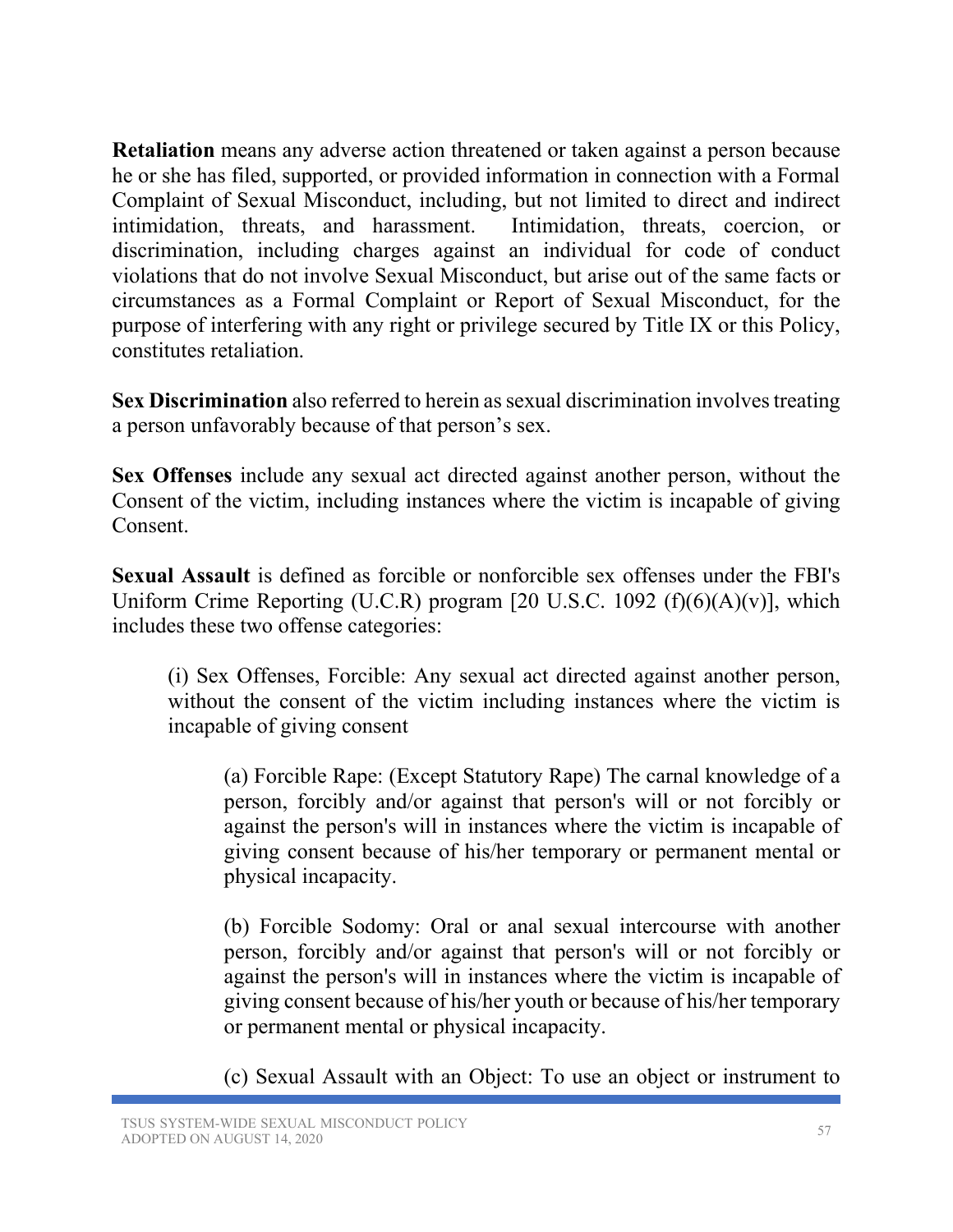**Retaliation** means any adverse action threatened or taken against a person because he or she has filed, supported, or provided information in connection with a Formal Complaint of Sexual Misconduct, including, but not limited to direct and indirect intimidation, threats, and harassment. Intimidation, threats, coercion, or discrimination, including charges against an individual for code of conduct violations that do not involve Sexual Misconduct, but arise out of the same facts or circumstances as a Formal Complaint or Report of Sexual Misconduct, for the purpose of interfering with any right or privilege secured by Title IX or this Policy, constitutes retaliation.

**Sex Discrimination** also referred to herein as sexual discrimination involves treating a person unfavorably because of that person's sex.

**Sex Offenses** include any sexual act directed against another person, without the Consent of the victim, including instances where the victim is incapable of giving Consent.

**Sexual Assault** is defined as forcible or nonforcible sex offenses under the FBI's Uniform Crime Reporting (U.C.R) program [20 U.S.C. 1092 (f)(6)(A)(v)], which includes these two offense categories:

> (i) Sex Offenses, Forcible: Any sexual act directed against another person, without the consent of the victim including instances where the victim is incapable of giving consent
>
> > (a) Forcible Rape: (Except Statutory Rape) The carnal knowledge of a person, forcibly and/or against that person's will or not forcibly or against the person's will in instances where the victim is incapable of giving consent because of his/her temporary or permanent mental or physical incapacity.
> >
> > (b) Forcible Sodomy: Oral or anal sexual intercourse with another person, forcibly and/or against that person's will or not forcibly or against the person's will in instances where the victim is incapable of giving consent because of his/her youth or because of his/her temporary or permanent mental or physical incapacity.
> >
> > (c) Sexual Assault with an Object: To use an object or instrument to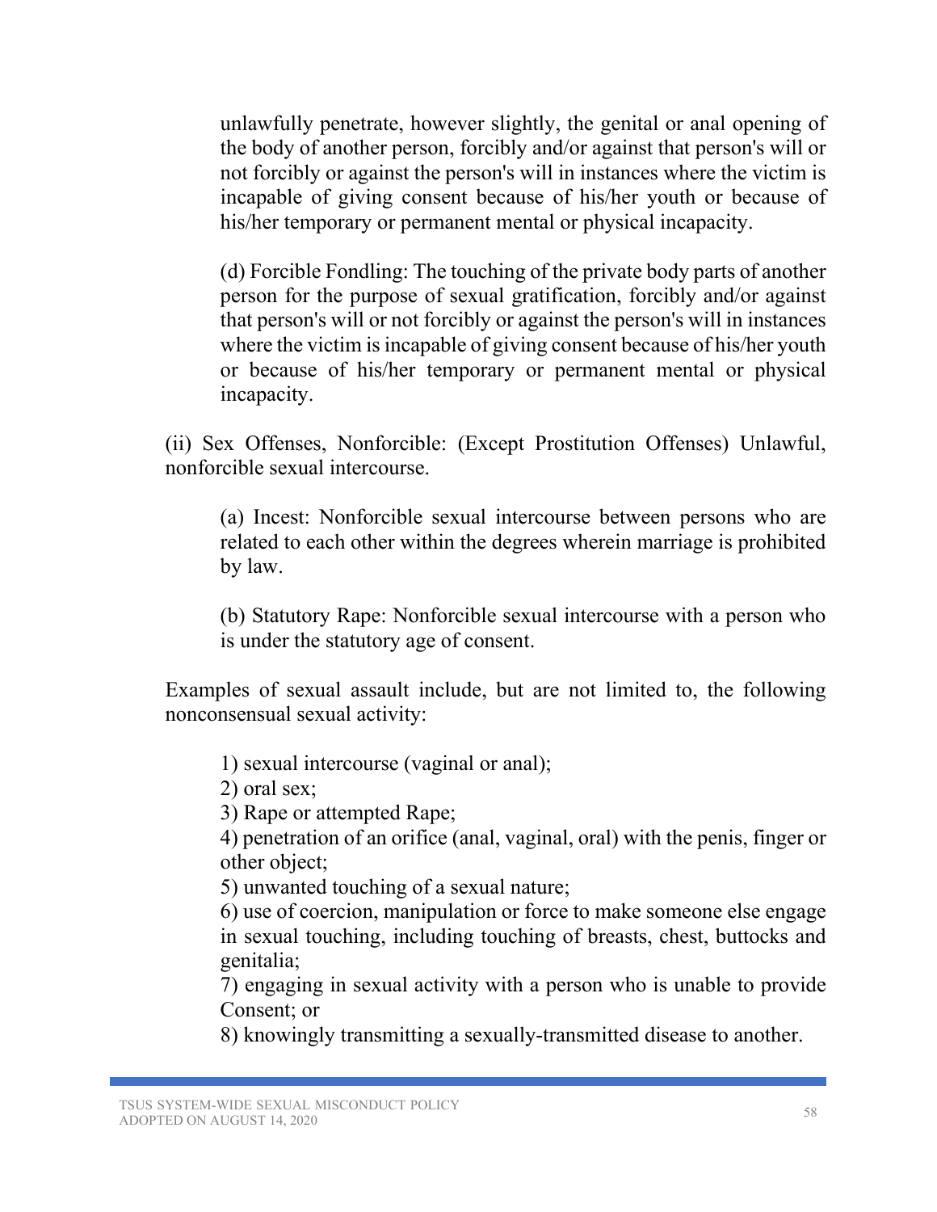unlawfully penetrate, however slightly, the genital or anal opening of the body of another person, forcibly and/or against that person's will or not forcibly or against the person's will in instances where the victim is incapable of giving consent because of his/her youth or because of his/her temporary or permanent mental or physical incapacity.

(d) Forcible Fondling: The touching of the private body parts of another person for the purpose of sexual gratification, forcibly and/or against that person's will or not forcibly or against the person's will in instances where the victim is incapable of giving consent because of his/her youth or because of his/her temporary or permanent mental or physical incapacity.

(ii) Sex Offenses, Nonforcible: (Except Prostitution Offenses) Unlawful, nonforcible sexual intercourse.

(a) Incest: Nonforcible sexual intercourse between persons who are related to each other within the degrees wherein marriage is prohibited by law.

(b) Statutory Rape: Nonforcible sexual intercourse with a person who is under the statutory age of consent.

Examples of sexual assault include, but are not limited to, the following nonconsensual sexual activity:

1) sexual intercourse (vaginal or anal);
2) oral sex;
3) Rape or attempted Rape;
4) penetration of an orifice (anal, vaginal, oral) with the penis, finger or other object;
5) unwanted touching of a sexual nature;
6) use of coercion, manipulation or force to make someone else engage in sexual touching, including touching of breasts, chest, buttocks and genitalia;
7) engaging in sexual activity with a person who is unable to provide Consent; or
8) knowingly transmitting a sexually-transmitted disease to another.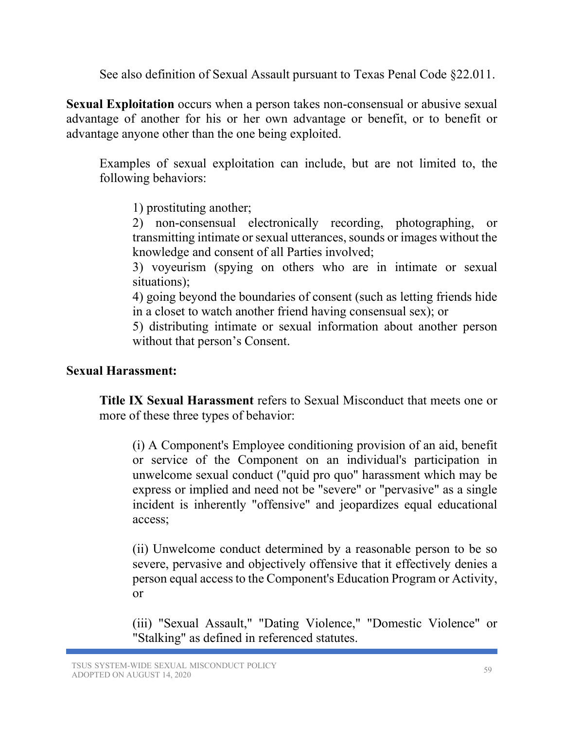See also definition of Sexual Assault pursuant to Texas Penal Code §22.011.

**Sexual Exploitation** occurs when a person takes non-consensual or abusive sexual advantage of another for his or her own advantage or benefit, or to benefit or advantage anyone other than the one being exploited.

Examples of sexual exploitation can include, but are not limited to, the following behaviors:

1) prostituting another;
2) non-consensual electronically recording, photographing, or transmitting intimate or sexual utterances, sounds or images without the knowledge and consent of all Parties involved;
3) voyeurism (spying on others who are in intimate or sexual situations);
4) going beyond the boundaries of consent (such as letting friends hide in a closet to watch another friend having consensual sex); or
5) distributing intimate or sexual information about another person without that person's Consent.

**Sexual Harassment:**

**Title IX Sexual Harassment** refers to Sexual Misconduct that meets one or more of these three types of behavior:

(i) A Component's Employee conditioning provision of an aid, benefit or service of the Component on an individual's participation in unwelcome sexual conduct ("quid pro quo" harassment which may be express or implied and need not be "severe" or "pervasive" as a single incident is inherently "offensive" and jeopardizes equal educational access;

(ii) Unwelcome conduct determined by a reasonable person to be so severe, pervasive and objectively offensive that it effectively denies a person equal access to the Component's Education Program or Activity, or

(iii) "Sexual Assault," "Dating Violence," "Domestic Violence" or "Stalking" as defined in referenced statutes.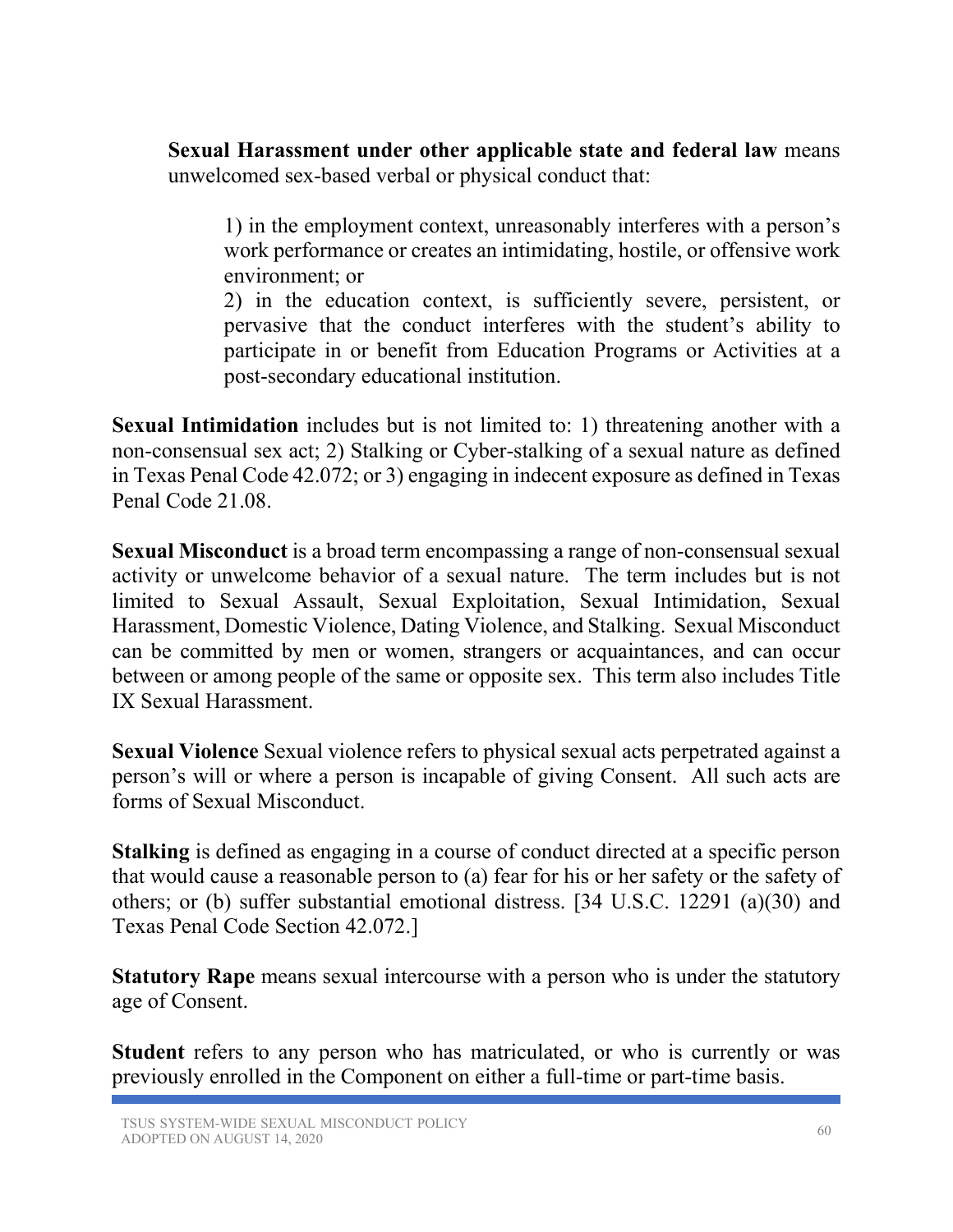**Sexual Harassment under other applicable state and federal law** means unwelcomed sex-based verbal or physical conduct that:

> 1) in the employment context, unreasonably interferes with a person's work performance or creates an intimidating, hostile, or offensive work environment; or
>
> 2) in the education context, is sufficiently severe, persistent, or pervasive that the conduct interferes with the student's ability to participate in or benefit from Education Programs or Activities at a post-secondary educational institution.

**Sexual Intimidation** includes but is not limited to: 1) threatening another with a non-consensual sex act; 2) Stalking or Cyber-stalking of a sexual nature as defined in Texas Penal Code 42.072; or 3) engaging in indecent exposure as defined in Texas Penal Code 21.08.

**Sexual Misconduct** is a broad term encompassing a range of non-consensual sexual activity or unwelcome behavior of a sexual nature. The term includes but is not limited to Sexual Assault, Sexual Exploitation, Sexual Intimidation, Sexual Harassment, Domestic Violence, Dating Violence, and Stalking. Sexual Misconduct can be committed by men or women, strangers or acquaintances, and can occur between or among people of the same or opposite sex. This term also includes Title IX Sexual Harassment.

**Sexual Violence** Sexual violence refers to physical sexual acts perpetrated against a person's will or where a person is incapable of giving Consent. All such acts are forms of Sexual Misconduct.

**Stalking** is defined as engaging in a course of conduct directed at a specific person that would cause a reasonable person to (a) fear for his or her safety or the safety of others; or (b) suffer substantial emotional distress. [34 U.S.C. 12291 (a)(30) and Texas Penal Code Section 42.072.]

**Statutory Rape** means sexual intercourse with a person who is under the statutory age of Consent.

**Student** refers to any person who has matriculated, or who is currently or was previously enrolled in the Component on either a full-time or part-time basis.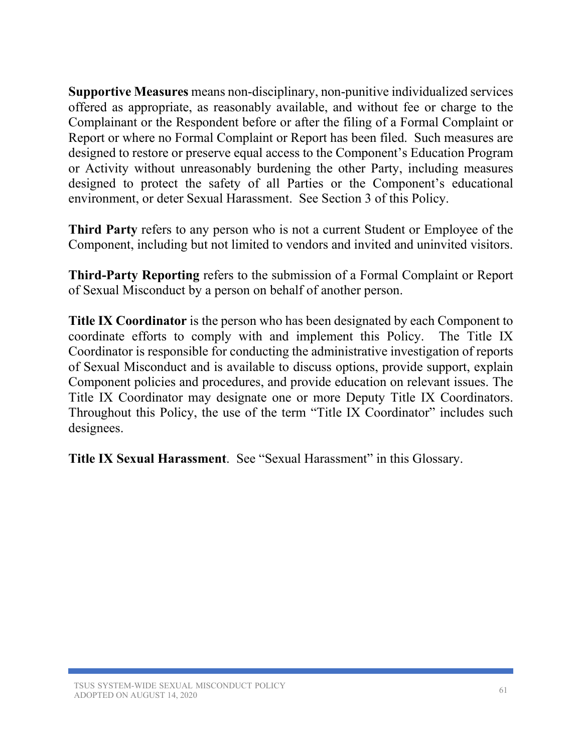**Supportive Measures** means non-disciplinary, non-punitive individualized services offered as appropriate, as reasonably available, and without fee or charge to the Complainant or the Respondent before or after the filing of a Formal Complaint or Report or where no Formal Complaint or Report has been filed. Such measures are designed to restore or preserve equal access to the Component's Education Program or Activity without unreasonably burdening the other Party, including measures designed to protect the safety of all Parties or the Component's educational environment, or deter Sexual Harassment. See Section 3 of this Policy.

**Third Party** refers to any person who is not a current Student or Employee of the Component, including but not limited to vendors and invited and uninvited visitors.

**Third-Party Reporting** refers to the submission of a Formal Complaint or Report of Sexual Misconduct by a person on behalf of another person.

**Title IX Coordinator** is the person who has been designated by each Component to coordinate efforts to comply with and implement this Policy. The Title IX Coordinator is responsible for conducting the administrative investigation of reports of Sexual Misconduct and is available to discuss options, provide support, explain Component policies and procedures, and provide education on relevant issues. The Title IX Coordinator may designate one or more Deputy Title IX Coordinators. Throughout this Policy, the use of the term "Title IX Coordinator" includes such designees.

**Title IX Sexual Harassment**. See "Sexual Harassment" in this Glossary.